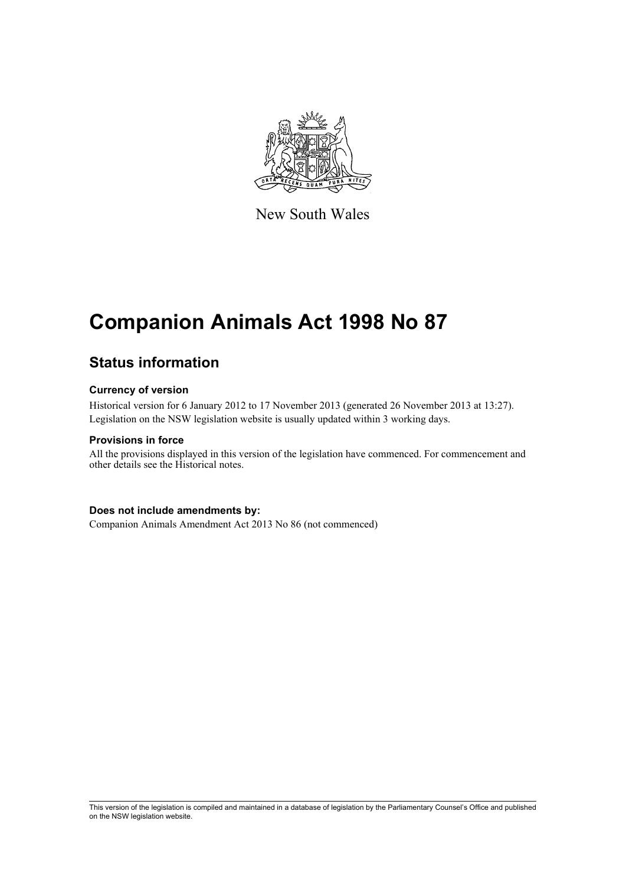New South Wales

# Companion Animals Act 1998 No 87

## Status information

### Currency of version

Historical version for 6 January 2012 to 17 November 2013 (generated 26 November 2013 at 13:27). Legislation on the NSW legislation website is usually updated within 3 working days.

### Provisions in force

All the provisions displayed in this version of the legislation have commenced. For commencement and other details see the Historical notes.

### Does not include amendments by:

Companion Animals Amendment Act 2013 No 86 (not commenced)

This version of the legislation is compiled and maintained in a database of legislation by the Parliamentary Counsel's Office and published on the NSW legislation website.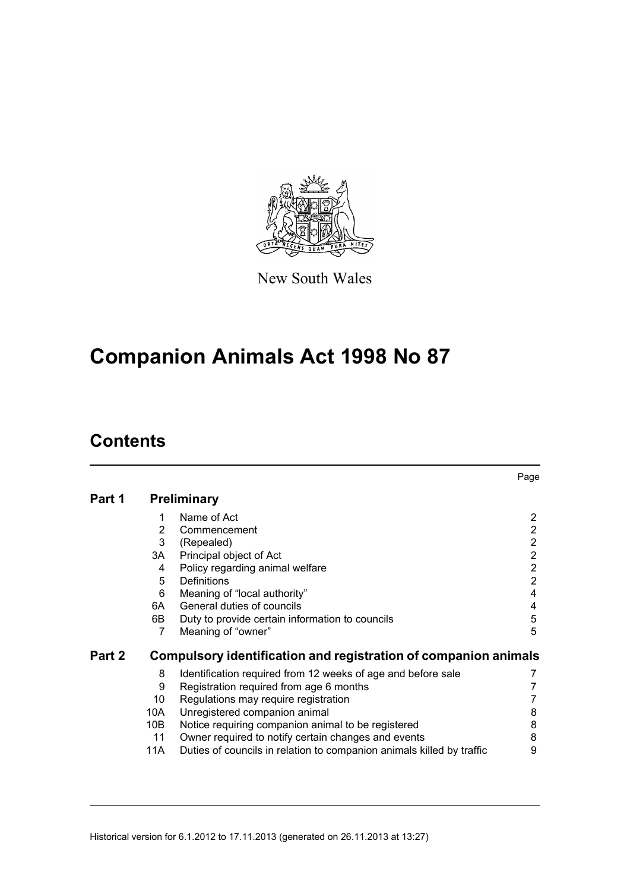New South Wales

# Companion Animals Act 1998 No 87

## Contents

| | | | Page |
|---|---|---|---|
| **Part 1** | **Preliminary** | | |
| | 1 | Name of Act | 2 |
| | 2 | Commencement | 2 |
| | 3 | (Repealed) | 2 |
| | 3A | Principal object of Act | 2 |
| | 4 | Policy regarding animal welfare | 2 |
| | 5 | Definitions | 2 |
| | 6 | Meaning of “local authority” | 4 |
| | 6A | General duties of councils | 4 |
| | 6B | Duty to provide certain information to councils | 5 |
| | 7 | Meaning of “owner” | 5 |
| **Part 2** | **Compulsory identification and registration of companion animals** | | |
| | 8 | Identification required from 12 weeks of age and before sale | 7 |
| | 9 | Registration required from age 6 months | 7 |
| | 10 | Regulations may require registration | 7 |
| | 10A | Unregistered companion animal | 8 |
| | 10B | Notice requiring companion animal to be registered | 8 |
| | 11 | Owner required to notify certain changes and events | 8 |
| | 11A | Duties of councils in relation to companion animals killed by traffic | 9 |

Historical version for 6.1.2012 to 17.11.2013 (generated on 26.11.2013 at 13:27)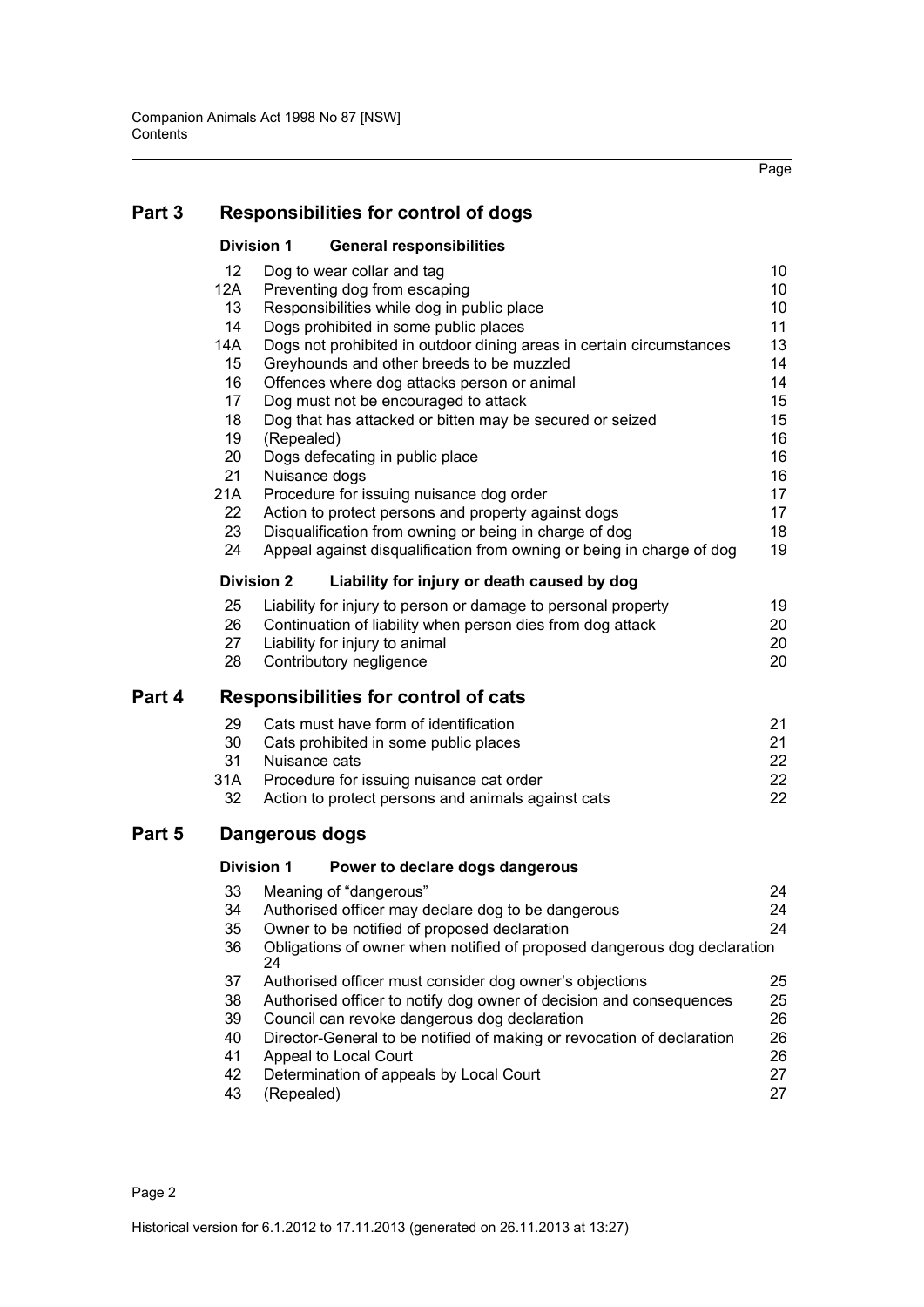## Part 3 Responsibilities for control of dogs

### Division 1 General responsibilities

| | | Page |
|---|---|---|
| 12 | Dog to wear collar and tag | 10 |
| 12A | Preventing dog from escaping | 10 |
| 13 | Responsibilities while dog in public place | 10 |
| 14 | Dogs prohibited in some public places | 11 |
| 14A | Dogs not prohibited in outdoor dining areas in certain circumstances | 13 |
| 15 | Greyhounds and other breeds to be muzzled | 14 |
| 16 | Offences where dog attacks person or animal | 14 |
| 17 | Dog must not be encouraged to attack | 15 |
| 18 | Dog that has attacked or bitten may be secured or seized | 15 |
| 19 | (Repealed) | 16 |
| 20 | Dogs defecating in public place | 16 |
| 21 | Nuisance dogs | 16 |
| 21A | Procedure for issuing nuisance dog order | 17 |
| 22 | Action to protect persons and property against dogs | 17 |
| 23 | Disqualification from owning or being in charge of dog | 18 |
| 24 | Appeal against disqualification from owning or being in charge of dog | 19 |

### Division 2 Liability for injury or death caused by dog

| | | |
|---|---|---|
| 25 | Liability for injury to person or damage to personal property | 19 |
| 26 | Continuation of liability when person dies from dog attack | 20 |
| 27 | Liability for injury to animal | 20 |
| 28 | Contributory negligence | 20 |

## Part 4 Responsibilities for control of cats

| | | |
|---|---|---|
| 29 | Cats must have form of identification | 21 |
| 30 | Cats prohibited in some public places | 21 |
| 31 | Nuisance cats | 22 |
| 31A | Procedure for issuing nuisance cat order | 22 |
| 32 | Action to protect persons and animals against cats | 22 |

## Part 5 Dangerous dogs

### Division 1 Power to declare dogs dangerous

| | | |
|---|---|---|
| 33 | Meaning of "dangerous" | 24 |
| 34 | Authorised officer may declare dog to be dangerous | 24 |
| 35 | Owner to be notified of proposed declaration | 24 |
| 36 | Obligations of owner when notified of proposed dangerous dog declaration | 24 |
| 37 | Authorised officer must consider dog owner's objections | 25 |
| 38 | Authorised officer to notify dog owner of decision and consequences | 25 |
| 39 | Council can revoke dangerous dog declaration | 26 |
| 40 | Director-General to be notified of making or revocation of declaration | 26 |
| 41 | Appeal to Local Court | 26 |
| 42 | Determination of appeals by Local Court | 27 |
| 43 | (Repealed) | 27 |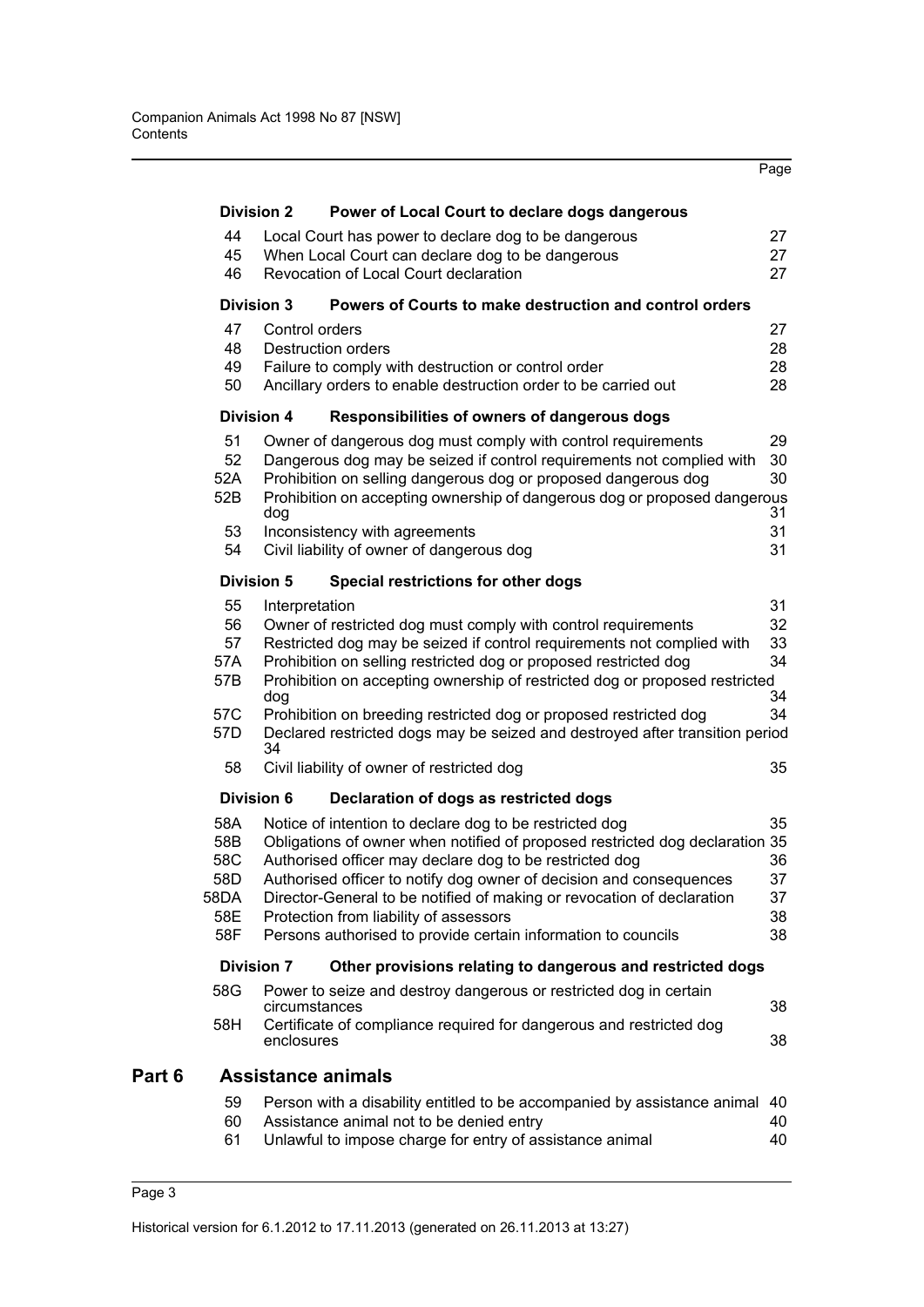| | | Page |
|---|---|---|
| **Division 2** | **Power of Local Court to declare dogs dangerous** | |
| 44 | Local Court has power to declare dog to be dangerous | 27 |
| 45 | When Local Court can declare dog to be dangerous | 27 |
| 46 | Revocation of Local Court declaration | 27 |
| **Division 3** | **Powers of Courts to make destruction and control orders** | |
| 47 | Control orders | 27 |
| 48 | Destruction orders | 28 |
| 49 | Failure to comply with destruction or control order | 28 |
| 50 | Ancillary orders to enable destruction order to be carried out | 28 |
| **Division 4** | **Responsibilities of owners of dangerous dogs** | |
| 51 | Owner of dangerous dog must comply with control requirements | 29 |
| 52 | Dangerous dog may be seized if control requirements not complied with | 30 |
| 52A | Prohibition on selling dangerous dog or proposed dangerous dog | 30 |
| 52B | Prohibition on accepting ownership of dangerous dog or proposed dangerous dog | 31 |
| 53 | Inconsistency with agreements | 31 |
| 54 | Civil liability of owner of dangerous dog | 31 |
| **Division 5** | **Special restrictions for other dogs** | |
| 55 | Interpretation | 31 |
| 56 | Owner of restricted dog must comply with control requirements | 32 |
| 57 | Restricted dog may be seized if control requirements not complied with | 33 |
| 57A | Prohibition on selling restricted dog or proposed restricted dog | 34 |
| 57B | Prohibition on accepting ownership of restricted dog or proposed restricted dog | 34 |
| 57C | Prohibition on breeding restricted dog or proposed restricted dog | 34 |
| 57D | Declared restricted dogs may be seized and destroyed after transition period | 34 |
| 58 | Civil liability of owner of restricted dog | 35 |
| **Division 6** | **Declaration of dogs as restricted dogs** | |
| 58A | Notice of intention to declare dog to be restricted dog | 35 |
| 58B | Obligations of owner when notified of proposed restricted dog declaration | 35 |
| 58C | Authorised officer may declare dog to be restricted dog | 36 |
| 58D | Authorised officer to notify dog owner of decision and consequences | 37 |
| 58DA | Director-General to be notified of making or revocation of declaration | 37 |
| 58E | Protection from liability of assessors | 38 |
| 58F | Persons authorised to provide certain information to councils | 38 |
| **Division 7** | **Other provisions relating to dangerous and restricted dogs** | |
| 58G | Power to seize and destroy dangerous or restricted dog in certain circumstances | 38 |
| 58H | Certificate of compliance required for dangerous and restricted dog enclosures | 38 |

## Part 6 Assistance animals

| | | |
|---|---|---|
| 59 | Person with a disability entitled to be accompanied by assistance animal | 40 |
| 60 | Assistance animal not to be denied entry | 40 |
| 61 | Unlawful to impose charge for entry of assistance animal | 40 |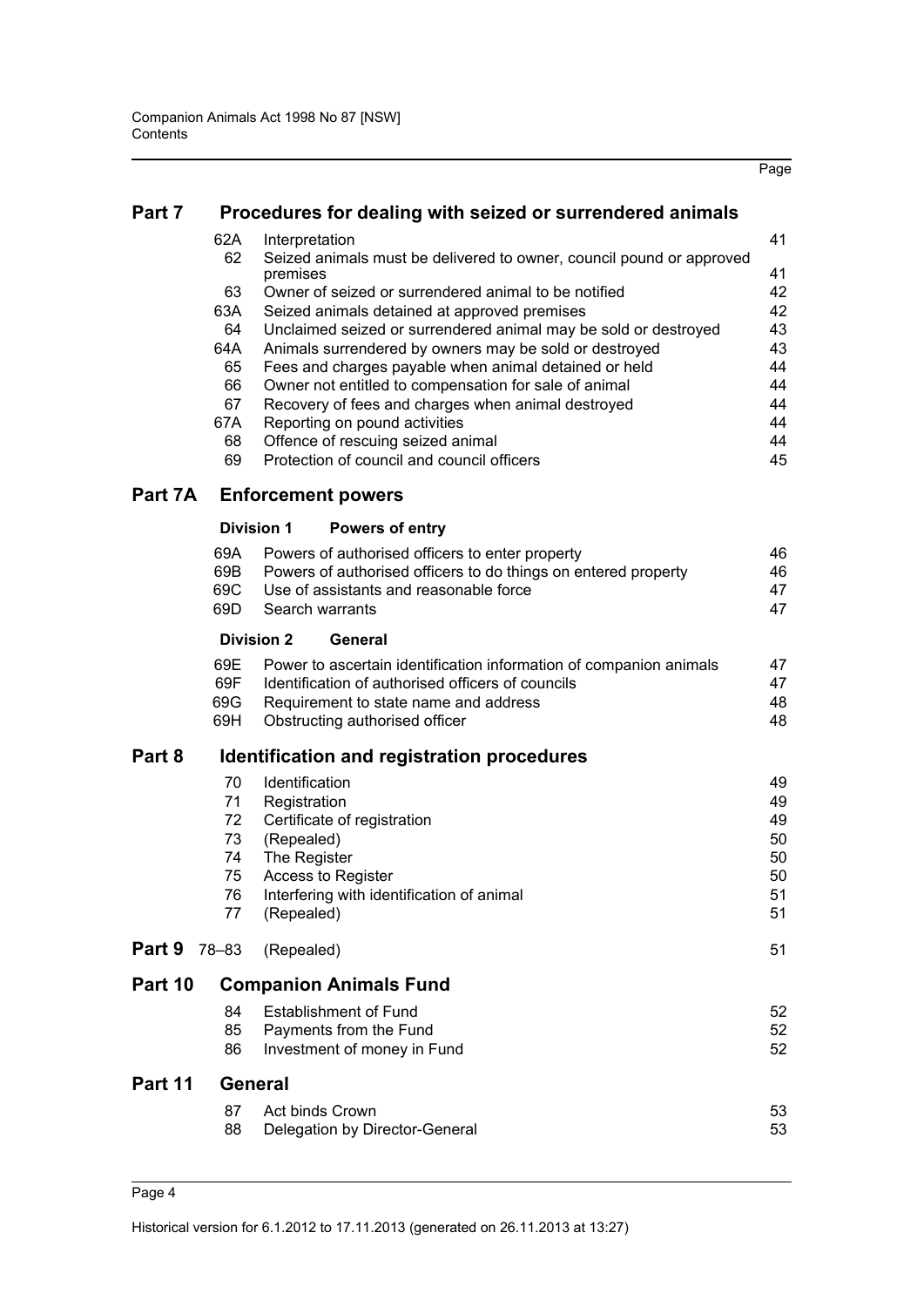| | | | Page |
|---|---|---|---|
| **Part 7** | **Procedures for dealing with seized or surrendered animals** | | |
| | 62A | Interpretation | 41 |
| | 62 | Seized animals must be delivered to owner, council pound or approved premises | 41 |
| | 63 | Owner of seized or surrendered animal to be notified | 42 |
| | 63A | Seized animals detained at approved premises | 42 |
| | 64 | Unclaimed seized or surrendered animal may be sold or destroyed | 43 |
| | 64A | Animals surrendered by owners may be sold or destroyed | 43 |
| | 65 | Fees and charges payable when animal detained or held | 44 |
| | 66 | Owner not entitled to compensation for sale of animal | 44 |
| | 67 | Recovery of fees and charges when animal destroyed | 44 |
| | 67A | Reporting on pound activities | 44 |
| | 68 | Offence of rescuing seized animal | 44 |
| | 69 | Protection of council and council officers | 45 |
| **Part 7A** | **Enforcement powers** | | |
| | **Division 1** | **Powers of entry** | |
| | 69A | Powers of authorised officers to enter property | 46 |
| | 69B | Powers of authorised officers to do things on entered property | 46 |
| | 69C | Use of assistants and reasonable force | 47 |
| | 69D | Search warrants | 47 |
| | **Division 2** | **General** | |
| | 69E | Power to ascertain identification information of companion animals | 47 |
| | 69F | Identification of authorised officers of councils | 47 |
| | 69G | Requirement to state name and address | 48 |
| | 69H | Obstructing authorised officer | 48 |
| **Part 8** | **Identification and registration procedures** | | |
| | 70 | Identification | 49 |
| | 71 | Registration | 49 |
| | 72 | Certificate of registration | 49 |
| | 73 | (Repealed) | 50 |
| | 74 | The Register | 50 |
| | 75 | Access to Register | 50 |
| | 76 | Interfering with identification of animal | 51 |
| | 77 | (Repealed) | 51 |
| **Part 9** | 78–83 | (Repealed) | 51 |
| **Part 10** | **Companion Animals Fund** | | |
| | 84 | Establishment of Fund | 52 |
| | 85 | Payments from the Fund | 52 |
| | 86 | Investment of money in Fund | 52 |
| **Part 11** | **General** | | |
| | 87 | Act binds Crown | 53 |
| | 88 | Delegation by Director-General | 53 |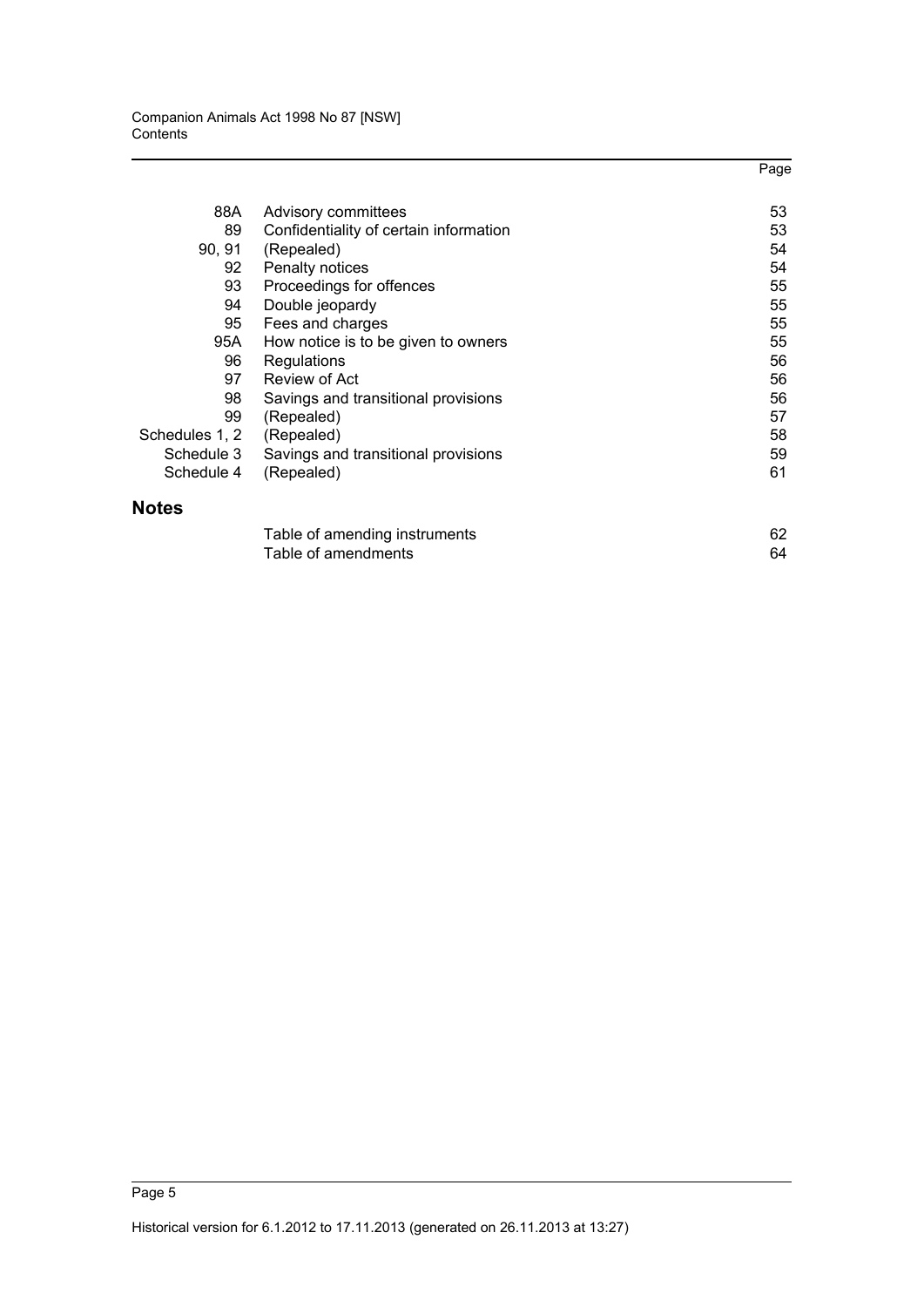| | | Page |
|---|---|---|
| 88A | Advisory committees | 53 |
| 89 | Confidentiality of certain information | 53 |
| 90, 91 | (Repealed) | 54 |
| 92 | Penalty notices | 54 |
| 93 | Proceedings for offences | 55 |
| 94 | Double jeopardy | 55 |
| 95 | Fees and charges | 55 |
| 95A | How notice is to be given to owners | 55 |
| 96 | Regulations | 56 |
| 97 | Review of Act | 56 |
| 98 | Savings and transitional provisions | 56 |
| 99 | (Repealed) | 57 |
| Schedules 1, 2 | (Repealed) | 58 |
| Schedule 3 | Savings and transitional provisions | 59 |
| Schedule 4 | (Repealed) | 61 |

## Notes

| | |
|---|---|
| Table of amending instruments | 62 |
| Table of amendments | 64 |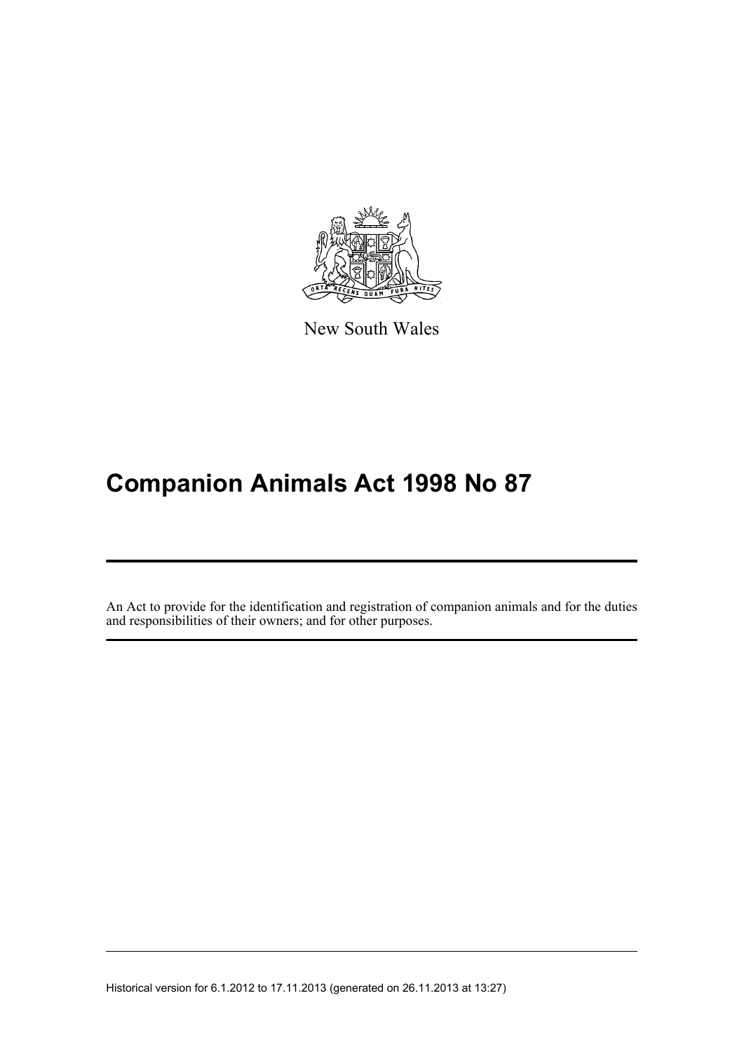New South Wales

# Companion Animals Act 1998 No 87

An Act to provide for the identification and registration of companion animals and for the duties and responsibilities of their owners; and for other purposes.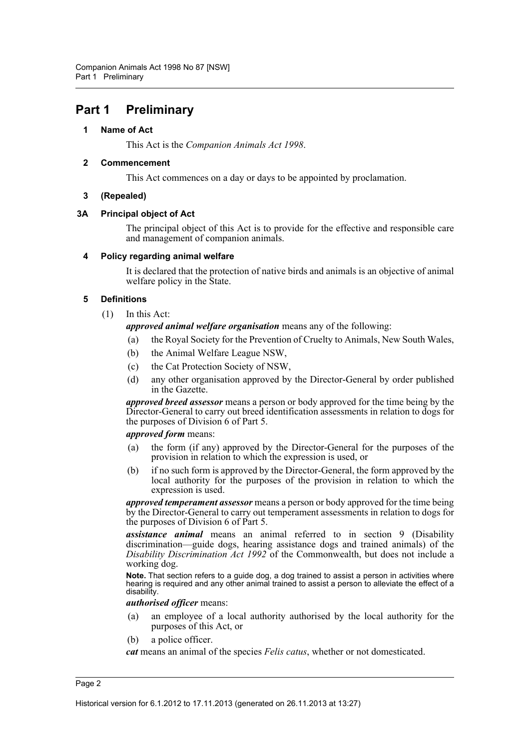# Part 1 Preliminary

### 1 Name of Act

This Act is the *Companion Animals Act 1998*.

### 2 Commencement

This Act commences on a day or days to be appointed by proclamation.

### 3 (Repealed)

### 3A Principal object of Act

The principal object of this Act is to provide for the effective and responsible care and management of companion animals.

### 4 Policy regarding animal welfare

It is declared that the protection of native birds and animals is an objective of animal welfare policy in the State.

### 5 Definitions

(1) In this Act:

***approved animal welfare organisation*** means any of the following:

- (a) the Royal Society for the Prevention of Cruelty to Animals, New South Wales,
- (b) the Animal Welfare League NSW,
- (c) the Cat Protection Society of NSW,
- (d) any other organisation approved by the Director-General by order published in the Gazette.

***approved breed assessor*** means a person or body approved for the time being by the Director-General to carry out breed identification assessments in relation to dogs for the purposes of Division 6 of Part 5.

***approved form*** means:

- (a) the form (if any) approved by the Director-General for the purposes of the provision in relation to which the expression is used, or
- (b) if no such form is approved by the Director-General, the form approved by the local authority for the purposes of the provision in relation to which the expression is used.

***approved temperament assessor*** means a person or body approved for the time being by the Director-General to carry out temperament assessments in relation to dogs for the purposes of Division 6 of Part 5.

***assistance animal*** means an animal referred to in section 9 (Disability discrimination—guide dogs, hearing assistance dogs and trained animals) of the *Disability Discrimination Act 1992* of the Commonwealth, but does not include a working dog.

**Note.** That section refers to a guide dog, a dog trained to assist a person in activities where hearing is required and any other animal trained to assist a person to alleviate the effect of a disability.

***authorised officer*** means:

- (a) an employee of a local authority authorised by the local authority for the purposes of this Act, or
- (b) a police officer.

***cat*** means an animal of the species *Felis catus*, whether or not domesticated.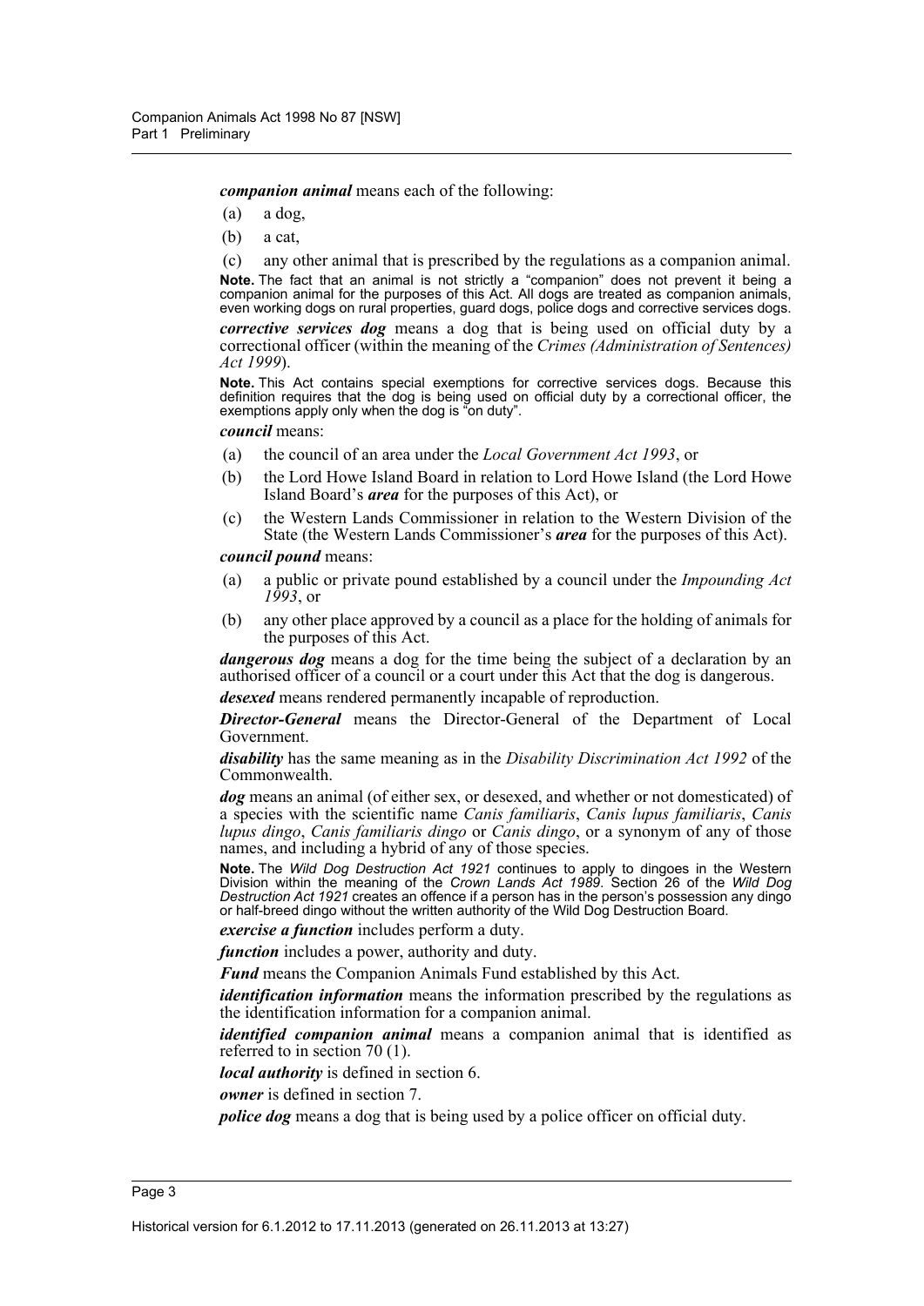***companion animal*** means each of the following:

- (a) a dog,
- (b) a cat,
- (c) any other animal that is prescribed by the regulations as a companion animal.

**Note.** The fact that an animal is not strictly a "companion" does not prevent it being a companion animal for the purposes of this Act. All dogs are treated as companion animals, even working dogs on rural properties, guard dogs, police dogs and corrective services dogs.

***corrective services dog*** means a dog that is being used on official duty by a correctional officer (within the meaning of the *Crimes (Administration of Sentences) Act 1999*).

**Note.** This Act contains special exemptions for corrective services dogs. Because this definition requires that the dog is being used on official duty by a correctional officer, the exemptions apply only when the dog is "on duty".

***council*** means:

- (a) the council of an area under the *Local Government Act 1993*, or
- (b) the Lord Howe Island Board in relation to Lord Howe Island (the Lord Howe Island Board's ***area*** for the purposes of this Act), or
- (c) the Western Lands Commissioner in relation to the Western Division of the State (the Western Lands Commissioner's ***area*** for the purposes of this Act).

***council pound*** means:

- (a) a public or private pound established by a council under the *Impounding Act 1993*, or
- (b) any other place approved by a council as a place for the holding of animals for the purposes of this Act.

***dangerous dog*** means a dog for the time being the subject of a declaration by an authorised officer of a council or a court under this Act that the dog is dangerous.

***desexed*** means rendered permanently incapable of reproduction.

***Director-General*** means the Director-General of the Department of Local Government.

***disability*** has the same meaning as in the *Disability Discrimination Act 1992* of the Commonwealth.

***dog*** means an animal (of either sex, or desexed, and whether or not domesticated) of a species with the scientific name *Canis familiaris*, *Canis lupus familiaris*, *Canis lupus dingo*, *Canis familiaris dingo* or *Canis dingo*, or a synonym of any of those names, and including a hybrid of any of those species.

**Note.** The *Wild Dog Destruction Act 1921* continues to apply to dingoes in the Western Division within the meaning of the *Crown Lands Act 1989*. Section 26 of the *Wild Dog Destruction Act 1921* creates an offence if a person has in the person's possession any dingo or half-breed dingo without the written authority of the Wild Dog Destruction Board.

***exercise a function*** includes perform a duty.

***function*** includes a power, authority and duty.

***Fund*** means the Companion Animals Fund established by this Act.

***identification information*** means the information prescribed by the regulations as the identification information for a companion animal.

***identified companion animal*** means a companion animal that is identified as referred to in section 70 (1).

***local authority*** is defined in section 6.

***owner*** is defined in section 7.

***police dog*** means a dog that is being used by a police officer on official duty.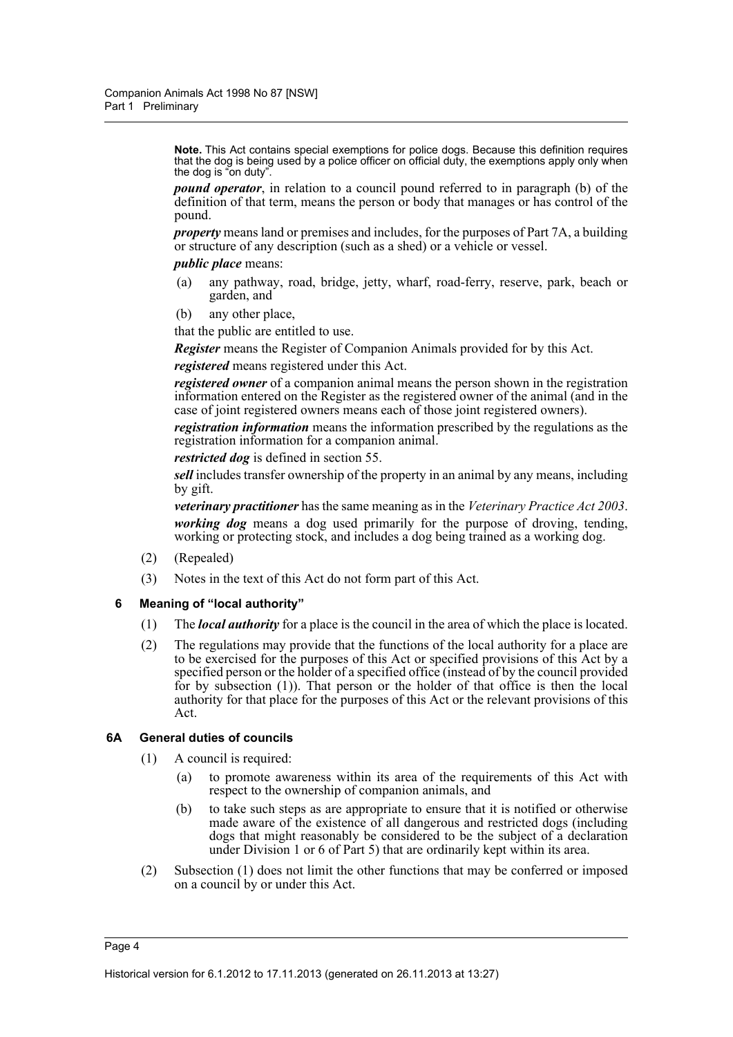**Note.** This Act contains special exemptions for police dogs. Because this definition requires that the dog is being used by a police officer on official duty, the exemptions apply only when the dog is "on duty".

***pound operator***, in relation to a council pound referred to in paragraph (b) of the definition of that term, means the person or body that manages or has control of the pound.

***property*** means land or premises and includes, for the purposes of Part 7A, a building or structure of any description (such as a shed) or a vehicle or vessel.

***public place*** means:

- (a) any pathway, road, bridge, jetty, wharf, road-ferry, reserve, park, beach or garden, and
- (b) any other place,

that the public are entitled to use.

***Register*** means the Register of Companion Animals provided for by this Act.

***registered*** means registered under this Act.

***registered owner*** of a companion animal means the person shown in the registration information entered on the Register as the registered owner of the animal (and in the case of joint registered owners means each of those joint registered owners).

***registration information*** means the information prescribed by the regulations as the registration information for a companion animal.

***restricted dog*** is defined in section 55.

***sell*** includes transfer ownership of the property in an animal by any means, including by gift.

***veterinary practitioner*** has the same meaning as in the *Veterinary Practice Act 2003*.

***working dog*** means a dog used primarily for the purpose of droving, tending, working or protecting stock, and includes a dog being trained as a working dog.

(2) (Repealed)

(3) Notes in the text of this Act do not form part of this Act.

### 6 Meaning of "local authority"

(1) The ***local authority*** for a place is the council in the area of which the place is located.

(2) The regulations may provide that the functions of the local authority for a place are to be exercised for the purposes of this Act or specified provisions of this Act by a specified person or the holder of a specified office (instead of by the council provided for by subsection (1)). That person or the holder of that office is then the local authority for that place for the purposes of this Act or the relevant provisions of this Act.

### 6A General duties of councils

(1) A council is required:

- (a) to promote awareness within its area of the requirements of this Act with respect to the ownership of companion animals, and
- (b) to take such steps as are appropriate to ensure that it is notified or otherwise made aware of the existence of all dangerous and restricted dogs (including dogs that might reasonably be considered to be the subject of a declaration under Division 1 or 6 of Part 5) that are ordinarily kept within its area.

(2) Subsection (1) does not limit the other functions that may be conferred or imposed on a council by or under this Act.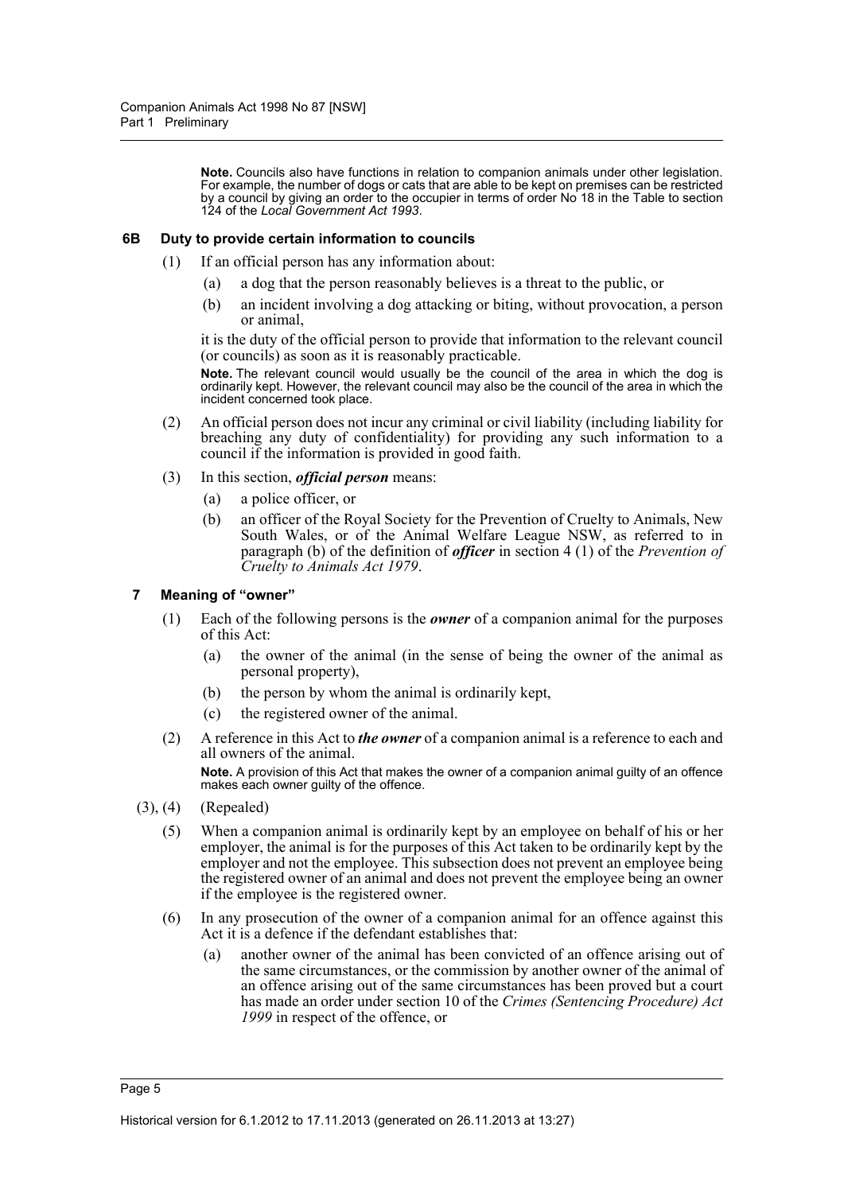**Note.** Councils also have functions in relation to companion animals under other legislation. For example, the number of dogs or cats that are able to be kept on premises can be restricted by a council by giving an order to the occupier in terms of order No 18 in the Table to section 124 of the *Local Government Act 1993*.

### 6B Duty to provide certain information to councils

(1) If an official person has any information about:

(a) a dog that the person reasonably believes is a threat to the public, or

(b) an incident involving a dog attacking or biting, without provocation, a person or animal,

it is the duty of the official person to provide that information to the relevant council (or councils) as soon as it is reasonably practicable.

**Note.** The relevant council would usually be the council of the area in which the dog is ordinarily kept. However, the relevant council may also be the council of the area in which the incident concerned took place.

(2) An official person does not incur any criminal or civil liability (including liability for breaching any duty of confidentiality) for providing any such information to a council if the information is provided in good faith.

(3) In this section, ***official person*** means:

(a) a police officer, or

(b) an officer of the Royal Society for the Prevention of Cruelty to Animals, New South Wales, or of the Animal Welfare League NSW, as referred to in paragraph (b) of the definition of ***officer*** in section 4 (1) of the *Prevention of Cruelty to Animals Act 1979*.

### 7 Meaning of "owner"

(1) Each of the following persons is the ***owner*** of a companion animal for the purposes of this Act:

(a) the owner of the animal (in the sense of being the owner of the animal as personal property),

(b) the person by whom the animal is ordinarily kept,

(c) the registered owner of the animal.

(2) A reference in this Act to ***the owner*** of a companion animal is a reference to each and all owners of the animal.

**Note.** A provision of this Act that makes the owner of a companion animal guilty of an offence makes each owner guilty of the offence.

(3), (4) (Repealed)

(5) When a companion animal is ordinarily kept by an employee on behalf of his or her employer, the animal is for the purposes of this Act taken to be ordinarily kept by the employer and not the employee. This subsection does not prevent an employee being the registered owner of an animal and does not prevent the employee being an owner if the employee is the registered owner.

(6) In any prosecution of the owner of a companion animal for an offence against this Act it is a defence if the defendant establishes that:

(a) another owner of the animal has been convicted of an offence arising out of the same circumstances, or the commission by another owner of the animal of an offence arising out of the same circumstances has been proved but a court has made an order under section 10 of the *Crimes (Sentencing Procedure) Act 1999* in respect of the offence, or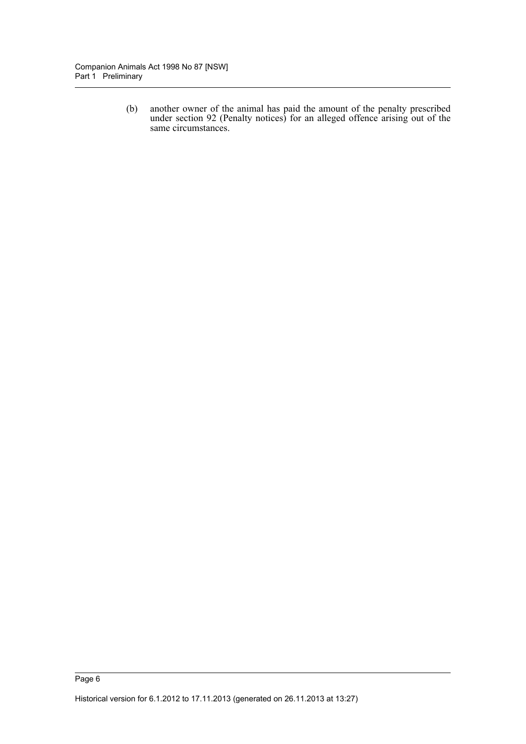(b) another owner of the animal has paid the amount of the penalty prescribed under section 92 (Penalty notices) for an alleged offence arising out of the same circumstances.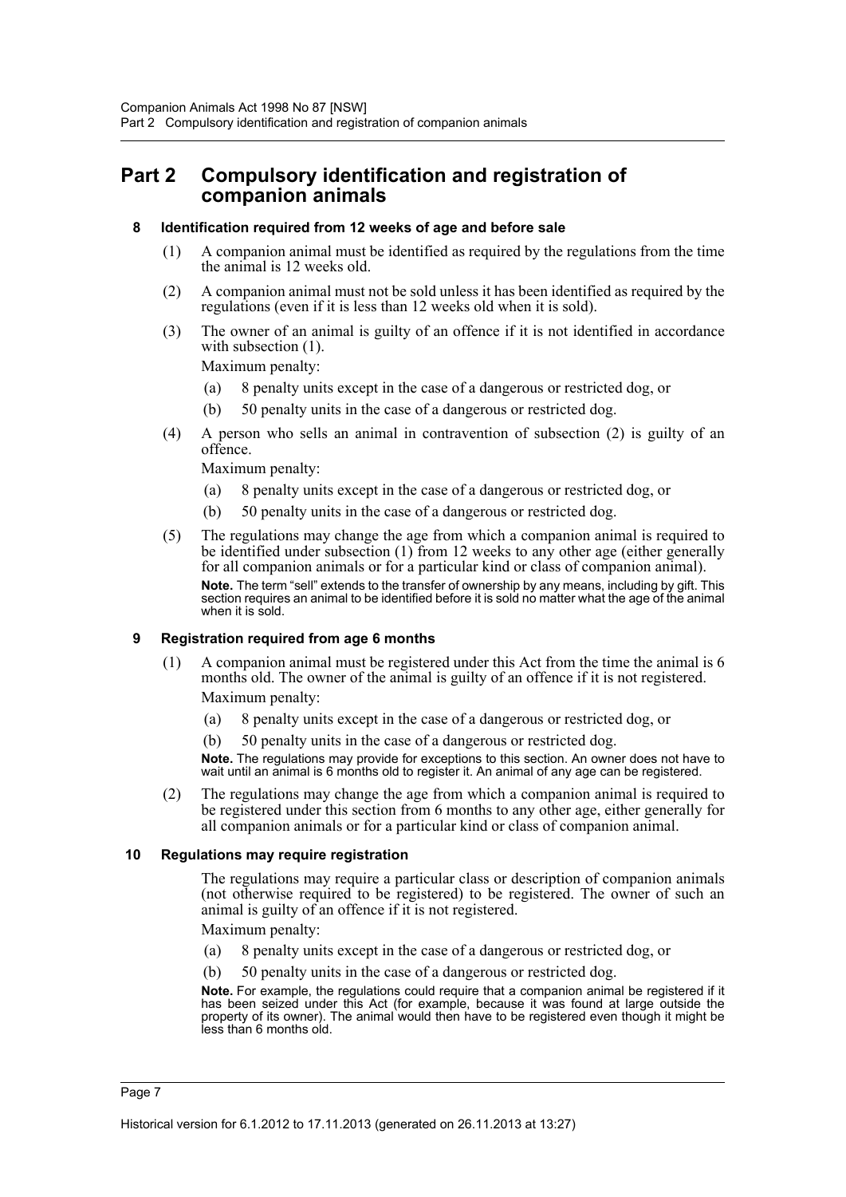## Part 2 Compulsory identification and registration of companion animals

### 8 Identification required from 12 weeks of age and before sale

(1) A companion animal must be identified as required by the regulations from the time the animal is 12 weeks old.

(2) A companion animal must not be sold unless it has been identified as required by the regulations (even if it is less than 12 weeks old when it is sold).

(3) The owner of an animal is guilty of an offence if it is not identified in accordance with subsection (1).

Maximum penalty:

(a) 8 penalty units except in the case of a dangerous or restricted dog, or

(b) 50 penalty units in the case of a dangerous or restricted dog.

(4) A person who sells an animal in contravention of subsection (2) is guilty of an offence.

Maximum penalty:

(a) 8 penalty units except in the case of a dangerous or restricted dog, or

(b) 50 penalty units in the case of a dangerous or restricted dog.

(5) The regulations may change the age from which a companion animal is required to be identified under subsection (1) from 12 weeks to any other age (either generally for all companion animals or for a particular kind or class of companion animal).

**Note.** The term "sell" extends to the transfer of ownership by any means, including by gift. This section requires an animal to be identified before it is sold no matter what the age of the animal when it is sold.

### 9 Registration required from age 6 months

(1) A companion animal must be registered under this Act from the time the animal is 6 months old. The owner of the animal is guilty of an offence if it is not registered.

Maximum penalty:

(a) 8 penalty units except in the case of a dangerous or restricted dog, or

(b) 50 penalty units in the case of a dangerous or restricted dog.

**Note.** The regulations may provide for exceptions to this section. An owner does not have to wait until an animal is 6 months old to register it. An animal of any age can be registered.

(2) The regulations may change the age from which a companion animal is required to be registered under this section from 6 months to any other age, either generally for all companion animals or for a particular kind or class of companion animal.

### 10 Regulations may require registration

The regulations may require a particular class or description of companion animals (not otherwise required to be registered) to be registered. The owner of such an animal is guilty of an offence if it is not registered.

Maximum penalty:

(a) 8 penalty units except in the case of a dangerous or restricted dog, or

(b) 50 penalty units in the case of a dangerous or restricted dog.

**Note.** For example, the regulations could require that a companion animal be registered if it has been seized under this Act (for example, because it was found at large outside the property of its owner). The animal would then have to be registered even though it might be less than 6 months old.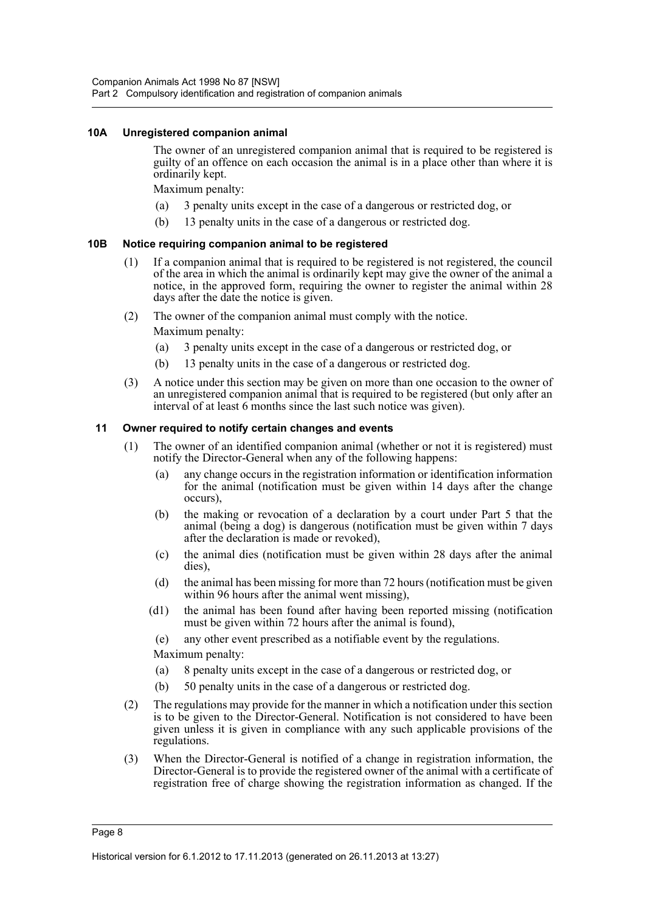#### 10A Unregistered companion animal

The owner of an unregistered companion animal that is required to be registered is guilty of an offence on each occasion the animal is in a place other than where it is ordinarily kept.

Maximum penalty:

(a) 3 penalty units except in the case of a dangerous or restricted dog, or

(b) 13 penalty units in the case of a dangerous or restricted dog.

#### 10B Notice requiring companion animal to be registered

(1) If a companion animal that is required to be registered is not registered, the council of the area in which the animal is ordinarily kept may give the owner of the animal a notice, in the approved form, requiring the owner to register the animal within 28 days after the date the notice is given.

(2) The owner of the companion animal must comply with the notice.

Maximum penalty:

(a) 3 penalty units except in the case of a dangerous or restricted dog, or

(b) 13 penalty units in the case of a dangerous or restricted dog.

(3) A notice under this section may be given on more than one occasion to the owner of an unregistered companion animal that is required to be registered (but only after an interval of at least 6 months since the last such notice was given).

#### 11 Owner required to notify certain changes and events

(1) The owner of an identified companion animal (whether or not it is registered) must notify the Director-General when any of the following happens:

(a) any change occurs in the registration information or identification information for the animal (notification must be given within 14 days after the change occurs),

(b) the making or revocation of a declaration by a court under Part 5 that the animal (being a dog) is dangerous (notification must be given within 7 days after the declaration is made or revoked),

(c) the animal dies (notification must be given within 28 days after the animal dies),

(d) the animal has been missing for more than 72 hours (notification must be given within 96 hours after the animal went missing),

(d1) the animal has been found after having been reported missing (notification must be given within 72 hours after the animal is found),

(e) any other event prescribed as a notifiable event by the regulations.

Maximum penalty:

(a) 8 penalty units except in the case of a dangerous or restricted dog, or

(b) 50 penalty units in the case of a dangerous or restricted dog.

(2) The regulations may provide for the manner in which a notification under this section is to be given to the Director-General. Notification is not considered to have been given unless it is given in compliance with any such applicable provisions of the regulations.

(3) When the Director-General is notified of a change in registration information, the Director-General is to provide the registered owner of the animal with a certificate of registration free of charge showing the registration information as changed. If the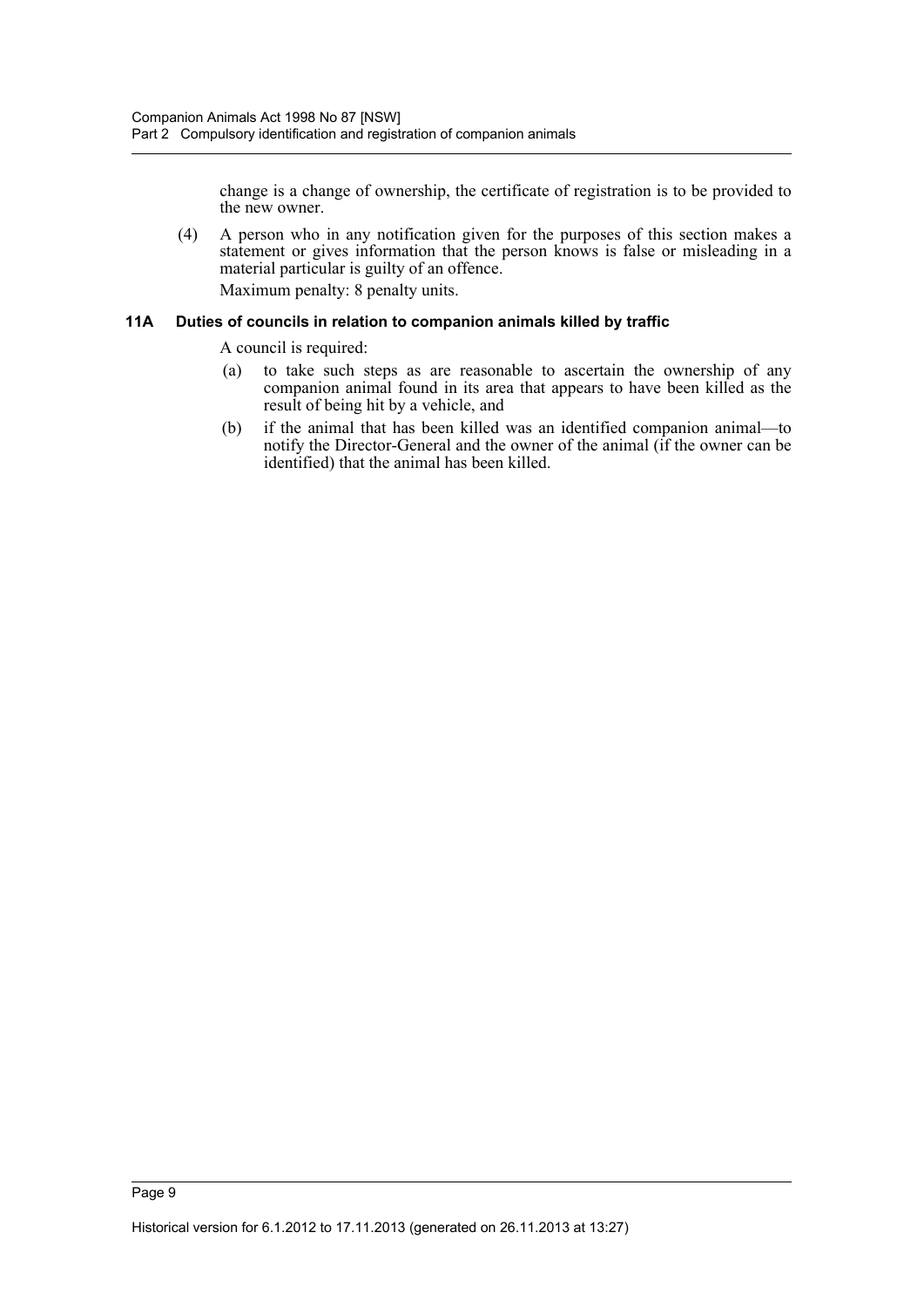change is a change of ownership, the certificate of registration is to be provided to the new owner.

(4) A person who in any notification given for the purposes of this section makes a statement or gives information that the person knows is false or misleading in a material particular is guilty of an offence.

Maximum penalty: 8 penalty units.

### 11A Duties of councils in relation to companion animals killed by traffic

A council is required:

(a) to take such steps as are reasonable to ascertain the ownership of any companion animal found in its area that appears to have been killed as the result of being hit by a vehicle, and

(b) if the animal that has been killed was an identified companion animal—to notify the Director-General and the owner of the animal (if the owner can be identified) that the animal has been killed.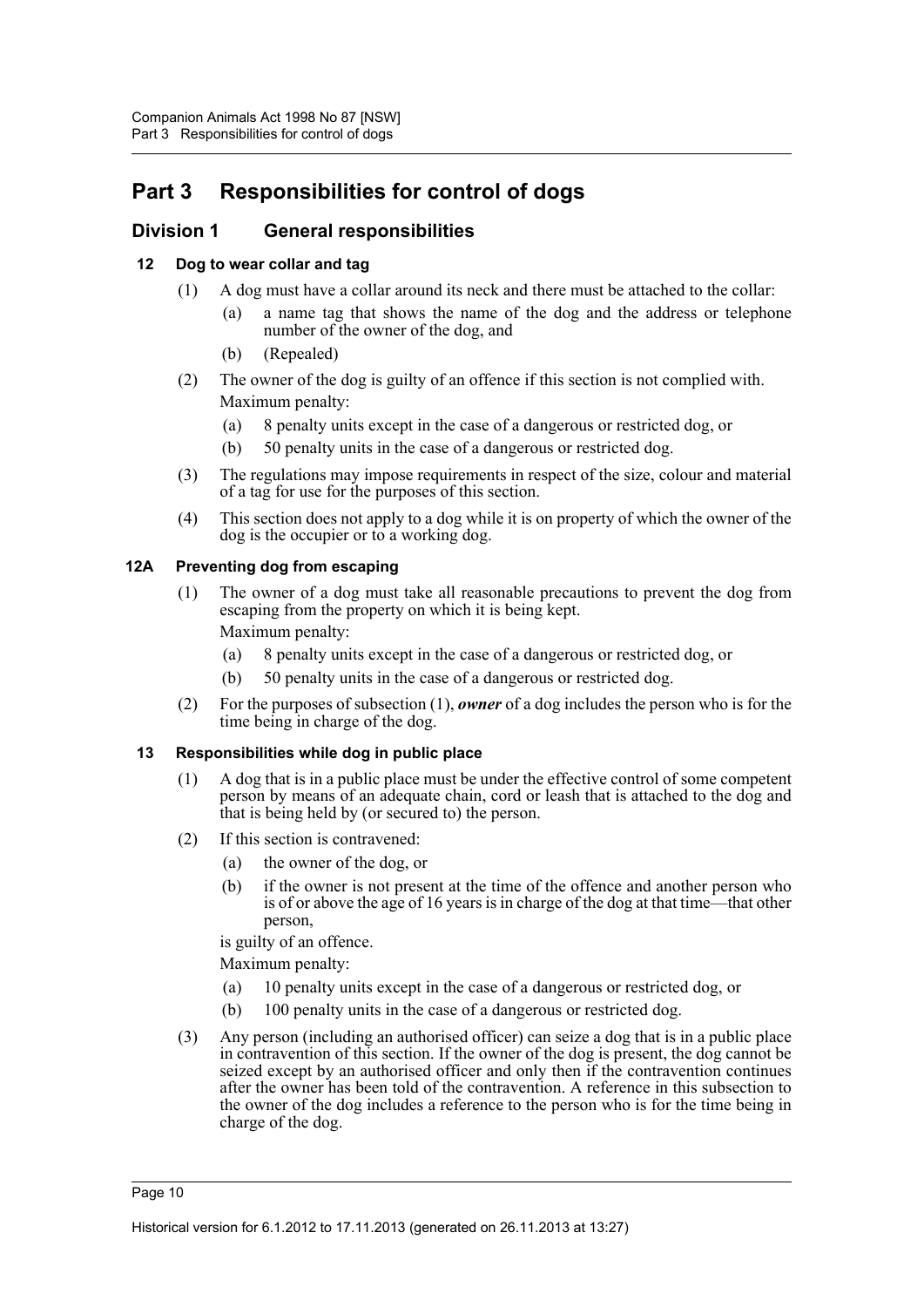# Part 3 Responsibilities for control of dogs

## Division 1 General responsibilities

### 12 Dog to wear collar and tag

(1) A dog must have a collar around its neck and there must be attached to the collar:

(a) a name tag that shows the name of the dog and the address or telephone number of the owner of the dog, and

(b) (Repealed)

(2) The owner of the dog is guilty of an offence if this section is not complied with.

Maximum penalty:

(a) 8 penalty units except in the case of a dangerous or restricted dog, or

(b) 50 penalty units in the case of a dangerous or restricted dog.

(3) The regulations may impose requirements in respect of the size, colour and material of a tag for use for the purposes of this section.

(4) This section does not apply to a dog while it is on property of which the owner of the dog is the occupier or to a working dog.

### 12A Preventing dog from escaping

(1) The owner of a dog must take all reasonable precautions to prevent the dog from escaping from the property on which it is being kept.

Maximum penalty:

(a) 8 penalty units except in the case of a dangerous or restricted dog, or

(b) 50 penalty units in the case of a dangerous or restricted dog.

(2) For the purposes of subsection (1), ***owner*** of a dog includes the person who is for the time being in charge of the dog.

### 13 Responsibilities while dog in public place

(1) A dog that is in a public place must be under the effective control of some competent person by means of an adequate chain, cord or leash that is attached to the dog and that is being held by (or secured to) the person.

(2) If this section is contravened:

(a) the owner of the dog, or

(b) if the owner is not present at the time of the offence and another person who is of or above the age of 16 years is in charge of the dog at that time—that other person,

is guilty of an offence.

Maximum penalty:

(a) 10 penalty units except in the case of a dangerous or restricted dog, or

(b) 100 penalty units in the case of a dangerous or restricted dog.

(3) Any person (including an authorised officer) can seize a dog that is in a public place in contravention of this section. If the owner of the dog is present, the dog cannot be seized except by an authorised officer and only then if the contravention continues after the owner has been told of the contravention. A reference in this subsection to the owner of the dog includes a reference to the person who is for the time being in charge of the dog.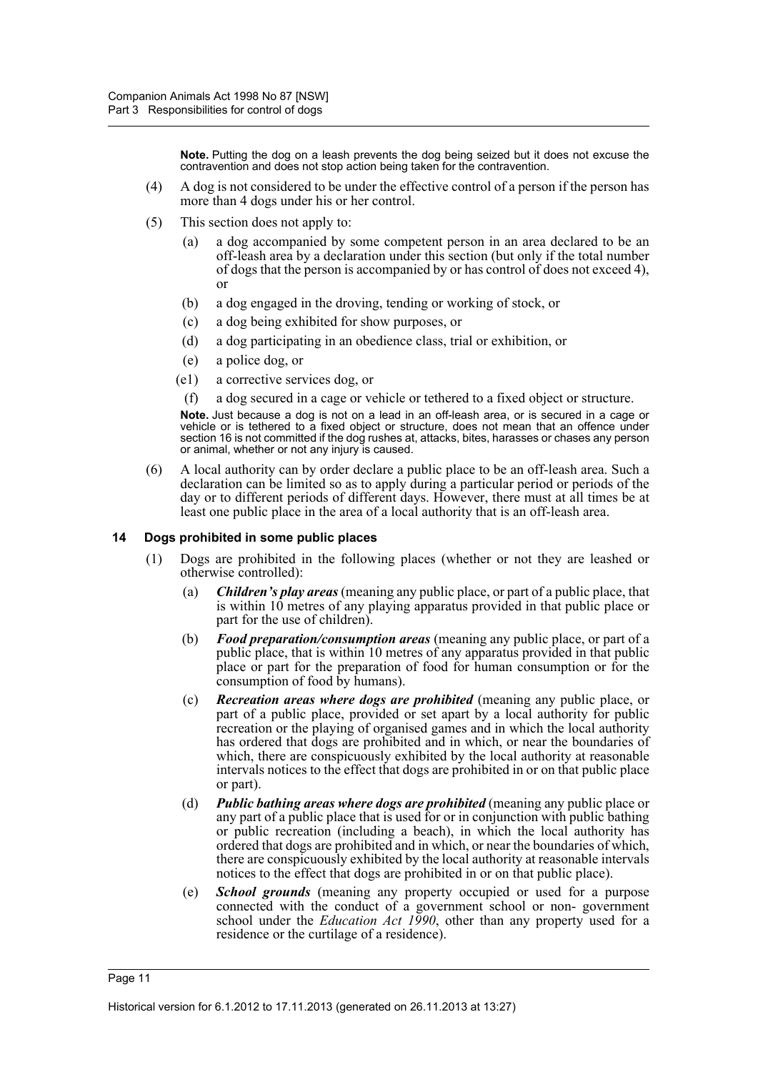**Note.** Putting the dog on a leash prevents the dog being seized but it does not excuse the contravention and does not stop action being taken for the contravention.

(4) A dog is not considered to be under the effective control of a person if the person has more than 4 dogs under his or her control.

(5) This section does not apply to:

- (a) a dog accompanied by some competent person in an area declared to be an off-leash area by a declaration under this section (but only if the total number of dogs that the person is accompanied by or has control of does not exceed 4), or
- (b) a dog engaged in the droving, tending or working of stock, or
- (c) a dog being exhibited for show purposes, or
- (d) a dog participating in an obedience class, trial or exhibition, or
- (e) a police dog, or
- (e1) a corrective services dog, or
- (f) a dog secured in a cage or vehicle or tethered to a fixed object or structure.

**Note.** Just because a dog is not on a lead in an off-leash area, or is secured in a cage or vehicle or is tethered to a fixed object or structure, does not mean that an offence under section 16 is not committed if the dog rushes at, attacks, bites, harasses or chases any person or animal, whether or not any injury is caused.

(6) A local authority can by order declare a public place to be an off-leash area. Such a declaration can be limited so as to apply during a particular period or periods of the day or to different periods of different days. However, there must at all times be at least one public place in the area of a local authority that is an off-leash area.

### 14 Dogs prohibited in some public places

(1) Dogs are prohibited in the following places (whether or not they are leashed or otherwise controlled):

- (a) ***Children's play areas*** (meaning any public place, or part of a public place, that is within 10 metres of any playing apparatus provided in that public place or part for the use of children).
- (b) ***Food preparation/consumption areas*** (meaning any public place, or part of a public place, that is within 10 metres of any apparatus provided in that public place or part for the preparation of food for human consumption or for the consumption of food by humans).
- (c) ***Recreation areas where dogs are prohibited*** (meaning any public place, or part of a public place, provided or set apart by a local authority for public recreation or the playing of organised games and in which the local authority has ordered that dogs are prohibited and in which, or near the boundaries of which, there are conspicuously exhibited by the local authority at reasonable intervals notices to the effect that dogs are prohibited in or on that public place or part).
- (d) ***Public bathing areas where dogs are prohibited*** (meaning any public place or any part of a public place that is used for or in conjunction with public bathing or public recreation (including a beach), in which the local authority has ordered that dogs are prohibited and in which, or near the boundaries of which, there are conspicuously exhibited by the local authority at reasonable intervals notices to the effect that dogs are prohibited in or on that public place).
- (e) ***School grounds*** (meaning any property occupied or used for a purpose connected with the conduct of a government school or non- government school under the *Education Act 1990*, other than any property used for a residence or the curtilage of a residence).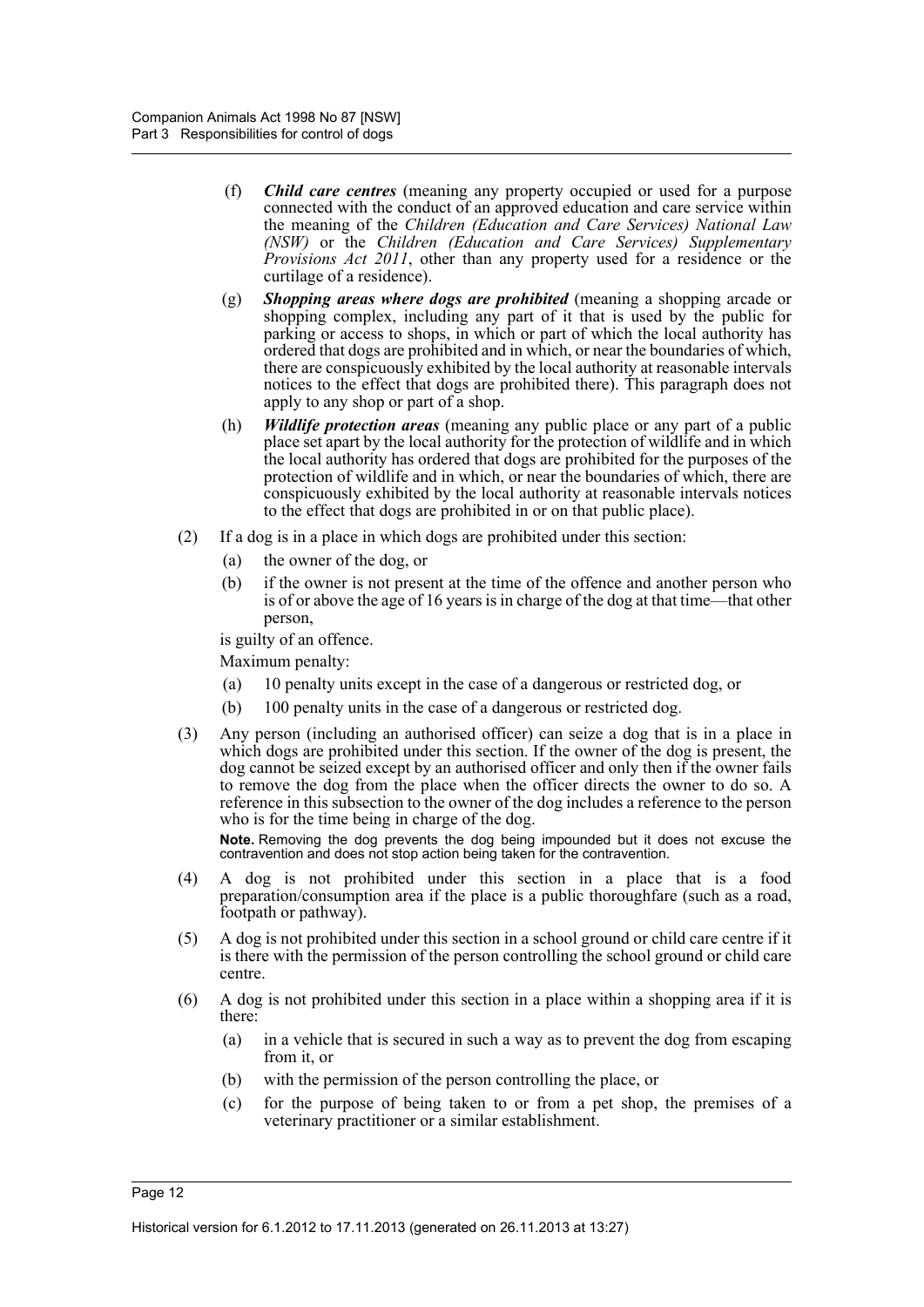(f) ***Child care centres*** (meaning any property occupied or used for a purpose connected with the conduct of an approved education and care service within the meaning of the *Children (Education and Care Services) National Law (NSW)* or the *Children (Education and Care Services) Supplementary Provisions Act 2011*, other than any property used for a residence or the curtilage of a residence).

(g) ***Shopping areas where dogs are prohibited*** (meaning a shopping arcade or shopping complex, including any part of it that is used by the public for parking or access to shops, in which or part of which the local authority has ordered that dogs are prohibited and in which, or near the boundaries of which, there are conspicuously exhibited by the local authority at reasonable intervals notices to the effect that dogs are prohibited there). This paragraph does not apply to any shop or part of a shop.

(h) ***Wildlife protection areas*** (meaning any public place or any part of a public place set apart by the local authority for the protection of wildlife and in which the local authority has ordered that dogs are prohibited for the purposes of the protection of wildlife and in which, or near the boundaries of which, there are conspicuously exhibited by the local authority at reasonable intervals notices to the effect that dogs are prohibited in or on that public place).

(2) If a dog is in a place in which dogs are prohibited under this section:

(a) the owner of the dog, or

(b) if the owner is not present at the time of the offence and another person who is of or above the age of 16 years is in charge of the dog at that time—that other person,

is guilty of an offence.

Maximum penalty:

(a) 10 penalty units except in the case of a dangerous or restricted dog, or

(b) 100 penalty units in the case of a dangerous or restricted dog.

(3) Any person (including an authorised officer) can seize a dog that is in a place in which dogs are prohibited under this section. If the owner of the dog is present, the dog cannot be seized except by an authorised officer and only then if the owner fails to remove the dog from the place when the officer directs the owner to do so. A reference in this subsection to the owner of the dog includes a reference to the person who is for the time being in charge of the dog.

**Note.** Removing the dog prevents the dog being impounded but it does not excuse the contravention and does not stop action being taken for the contravention.

(4) A dog is not prohibited under this section in a place that is a food preparation/consumption area if the place is a public thoroughfare (such as a road, footpath or pathway).

(5) A dog is not prohibited under this section in a school ground or child care centre if it is there with the permission of the person controlling the school ground or child care centre.

(6) A dog is not prohibited under this section in a place within a shopping area if it is there:

(a) in a vehicle that is secured in such a way as to prevent the dog from escaping from it, or

(b) with the permission of the person controlling the place, or

(c) for the purpose of being taken to or from a pet shop, the premises of a veterinary practitioner or a similar establishment.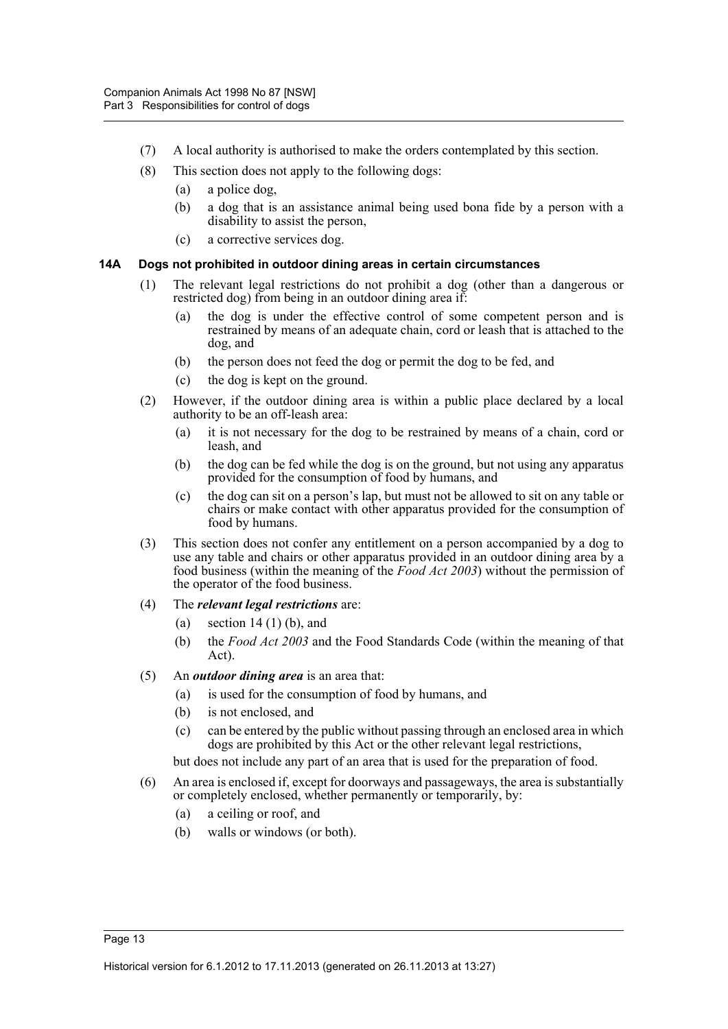(7) A local authority is authorised to make the orders contemplated by this section.

(8) This section does not apply to the following dogs:

- (a) a police dog,
- (b) a dog that is an assistance animal being used bona fide by a person with a disability to assist the person,
- (c) a corrective services dog.

### 14A Dogs not prohibited in outdoor dining areas in certain circumstances

(1) The relevant legal restrictions do not prohibit a dog (other than a dangerous or restricted dog) from being in an outdoor dining area if:

- (a) the dog is under the effective control of some competent person and is restrained by means of an adequate chain, cord or leash that is attached to the dog, and
- (b) the person does not feed the dog or permit the dog to be fed, and
- (c) the dog is kept on the ground.

(2) However, if the outdoor dining area is within a public place declared by a local authority to be an off-leash area:

- (a) it is not necessary for the dog to be restrained by means of a chain, cord or leash, and
- (b) the dog can be fed while the dog is on the ground, but not using any apparatus provided for the consumption of food by humans, and
- (c) the dog can sit on a person's lap, but must not be allowed to sit on any table or chairs or make contact with other apparatus provided for the consumption of food by humans.

(3) This section does not confer any entitlement on a person accompanied by a dog to use any table and chairs or other apparatus provided in an outdoor dining area by a food business (within the meaning of the *Food Act 2003*) without the permission of the operator of the food business.

(4) The ***relevant legal restrictions*** are:

- (a) section 14 (1) (b), and
- (b) the *Food Act 2003* and the Food Standards Code (within the meaning of that Act).

(5) An ***outdoor dining area*** is an area that:

- (a) is used for the consumption of food by humans, and
- (b) is not enclosed, and
- (c) can be entered by the public without passing through an enclosed area in which dogs are prohibited by this Act or the other relevant legal restrictions,

but does not include any part of an area that is used for the preparation of food.

(6) An area is enclosed if, except for doorways and passageways, the area is substantially or completely enclosed, whether permanently or temporarily, by:

- (a) a ceiling or roof, and
- (b) walls or windows (or both).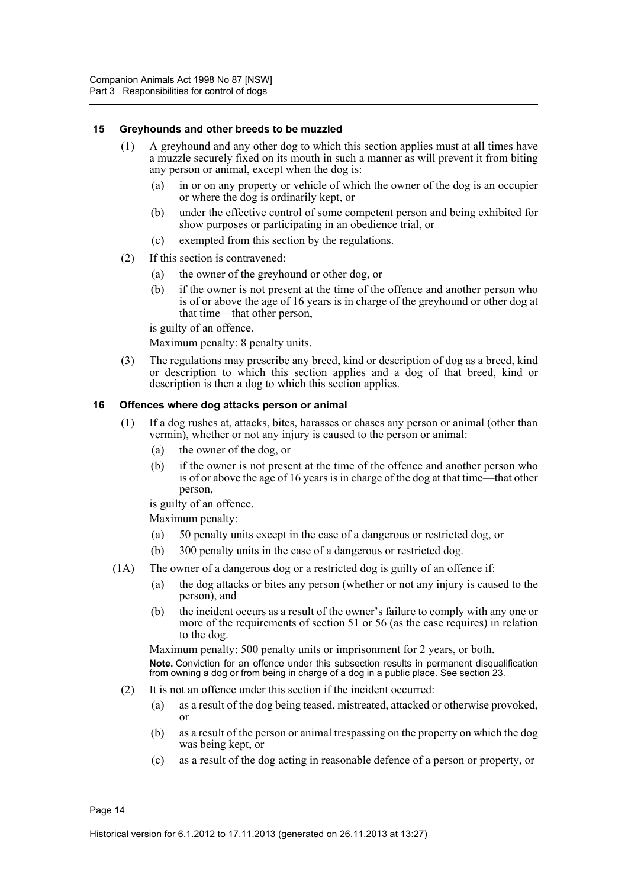### 15 Greyhounds and other breeds to be muzzled

(1) A greyhound and any other dog to which this section applies must at all times have a muzzle securely fixed on its mouth in such a manner as will prevent it from biting any person or animal, except when the dog is:

(a) in or on any property or vehicle of which the owner of the dog is an occupier or where the dog is ordinarily kept, or

(b) under the effective control of some competent person and being exhibited for show purposes or participating in an obedience trial, or

(c) exempted from this section by the regulations.

(2) If this section is contravened:

(a) the owner of the greyhound or other dog, or

(b) if the owner is not present at the time of the offence and another person who is of or above the age of 16 years is in charge of the greyhound or other dog at that time—that other person,

is guilty of an offence.

Maximum penalty: 8 penalty units.

(3) The regulations may prescribe any breed, kind or description of dog as a breed, kind or description to which this section applies and a dog of that breed, kind or description is then a dog to which this section applies.

### 16 Offences where dog attacks person or animal

(1) If a dog rushes at, attacks, bites, harasses or chases any person or animal (other than vermin), whether or not any injury is caused to the person or animal:

(a) the owner of the dog, or

(b) if the owner is not present at the time of the offence and another person who is of or above the age of 16 years is in charge of the dog at that time—that other person,

is guilty of an offence.

Maximum penalty:

(a) 50 penalty units except in the case of a dangerous or restricted dog, or

(b) 300 penalty units in the case of a dangerous or restricted dog.

(1A) The owner of a dangerous dog or a restricted dog is guilty of an offence if:

(a) the dog attacks or bites any person (whether or not any injury is caused to the person), and

(b) the incident occurs as a result of the owner's failure to comply with any one or more of the requirements of section 51 or 56 (as the case requires) in relation to the dog.

Maximum penalty: 500 penalty units or imprisonment for 2 years, or both.

**Note.** Conviction for an offence under this subsection results in permanent disqualification from owning a dog or from being in charge of a dog in a public place. See section 23.

(2) It is not an offence under this section if the incident occurred:

(a) as a result of the dog being teased, mistreated, attacked or otherwise provoked, or

(b) as a result of the person or animal trespassing on the property on which the dog was being kept, or

(c) as a result of the dog acting in reasonable defence of a person or property, or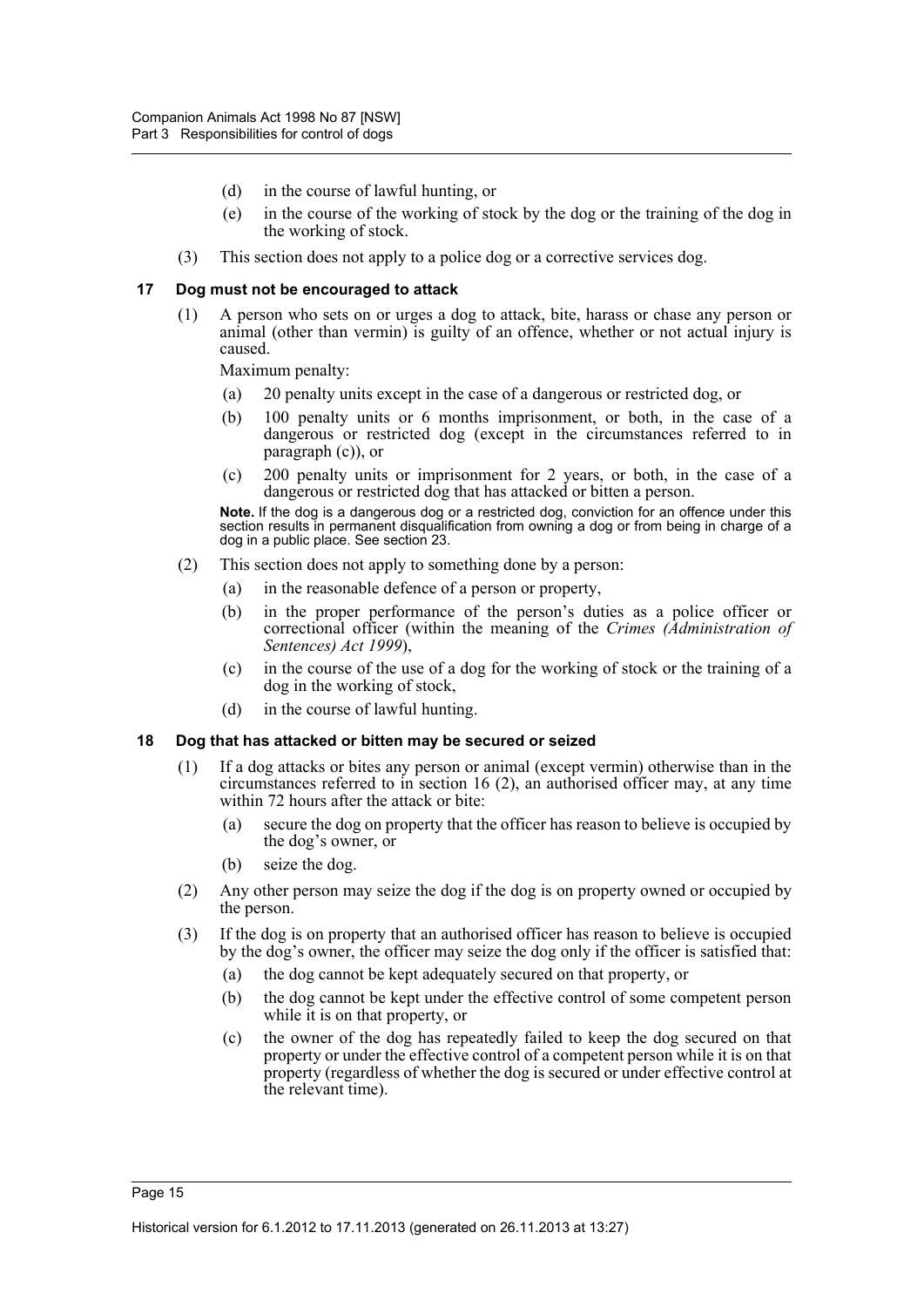(d) in the course of lawful hunting, or

(e) in the course of the working of stock by the dog or the training of the dog in the working of stock.

(3) This section does not apply to a police dog or a corrective services dog.

### 17 Dog must not be encouraged to attack

(1) A person who sets on or urges a dog to attack, bite, harass or chase any person or animal (other than vermin) is guilty of an offence, whether or not actual injury is caused.

Maximum penalty:

(a) 20 penalty units except in the case of a dangerous or restricted dog, or

(b) 100 penalty units or 6 months imprisonment, or both, in the case of a dangerous or restricted dog (except in the circumstances referred to in paragraph (c)), or

(c) 200 penalty units or imprisonment for 2 years, or both, in the case of a dangerous or restricted dog that has attacked or bitten a person.

**Note.** If the dog is a dangerous dog or a restricted dog, conviction for an offence under this section results in permanent disqualification from owning a dog or from being in charge of a dog in a public place. See section 23.

(2) This section does not apply to something done by a person:

(a) in the reasonable defence of a person or property,

(b) in the proper performance of the person's duties as a police officer or correctional officer (within the meaning of the *Crimes (Administration of Sentences) Act 1999*),

(c) in the course of the use of a dog for the working of stock or the training of a dog in the working of stock,

(d) in the course of lawful hunting.

### 18 Dog that has attacked or bitten may be secured or seized

(1) If a dog attacks or bites any person or animal (except vermin) otherwise than in the circumstances referred to in section 16 (2), an authorised officer may, at any time within 72 hours after the attack or bite:

(a) secure the dog on property that the officer has reason to believe is occupied by the dog's owner, or

(b) seize the dog.

(2) Any other person may seize the dog if the dog is on property owned or occupied by the person.

(3) If the dog is on property that an authorised officer has reason to believe is occupied by the dog's owner, the officer may seize the dog only if the officer is satisfied that:

(a) the dog cannot be kept adequately secured on that property, or

(b) the dog cannot be kept under the effective control of some competent person while it is on that property, or

(c) the owner of the dog has repeatedly failed to keep the dog secured on that property or under the effective control of a competent person while it is on that property (regardless of whether the dog is secured or under effective control at the relevant time).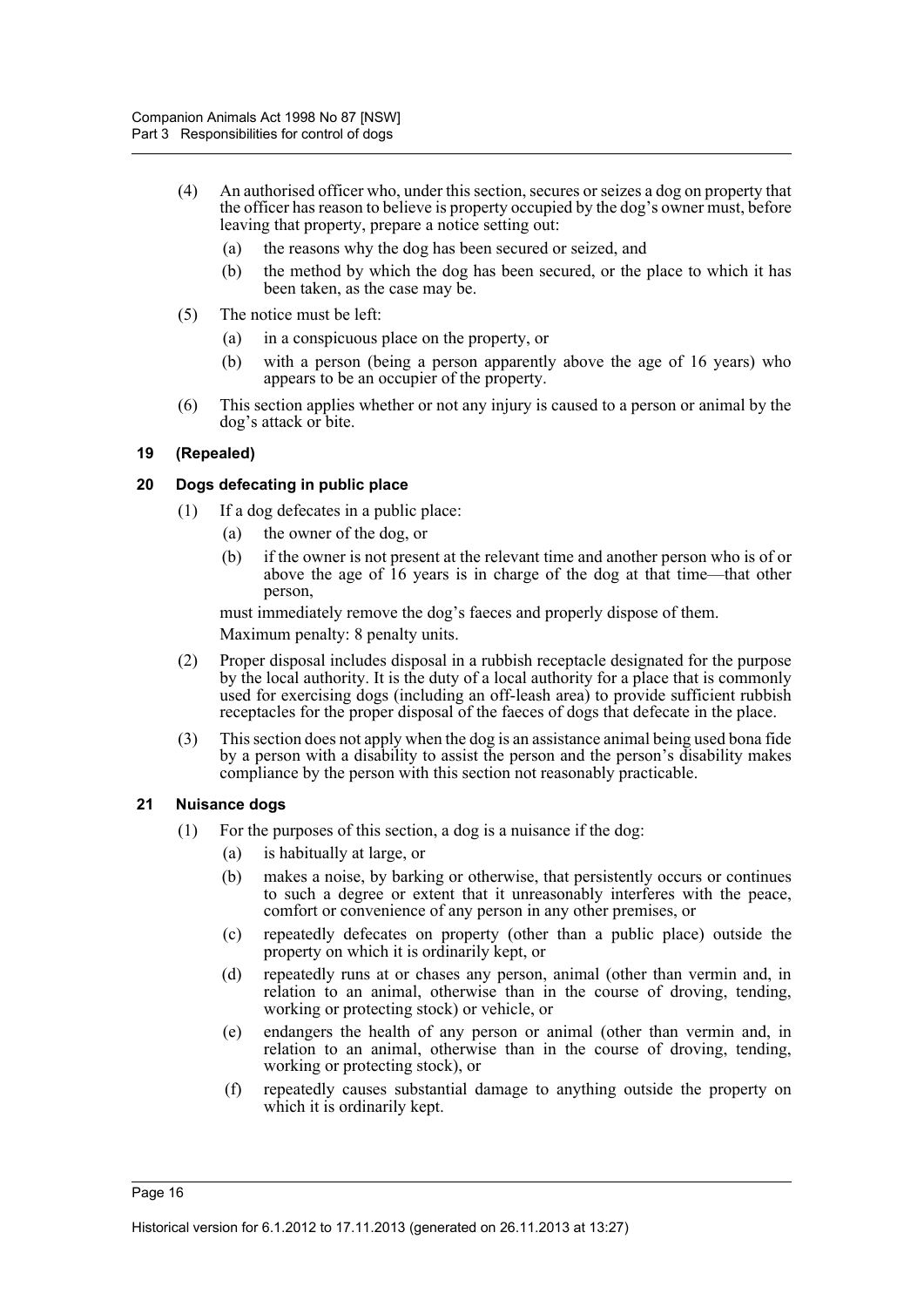(4) An authorised officer who, under this section, secures or seizes a dog on property that the officer has reason to believe is property occupied by the dog's owner must, before leaving that property, prepare a notice setting out:

(a) the reasons why the dog has been secured or seized, and

(b) the method by which the dog has been secured, or the place to which it has been taken, as the case may be.

(5) The notice must be left:

(a) in a conspicuous place on the property, or

(b) with a person (being a person apparently above the age of 16 years) who appears to be an occupier of the property.

(6) This section applies whether or not any injury is caused to a person or animal by the dog's attack or bite.

### 19 (Repealed)

### 20 Dogs defecating in public place

(1) If a dog defecates in a public place:

(a) the owner of the dog, or

(b) if the owner is not present at the relevant time and another person who is of or above the age of 16 years is in charge of the dog at that time—that other person,

must immediately remove the dog's faeces and properly dispose of them.

Maximum penalty: 8 penalty units.

(2) Proper disposal includes disposal in a rubbish receptacle designated for the purpose by the local authority. It is the duty of a local authority for a place that is commonly used for exercising dogs (including an off-leash area) to provide sufficient rubbish receptacles for the proper disposal of the faeces of dogs that defecate in the place.

(3) This section does not apply when the dog is an assistance animal being used bona fide by a person with a disability to assist the person and the person's disability makes compliance by the person with this section not reasonably practicable.

### 21 Nuisance dogs

(1) For the purposes of this section, a dog is a nuisance if the dog:

(a) is habitually at large, or

(b) makes a noise, by barking or otherwise, that persistently occurs or continues to such a degree or extent that it unreasonably interferes with the peace, comfort or convenience of any person in any other premises, or

(c) repeatedly defecates on property (other than a public place) outside the property on which it is ordinarily kept, or

(d) repeatedly runs at or chases any person, animal (other than vermin and, in relation to an animal, otherwise than in the course of droving, tending, working or protecting stock) or vehicle, or

(e) endangers the health of any person or animal (other than vermin and, in relation to an animal, otherwise than in the course of droving, tending, working or protecting stock), or

(f) repeatedly causes substantial damage to anything outside the property on which it is ordinarily kept.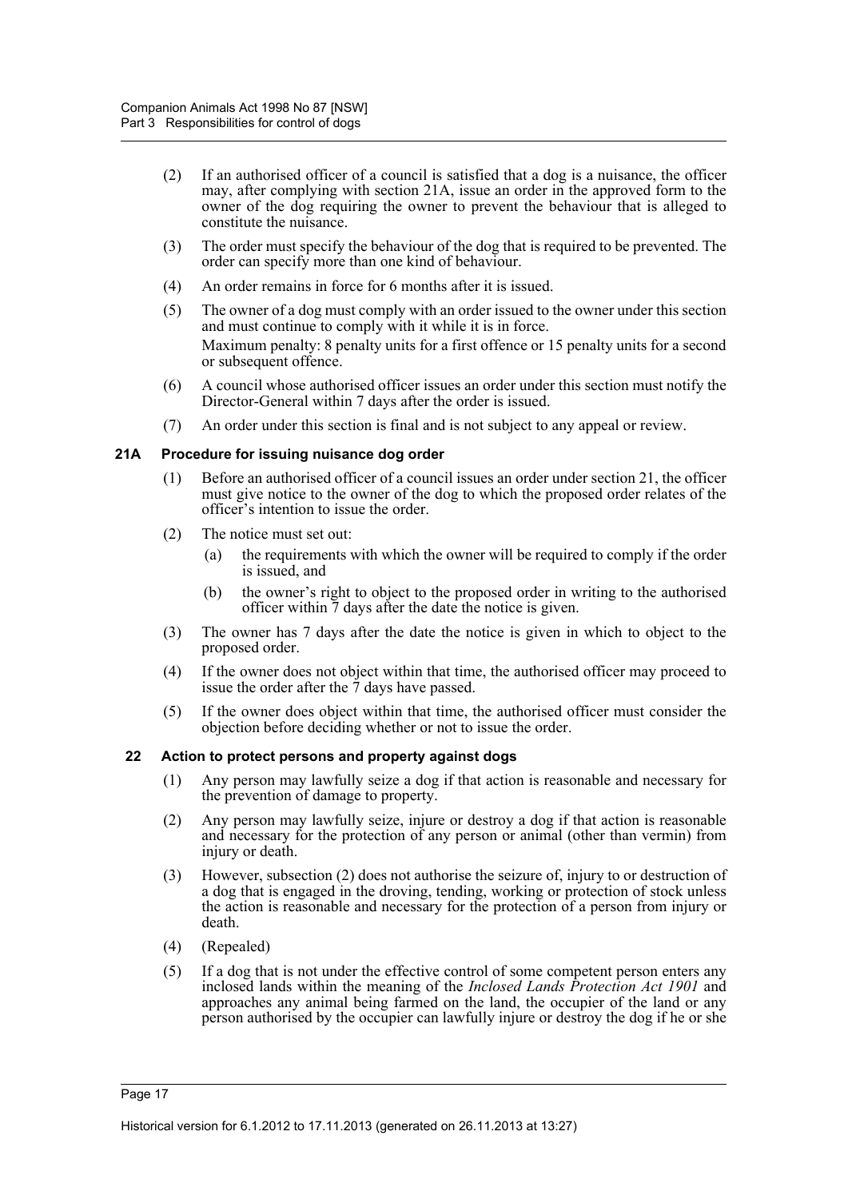(2) If an authorised officer of a council is satisfied that a dog is a nuisance, the officer may, after complying with section 21A, issue an order in the approved form to the owner of the dog requiring the owner to prevent the behaviour that is alleged to constitute the nuisance.

(3) The order must specify the behaviour of the dog that is required to be prevented. The order can specify more than one kind of behaviour.

(4) An order remains in force for 6 months after it is issued.

(5) The owner of a dog must comply with an order issued to the owner under this section and must continue to comply with it while it is in force.

Maximum penalty: 8 penalty units for a first offence or 15 penalty units for a second or subsequent offence.

(6) A council whose authorised officer issues an order under this section must notify the Director-General within 7 days after the order is issued.

(7) An order under this section is final and is not subject to any appeal or review.

### 21A Procedure for issuing nuisance dog order

(1) Before an authorised officer of a council issues an order under section 21, the officer must give notice to the owner of the dog to which the proposed order relates of the officer's intention to issue the order.

(2) The notice must set out:

(a) the requirements with which the owner will be required to comply if the order is issued, and

(b) the owner's right to object to the proposed order in writing to the authorised officer within 7 days after the date the notice is given.

(3) The owner has 7 days after the date the notice is given in which to object to the proposed order.

(4) If the owner does not object within that time, the authorised officer may proceed to issue the order after the 7 days have passed.

(5) If the owner does object within that time, the authorised officer must consider the objection before deciding whether or not to issue the order.

### 22 Action to protect persons and property against dogs

(1) Any person may lawfully seize a dog if that action is reasonable and necessary for the prevention of damage to property.

(2) Any person may lawfully seize, injure or destroy a dog if that action is reasonable and necessary for the protection of any person or animal (other than vermin) from injury or death.

(3) However, subsection (2) does not authorise the seizure of, injury to or destruction of a dog that is engaged in the droving, tending, working or protection of stock unless the action is reasonable and necessary for the protection of a person from injury or death.

(4) (Repealed)

(5) If a dog that is not under the effective control of some competent person enters any inclosed lands within the meaning of the *Inclosed Lands Protection Act 1901* and approaches any animal being farmed on the land, the occupier of the land or any person authorised by the occupier can lawfully injure or destroy the dog if he or she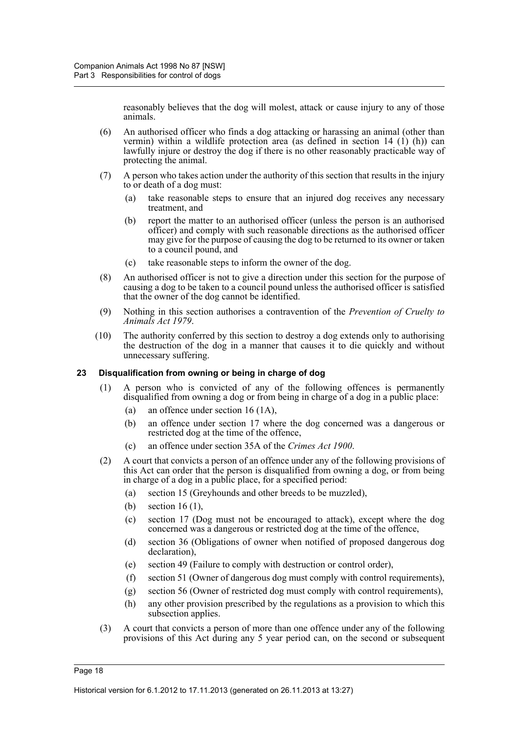reasonably believes that the dog will molest, attack or cause injury to any of those animals.

(6) An authorised officer who finds a dog attacking or harassing an animal (other than vermin) within a wildlife protection area (as defined in section 14 (1) (h)) can lawfully injure or destroy the dog if there is no other reasonably practicable way of protecting the animal.

(7) A person who takes action under the authority of this section that results in the injury to or death of a dog must:

(a) take reasonable steps to ensure that an injured dog receives any necessary treatment, and

(b) report the matter to an authorised officer (unless the person is an authorised officer) and comply with such reasonable directions as the authorised officer may give for the purpose of causing the dog to be returned to its owner or taken to a council pound, and

(c) take reasonable steps to inform the owner of the dog.

(8) An authorised officer is not to give a direction under this section for the purpose of causing a dog to be taken to a council pound unless the authorised officer is satisfied that the owner of the dog cannot be identified.

(9) Nothing in this section authorises a contravention of the *Prevention of Cruelty to Animals Act 1979*.

(10) The authority conferred by this section to destroy a dog extends only to authorising the destruction of the dog in a manner that causes it to die quickly and without unnecessary suffering.

### 23 Disqualification from owning or being in charge of dog

(1) A person who is convicted of any of the following offences is permanently disqualified from owning a dog or from being in charge of a dog in a public place:

(a) an offence under section 16 (1A),

(b) an offence under section 17 where the dog concerned was a dangerous or restricted dog at the time of the offence,

(c) an offence under section 35A of the *Crimes Act 1900*.

(2) A court that convicts a person of an offence under any of the following provisions of this Act can order that the person is disqualified from owning a dog, or from being in charge of a dog in a public place, for a specified period:

(a) section 15 (Greyhounds and other breeds to be muzzled),

(b) section 16 (1),

(c) section 17 (Dog must not be encouraged to attack), except where the dog concerned was a dangerous or restricted dog at the time of the offence,

(d) section 36 (Obligations of owner when notified of proposed dangerous dog declaration),

(e) section 49 (Failure to comply with destruction or control order),

(f) section 51 (Owner of dangerous dog must comply with control requirements),

(g) section 56 (Owner of restricted dog must comply with control requirements),

(h) any other provision prescribed by the regulations as a provision to which this subsection applies.

(3) A court that convicts a person of more than one offence under any of the following provisions of this Act during any 5 year period can, on the second or subsequent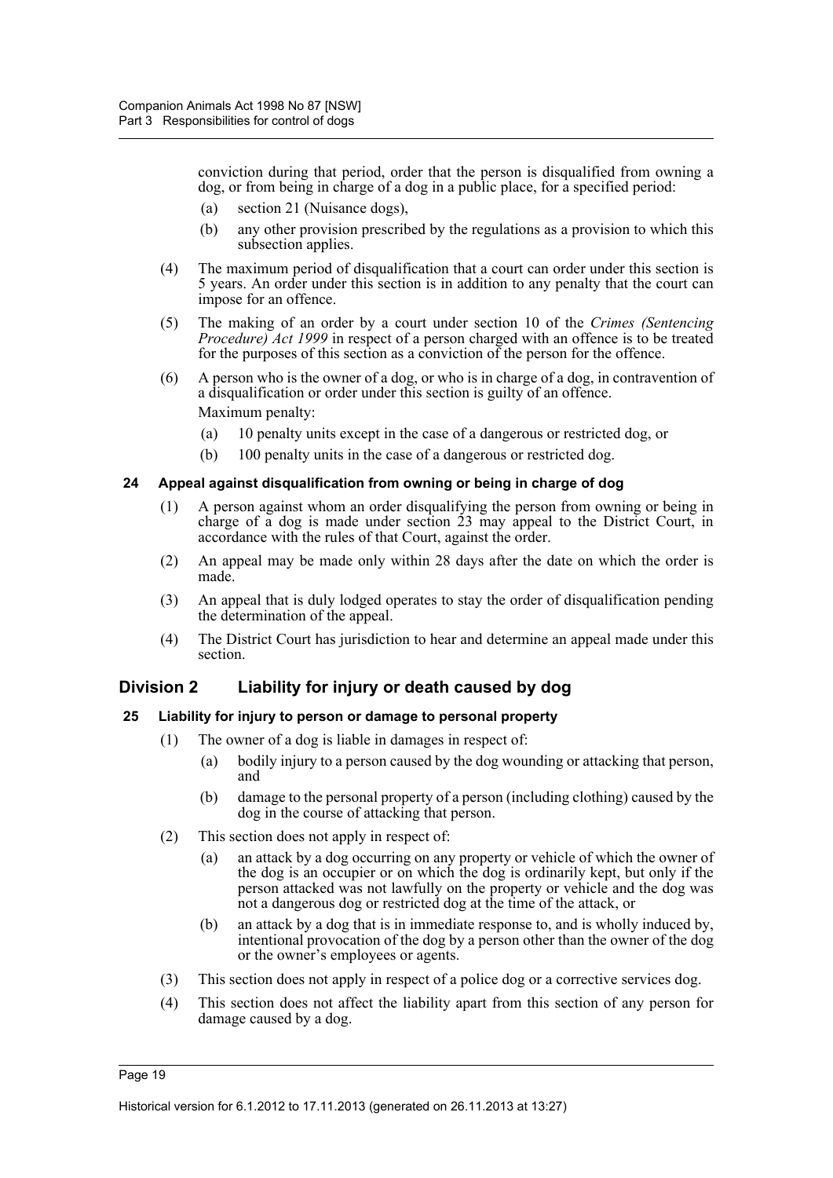conviction during that period, order that the person is disqualified from owning a dog, or from being in charge of a dog in a public place, for a specified period:

(a) section 21 (Nuisance dogs),

(b) any other provision prescribed by the regulations as a provision to which this subsection applies.

(4) The maximum period of disqualification that a court can order under this section is 5 years. An order under this section is in addition to any penalty that the court can impose for an offence.

(5) The making of an order by a court under section 10 of the *Crimes (Sentencing Procedure) Act 1999* in respect of a person charged with an offence is to be treated for the purposes of this section as a conviction of the person for the offence.

(6) A person who is the owner of a dog, or who is in charge of a dog, in contravention of a disqualification or order under this section is guilty of an offence.

Maximum penalty:

(a) 10 penalty units except in the case of a dangerous or restricted dog, or

(b) 100 penalty units in the case of a dangerous or restricted dog.

### 24 Appeal against disqualification from owning or being in charge of dog

(1) A person against whom an order disqualifying the person from owning or being in charge of a dog is made under section 23 may appeal to the District Court, in accordance with the rules of that Court, against the order.

(2) An appeal may be made only within 28 days after the date on which the order is made.

(3) An appeal that is duly lodged operates to stay the order of disqualification pending the determination of the appeal.

(4) The District Court has jurisdiction to hear and determine an appeal made under this section.

## Division 2 Liability for injury or death caused by dog

### 25 Liability for injury to person or damage to personal property

(1) The owner of a dog is liable in damages in respect of:

(a) bodily injury to a person caused by the dog wounding or attacking that person, and

(b) damage to the personal property of a person (including clothing) caused by the dog in the course of attacking that person.

(2) This section does not apply in respect of:

(a) an attack by a dog occurring on any property or vehicle of which the owner of the dog is an occupier or on which the dog is ordinarily kept, but only if the person attacked was not lawfully on the property or vehicle and the dog was not a dangerous dog or restricted dog at the time of the attack, or

(b) an attack by a dog that is in immediate response to, and is wholly induced by, intentional provocation of the dog by a person other than the owner of the dog or the owner's employees or agents.

(3) This section does not apply in respect of a police dog or a corrective services dog.

(4) This section does not affect the liability apart from this section of any person for damage caused by a dog.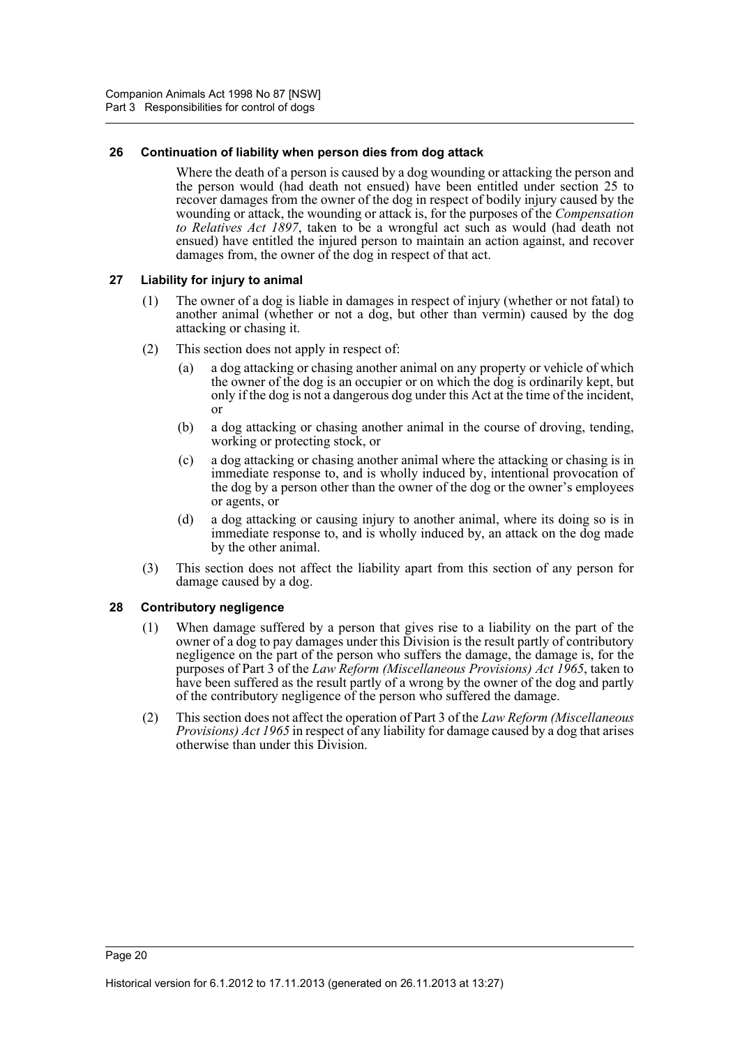### 26 Continuation of liability when person dies from dog attack

Where the death of a person is caused by a dog wounding or attacking the person and the person would (had death not ensued) have been entitled under section 25 to recover damages from the owner of the dog in respect of bodily injury caused by the wounding or attack, the wounding or attack is, for the purposes of the *Compensation to Relatives Act 1897*, taken to be a wrongful act such as would (had death not ensued) have entitled the injured person to maintain an action against, and recover damages from, the owner of the dog in respect of that act.

### 27 Liability for injury to animal

(1) The owner of a dog is liable in damages in respect of injury (whether or not fatal) to another animal (whether or not a dog, but other than vermin) caused by the dog attacking or chasing it.

(2) This section does not apply in respect of:

- (a) a dog attacking or chasing another animal on any property or vehicle of which the owner of the dog is an occupier or on which the dog is ordinarily kept, but only if the dog is not a dangerous dog under this Act at the time of the incident, or
- (b) a dog attacking or chasing another animal in the course of droving, tending, working or protecting stock, or
- (c) a dog attacking or chasing another animal where the attacking or chasing is in immediate response to, and is wholly induced by, intentional provocation of the dog by a person other than the owner of the dog or the owner's employees or agents, or
- (d) a dog attacking or causing injury to another animal, where its doing so is in immediate response to, and is wholly induced by, an attack on the dog made by the other animal.

(3) This section does not affect the liability apart from this section of any person for damage caused by a dog.

### 28 Contributory negligence

(1) When damage suffered by a person that gives rise to a liability on the part of the owner of a dog to pay damages under this Division is the result partly of contributory negligence on the part of the person who suffers the damage, the damage is, for the purposes of Part 3 of the *Law Reform (Miscellaneous Provisions) Act 1965*, taken to have been suffered as the result partly of a wrong by the owner of the dog and partly of the contributory negligence of the person who suffered the damage.

(2) This section does not affect the operation of Part 3 of the *Law Reform (Miscellaneous Provisions) Act 1965* in respect of any liability for damage caused by a dog that arises otherwise than under this Division.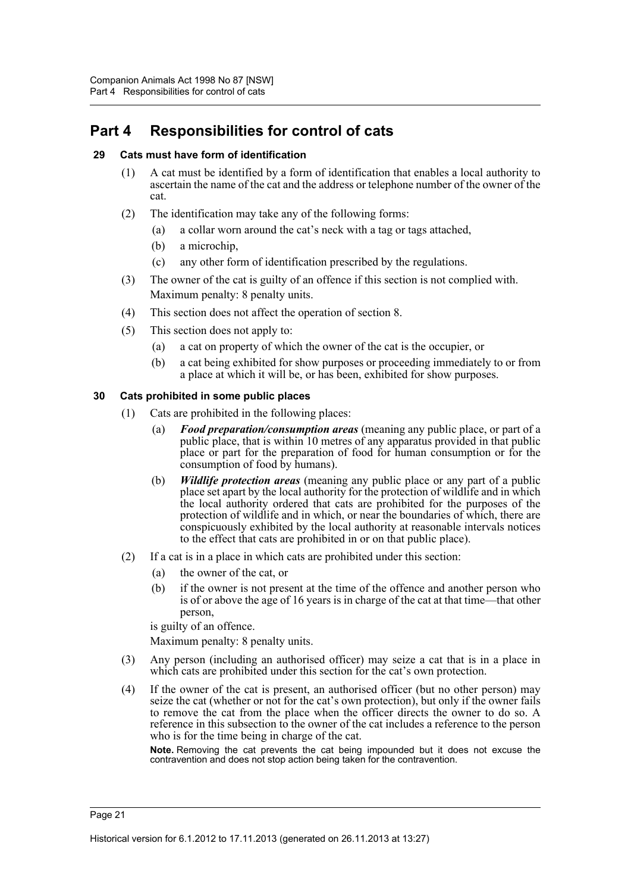# Part 4 Responsibilities for control of cats

### 29 Cats must have form of identification

(1) A cat must be identified by a form of identification that enables a local authority to ascertain the name of the cat and the address or telephone number of the owner of the cat.

(2) The identification may take any of the following forms:

- (a) a collar worn around the cat's neck with a tag or tags attached,
- (b) a microchip,
- (c) any other form of identification prescribed by the regulations.

(3) The owner of the cat is guilty of an offence if this section is not complied with.

Maximum penalty: 8 penalty units.

(4) This section does not affect the operation of section 8.

(5) This section does not apply to:

- (a) a cat on property of which the owner of the cat is the occupier, or
- (b) a cat being exhibited for show purposes or proceeding immediately to or from a place at which it will be, or has been, exhibited for show purposes.

### 30 Cats prohibited in some public places

(1) Cats are prohibited in the following places:

- (a) ***Food preparation/consumption areas*** (meaning any public place, or part of a public place, that is within 10 metres of any apparatus provided in that public place or part for the preparation of food for human consumption or for the consumption of food by humans).
- (b) ***Wildlife protection areas*** (meaning any public place or any part of a public place set apart by the local authority for the protection of wildlife and in which the local authority ordered that cats are prohibited for the purposes of the protection of wildlife and in which, or near the boundaries of which, there are conspicuously exhibited by the local authority at reasonable intervals notices to the effect that cats are prohibited in or on that public place).

(2) If a cat is in a place in which cats are prohibited under this section:

- (a) the owner of the cat, or
- (b) if the owner is not present at the time of the offence and another person who is of or above the age of 16 years is in charge of the cat at that time—that other person,

is guilty of an offence.

Maximum penalty: 8 penalty units.

(3) Any person (including an authorised officer) may seize a cat that is in a place in which cats are prohibited under this section for the cat's own protection.

(4) If the owner of the cat is present, an authorised officer (but no other person) may seize the cat (whether or not for the cat's own protection), but only if the owner fails to remove the cat from the place when the officer directs the owner to do so. A reference in this subsection to the owner of the cat includes a reference to the person who is for the time being in charge of the cat.

**Note.** Removing the cat prevents the cat being impounded but it does not excuse the contravention and does not stop action being taken for the contravention.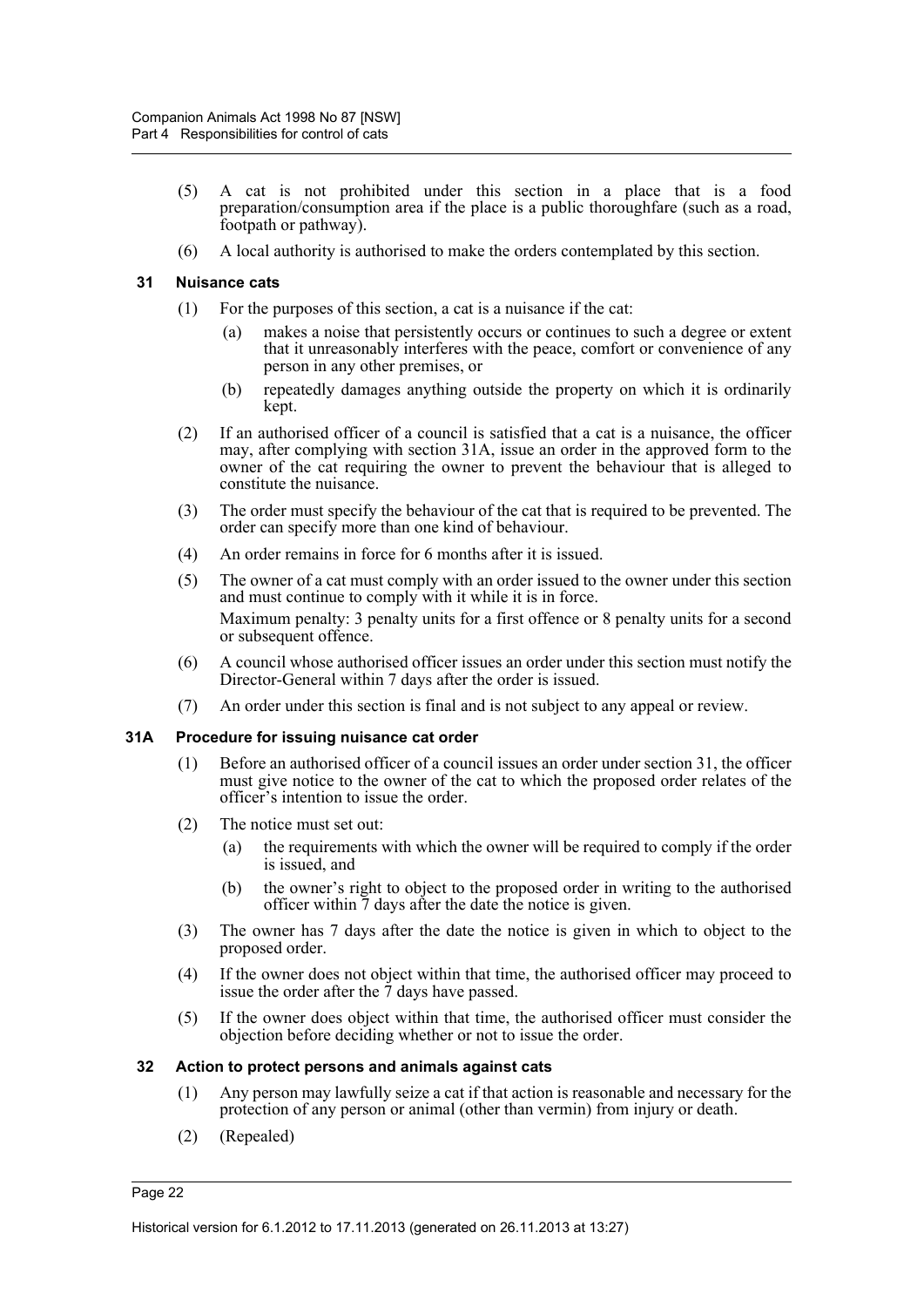(5) A cat is not prohibited under this section in a place that is a food preparation/consumption area if the place is a public thoroughfare (such as a road, footpath or pathway).

(6) A local authority is authorised to make the orders contemplated by this section.

### 31 Nuisance cats

(1) For the purposes of this section, a cat is a nuisance if the cat:

- (a) makes a noise that persistently occurs or continues to such a degree or extent that it unreasonably interferes with the peace, comfort or convenience of any person in any other premises, or
- (b) repeatedly damages anything outside the property on which it is ordinarily kept.

(2) If an authorised officer of a council is satisfied that a cat is a nuisance, the officer may, after complying with section 31A, issue an order in the approved form to the owner of the cat requiring the owner to prevent the behaviour that is alleged to constitute the nuisance.

(3) The order must specify the behaviour of the cat that is required to be prevented. The order can specify more than one kind of behaviour.

(4) An order remains in force for 6 months after it is issued.

(5) The owner of a cat must comply with an order issued to the owner under this section and must continue to comply with it while it is in force.

Maximum penalty: 3 penalty units for a first offence or 8 penalty units for a second or subsequent offence.

(6) A council whose authorised officer issues an order under this section must notify the Director-General within 7 days after the order is issued.

(7) An order under this section is final and is not subject to any appeal or review.

### 31A Procedure for issuing nuisance cat order

(1) Before an authorised officer of a council issues an order under section 31, the officer must give notice to the owner of the cat to which the proposed order relates of the officer's intention to issue the order.

(2) The notice must set out:

- (a) the requirements with which the owner will be required to comply if the order is issued, and
- (b) the owner's right to object to the proposed order in writing to the authorised officer within 7 days after the date the notice is given.

(3) The owner has 7 days after the date the notice is given in which to object to the proposed order.

(4) If the owner does not object within that time, the authorised officer may proceed to issue the order after the 7 days have passed.

(5) If the owner does object within that time, the authorised officer must consider the objection before deciding whether or not to issue the order.

### 32 Action to protect persons and animals against cats

(1) Any person may lawfully seize a cat if that action is reasonable and necessary for the protection of any person or animal (other than vermin) from injury or death.

(2) (Repealed)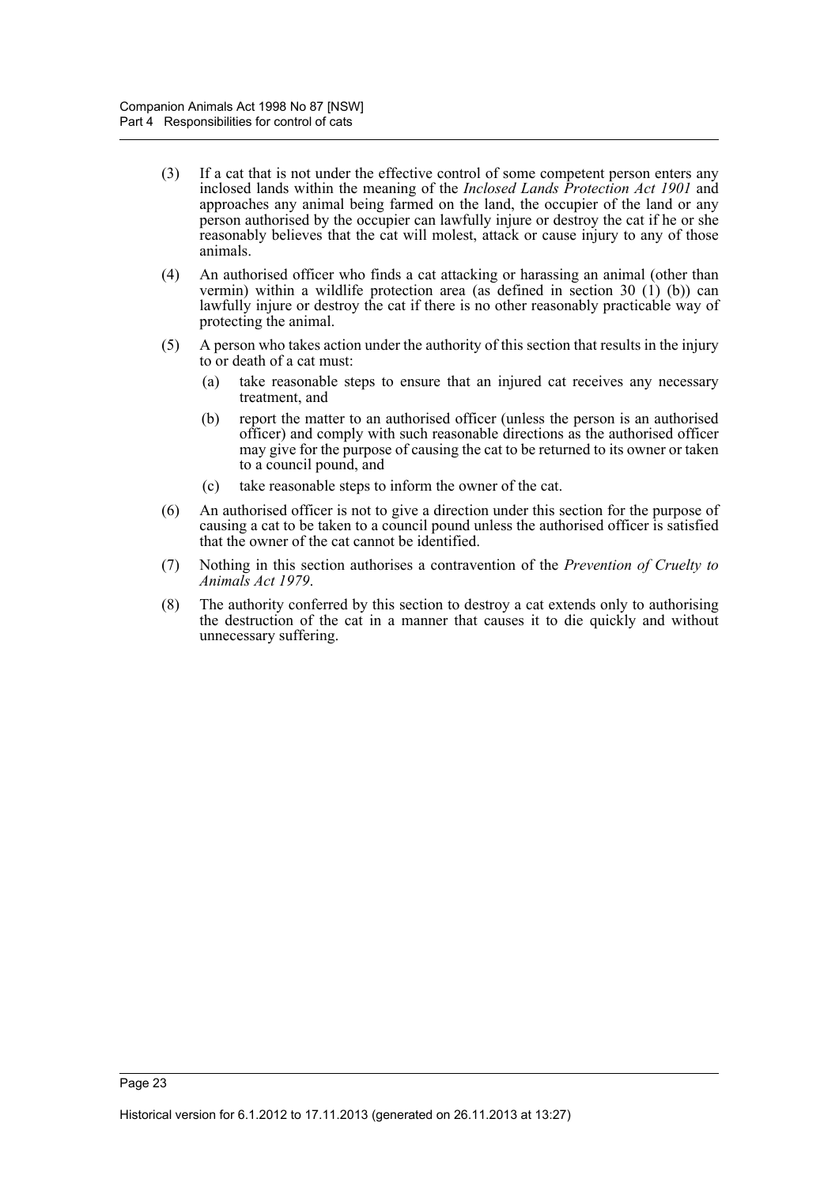(3) If a cat that is not under the effective control of some competent person enters any inclosed lands within the meaning of the *Inclosed Lands Protection Act 1901* and approaches any animal being farmed on the land, the occupier of the land or any person authorised by the occupier can lawfully injure or destroy the cat if he or she reasonably believes that the cat will molest, attack or cause injury to any of those animals.

(4) An authorised officer who finds a cat attacking or harassing an animal (other than vermin) within a wildlife protection area (as defined in section 30 (1) (b)) can lawfully injure or destroy the cat if there is no other reasonably practicable way of protecting the animal.

(5) A person who takes action under the authority of this section that results in the injury to or death of a cat must:

- (a) take reasonable steps to ensure that an injured cat receives any necessary treatment, and
- (b) report the matter to an authorised officer (unless the person is an authorised officer) and comply with such reasonable directions as the authorised officer may give for the purpose of causing the cat to be returned to its owner or taken to a council pound, and
- (c) take reasonable steps to inform the owner of the cat.

(6) An authorised officer is not to give a direction under this section for the purpose of causing a cat to be taken to a council pound unless the authorised officer is satisfied that the owner of the cat cannot be identified.

(7) Nothing in this section authorises a contravention of the *Prevention of Cruelty to Animals Act 1979*.

(8) The authority conferred by this section to destroy a cat extends only to authorising the destruction of the cat in a manner that causes it to die quickly and without unnecessary suffering.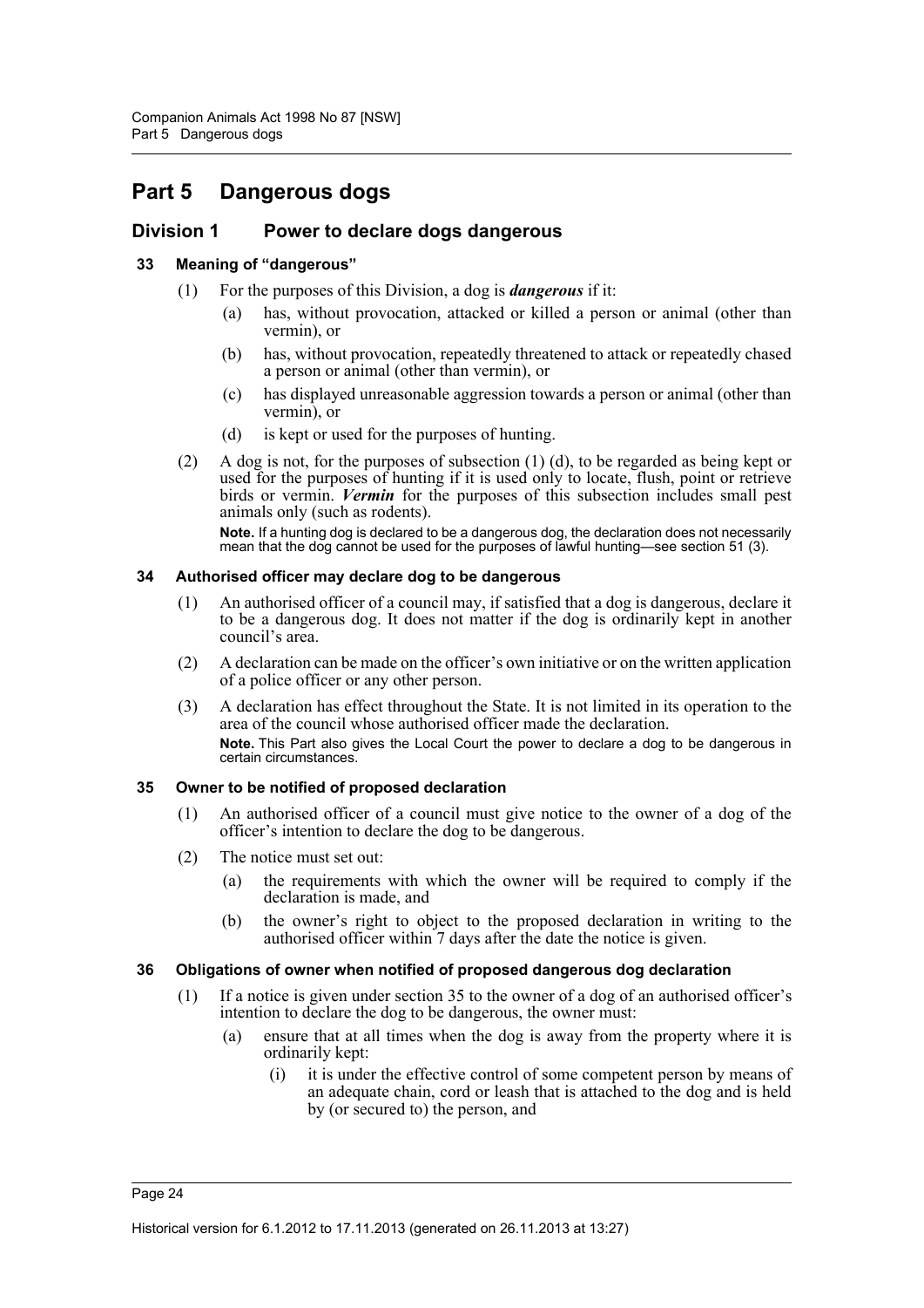# Part 5 Dangerous dogs

## Division 1 Power to declare dogs dangerous

### 33 Meaning of "dangerous"

(1) For the purposes of this Division, a dog is ***dangerous*** if it:

(a) has, without provocation, attacked or killed a person or animal (other than vermin), or

(b) has, without provocation, repeatedly threatened to attack or repeatedly chased a person or animal (other than vermin), or

(c) has displayed unreasonable aggression towards a person or animal (other than vermin), or

(d) is kept or used for the purposes of hunting.

(2) A dog is not, for the purposes of subsection (1) (d), to be regarded as being kept or used for the purposes of hunting if it is used only to locate, flush, point or retrieve birds or vermin. ***Vermin*** for the purposes of this subsection includes small pest animals only (such as rodents).

**Note.** If a hunting dog is declared to be a dangerous dog, the declaration does not necessarily mean that the dog cannot be used for the purposes of lawful hunting—see section 51 (3).

### 34 Authorised officer may declare dog to be dangerous

(1) An authorised officer of a council may, if satisfied that a dog is dangerous, declare it to be a dangerous dog. It does not matter if the dog is ordinarily kept in another council's area.

(2) A declaration can be made on the officer's own initiative or on the written application of a police officer or any other person.

(3) A declaration has effect throughout the State. It is not limited in its operation to the area of the council whose authorised officer made the declaration.

**Note.** This Part also gives the Local Court the power to declare a dog to be dangerous in certain circumstances.

### 35 Owner to be notified of proposed declaration

(1) An authorised officer of a council must give notice to the owner of a dog of the officer's intention to declare the dog to be dangerous.

(2) The notice must set out:

(a) the requirements with which the owner will be required to comply if the declaration is made, and

(b) the owner's right to object to the proposed declaration in writing to the authorised officer within 7 days after the date the notice is given.

### 36 Obligations of owner when notified of proposed dangerous dog declaration

(1) If a notice is given under section 35 to the owner of a dog of an authorised officer's intention to declare the dog to be dangerous, the owner must:

(a) ensure that at all times when the dog is away from the property where it is ordinarily kept:

(i) it is under the effective control of some competent person by means of an adequate chain, cord or leash that is attached to the dog and is held by (or secured to) the person, and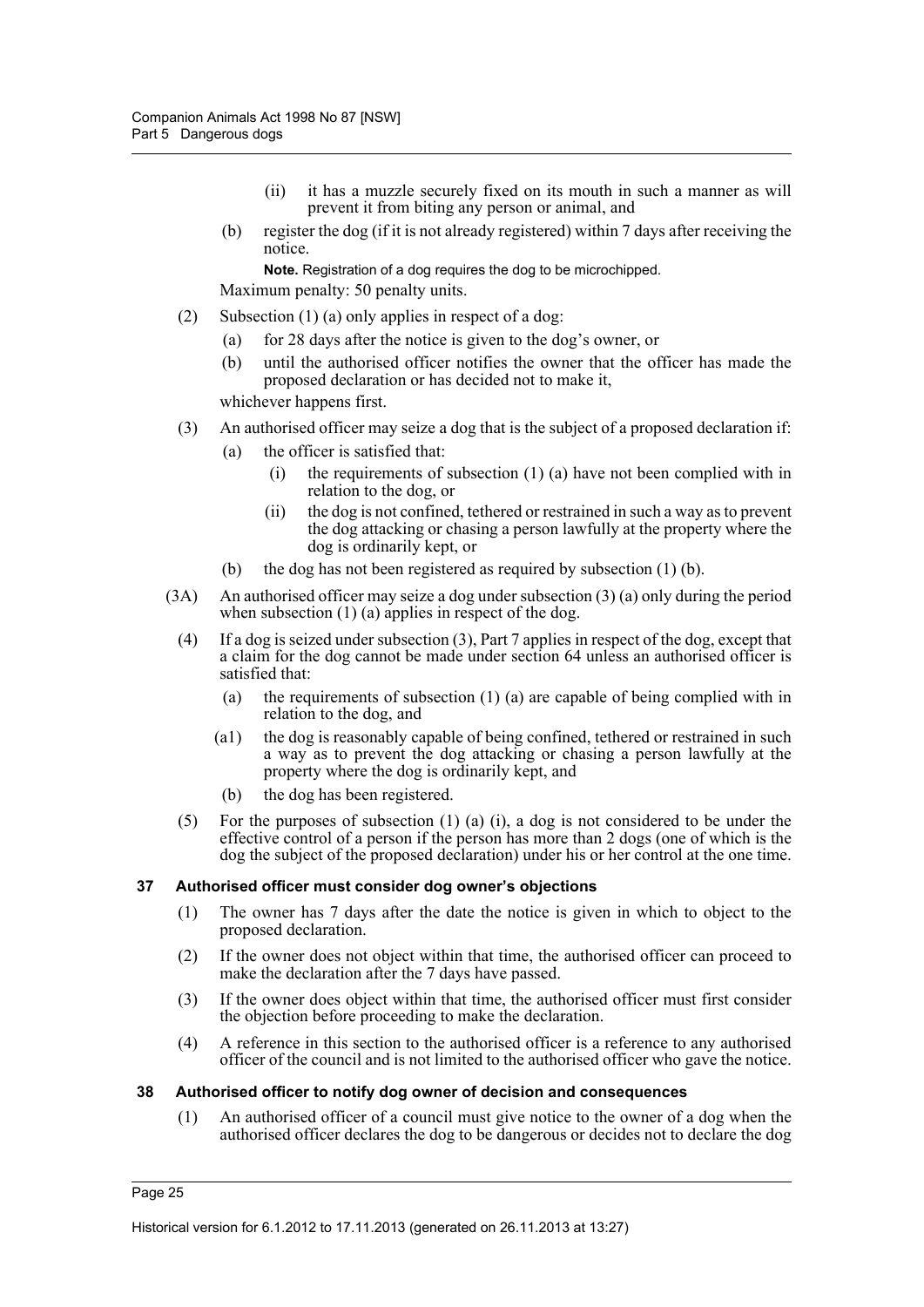(ii) it has a muzzle securely fixed on its mouth in such a manner as will prevent it from biting any person or animal, and

(b) register the dog (if it is not already registered) within 7 days after receiving the notice.

**Note.** Registration of a dog requires the dog to be microchipped.

Maximum penalty: 50 penalty units.

(2) Subsection (1) (a) only applies in respect of a dog:

(a) for 28 days after the notice is given to the dog's owner, or

(b) until the authorised officer notifies the owner that the officer has made the proposed declaration or has decided not to make it,

whichever happens first.

(3) An authorised officer may seize a dog that is the subject of a proposed declaration if:

(a) the officer is satisfied that:

(i) the requirements of subsection (1) (a) have not been complied with in relation to the dog, or

(ii) the dog is not confined, tethered or restrained in such a way as to prevent the dog attacking or chasing a person lawfully at the property where the dog is ordinarily kept, or

(b) the dog has not been registered as required by subsection (1) (b).

(3A) An authorised officer may seize a dog under subsection (3) (a) only during the period when subsection (1) (a) applies in respect of the dog.

(4) If a dog is seized under subsection (3), Part 7 applies in respect of the dog, except that a claim for the dog cannot be made under section 64 unless an authorised officer is satisfied that:

(a) the requirements of subsection (1) (a) are capable of being complied with in relation to the dog, and

(a1) the dog is reasonably capable of being confined, tethered or restrained in such a way as to prevent the dog attacking or chasing a person lawfully at the property where the dog is ordinarily kept, and

(b) the dog has been registered.

(5) For the purposes of subsection (1) (a) (i), a dog is not considered to be under the effective control of a person if the person has more than 2 dogs (one of which is the dog the subject of the proposed declaration) under his or her control at the one time.

### 37 Authorised officer must consider dog owner's objections

(1) The owner has 7 days after the date the notice is given in which to object to the proposed declaration.

(2) If the owner does not object within that time, the authorised officer can proceed to make the declaration after the 7 days have passed.

(3) If the owner does object within that time, the authorised officer must first consider the objection before proceeding to make the declaration.

(4) A reference in this section to the authorised officer is a reference to any authorised officer of the council and is not limited to the authorised officer who gave the notice.

### 38 Authorised officer to notify dog owner of decision and consequences

(1) An authorised officer of a council must give notice to the owner of a dog when the authorised officer declares the dog to be dangerous or decides not to declare the dog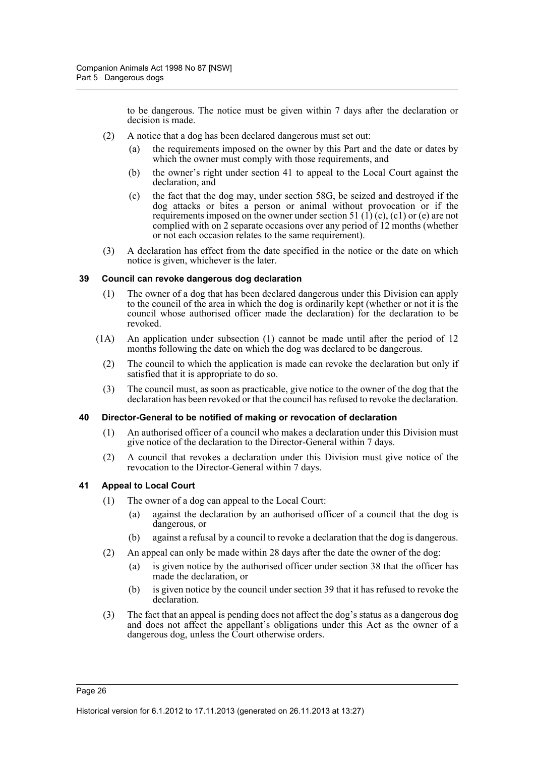to be dangerous. The notice must be given within 7 days after the declaration or decision is made.

(2) A notice that a dog has been declared dangerous must set out:

(a) the requirements imposed on the owner by this Part and the date or dates by which the owner must comply with those requirements, and

(b) the owner's right under section 41 to appeal to the Local Court against the declaration, and

(c) the fact that the dog may, under section 58G, be seized and destroyed if the dog attacks or bites a person or animal without provocation or if the requirements imposed on the owner under section 51 (1) (c), (c1) or (e) are not complied with on 2 separate occasions over any period of 12 months (whether or not each occasion relates to the same requirement).

(3) A declaration has effect from the date specified in the notice or the date on which notice is given, whichever is the later.

### 39 Council can revoke dangerous dog declaration

(1) The owner of a dog that has been declared dangerous under this Division can apply to the council of the area in which the dog is ordinarily kept (whether or not it is the council whose authorised officer made the declaration) for the declaration to be revoked.

(1A) An application under subsection (1) cannot be made until after the period of 12 months following the date on which the dog was declared to be dangerous.

(2) The council to which the application is made can revoke the declaration but only if satisfied that it is appropriate to do so.

(3) The council must, as soon as practicable, give notice to the owner of the dog that the declaration has been revoked or that the council has refused to revoke the declaration.

### 40 Director-General to be notified of making or revocation of declaration

(1) An authorised officer of a council who makes a declaration under this Division must give notice of the declaration to the Director-General within 7 days.

(2) A council that revokes a declaration under this Division must give notice of the revocation to the Director-General within 7 days.

### 41 Appeal to Local Court

(1) The owner of a dog can appeal to the Local Court:

(a) against the declaration by an authorised officer of a council that the dog is dangerous, or

(b) against a refusal by a council to revoke a declaration that the dog is dangerous.

(2) An appeal can only be made within 28 days after the date the owner of the dog:

(a) is given notice by the authorised officer under section 38 that the officer has made the declaration, or

(b) is given notice by the council under section 39 that it has refused to revoke the declaration.

(3) The fact that an appeal is pending does not affect the dog's status as a dangerous dog and does not affect the appellant's obligations under this Act as the owner of a dangerous dog, unless the Court otherwise orders.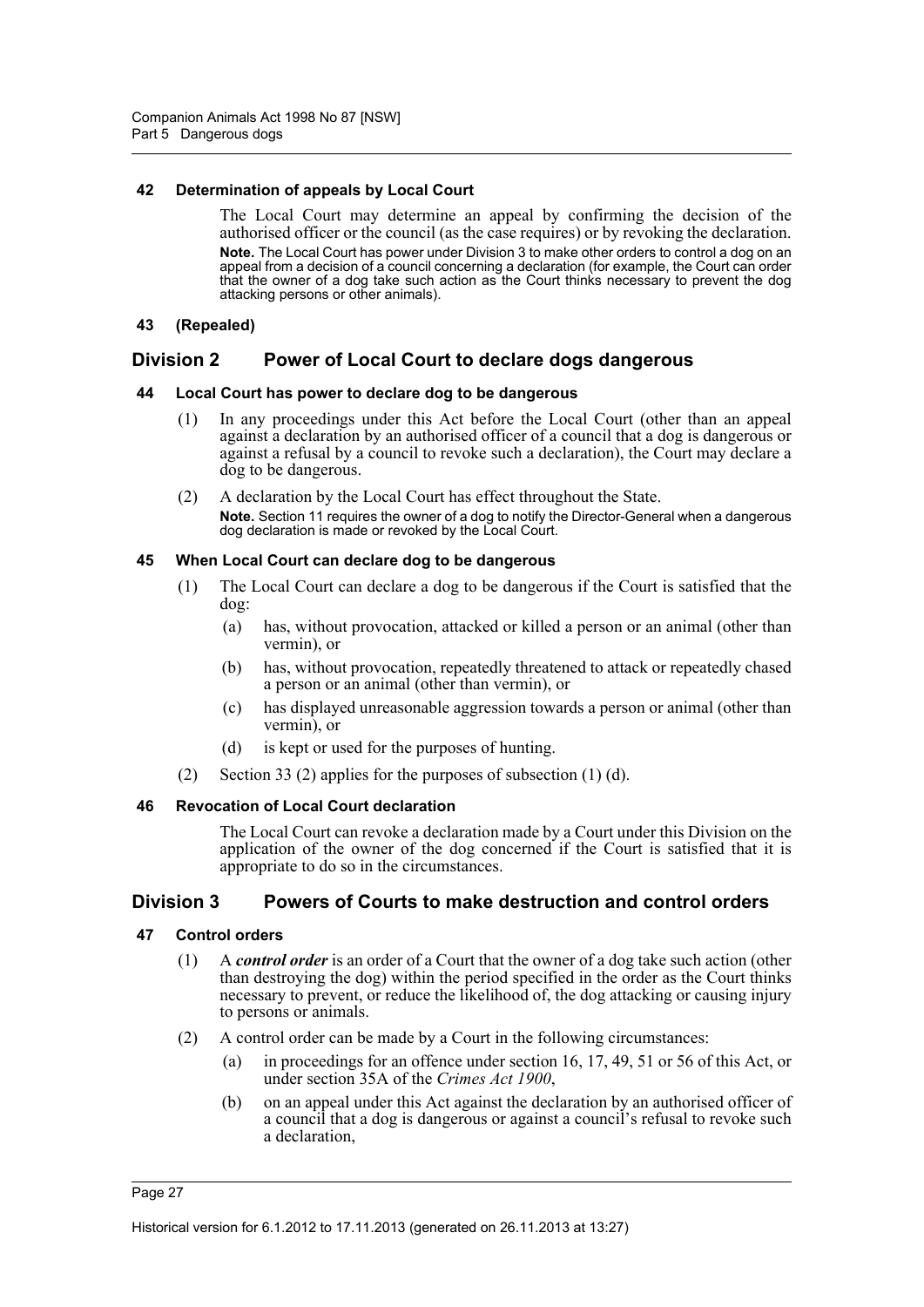#### 42 Determination of appeals by Local Court

The Local Court may determine an appeal by confirming the decision of the authorised officer or the council (as the case requires) or by revoking the declaration.

**Note.** The Local Court has power under Division 3 to make other orders to control a dog on an appeal from a decision of a council concerning a declaration (for example, the Court can order that the owner of a dog take such action as the Court thinks necessary to prevent the dog attacking persons or other animals).

#### 43 (Repealed)

### Division 2 Power of Local Court to declare dogs dangerous

#### 44 Local Court has power to declare dog to be dangerous

(1) In any proceedings under this Act before the Local Court (other than an appeal against a declaration by an authorised officer of a council that a dog is dangerous or against a refusal by a council to revoke such a declaration), the Court may declare a dog to be dangerous.

(2) A declaration by the Local Court has effect throughout the State.

**Note.** Section 11 requires the owner of a dog to notify the Director-General when a dangerous dog declaration is made or revoked by the Local Court.

#### 45 When Local Court can declare dog to be dangerous

(1) The Local Court can declare a dog to be dangerous if the Court is satisfied that the dog:

- (a) has, without provocation, attacked or killed a person or an animal (other than vermin), or
- (b) has, without provocation, repeatedly threatened to attack or repeatedly chased a person or an animal (other than vermin), or
- (c) has displayed unreasonable aggression towards a person or animal (other than vermin), or
- (d) is kept or used for the purposes of hunting.

(2) Section 33 (2) applies for the purposes of subsection (1) (d).

#### 46 Revocation of Local Court declaration

The Local Court can revoke a declaration made by a Court under this Division on the application of the owner of the dog concerned if the Court is satisfied that it is appropriate to do so in the circumstances.

### Division 3 Powers of Courts to make destruction and control orders

#### 47 Control orders

(1) A ***control order*** is an order of a Court that the owner of a dog take such action (other than destroying the dog) within the period specified in the order as the Court thinks necessary to prevent, or reduce the likelihood of, the dog attacking or causing injury to persons or animals.

(2) A control order can be made by a Court in the following circumstances:

- (a) in proceedings for an offence under section 16, 17, 49, 51 or 56 of this Act, or under section 35A of the *Crimes Act 1900*,
- (b) on an appeal under this Act against the declaration by an authorised officer of a council that a dog is dangerous or against a council's refusal to revoke such a declaration,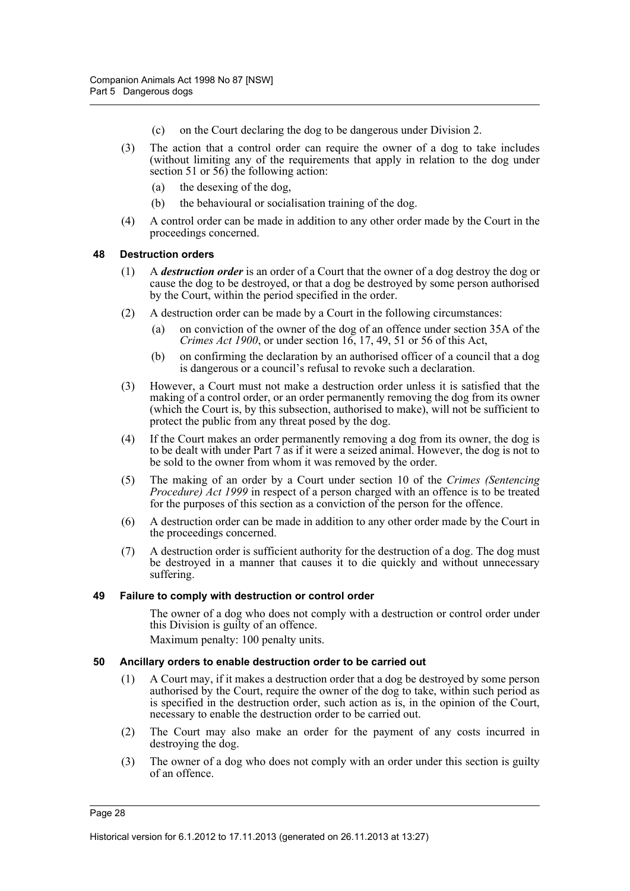(c) on the Court declaring the dog to be dangerous under Division 2.

(3) The action that a control order can require the owner of a dog to take includes (without limiting any of the requirements that apply in relation to the dog under section 51 or 56) the following action:

(a) the desexing of the dog,

(b) the behavioural or socialisation training of the dog.

(4) A control order can be made in addition to any other order made by the Court in the proceedings concerned.

### 48 Destruction orders

(1) A ***destruction order*** is an order of a Court that the owner of a dog destroy the dog or cause the dog to be destroyed, or that a dog be destroyed by some person authorised by the Court, within the period specified in the order.

(2) A destruction order can be made by a Court in the following circumstances:

(a) on conviction of the owner of the dog of an offence under section 35A of the *Crimes Act 1900*, or under section 16, 17, 49, 51 or 56 of this Act,

(b) on confirming the declaration by an authorised officer of a council that a dog is dangerous or a council's refusal to revoke such a declaration.

(3) However, a Court must not make a destruction order unless it is satisfied that the making of a control order, or an order permanently removing the dog from its owner (which the Court is, by this subsection, authorised to make), will not be sufficient to protect the public from any threat posed by the dog.

(4) If the Court makes an order permanently removing a dog from its owner, the dog is to be dealt with under Part 7 as if it were a seized animal. However, the dog is not to be sold to the owner from whom it was removed by the order.

(5) The making of an order by a Court under section 10 of the *Crimes (Sentencing Procedure) Act 1999* in respect of a person charged with an offence is to be treated for the purposes of this section as a conviction of the person for the offence.

(6) A destruction order can be made in addition to any other order made by the Court in the proceedings concerned.

(7) A destruction order is sufficient authority for the destruction of a dog. The dog must be destroyed in a manner that causes it to die quickly and without unnecessary suffering.

### 49 Failure to comply with destruction or control order

The owner of a dog who does not comply with a destruction or control order under this Division is guilty of an offence.

Maximum penalty: 100 penalty units.

### 50 Ancillary orders to enable destruction order to be carried out

(1) A Court may, if it makes a destruction order that a dog be destroyed by some person authorised by the Court, require the owner of the dog to take, within such period as is specified in the destruction order, such action as is, in the opinion of the Court, necessary to enable the destruction order to be carried out.

(2) The Court may also make an order for the payment of any costs incurred in destroying the dog.

(3) The owner of a dog who does not comply with an order under this section is guilty of an offence.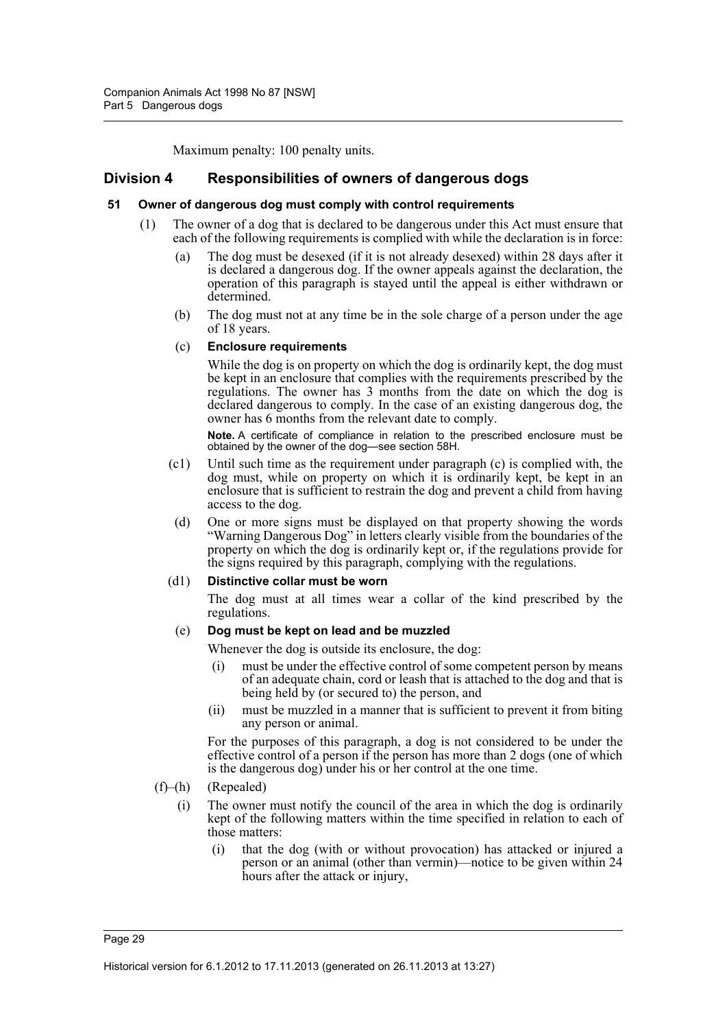Maximum penalty: 100 penalty units.

## Division 4 Responsibilities of owners of dangerous dogs

### 51 Owner of dangerous dog must comply with control requirements

(1) The owner of a dog that is declared to be dangerous under this Act must ensure that each of the following requirements is complied with while the declaration is in force:

(a) The dog must be desexed (if it is not already desexed) within 28 days after it is declared a dangerous dog. If the owner appeals against the declaration, the operation of this paragraph is stayed until the appeal is either withdrawn or determined.

(b) The dog must not at any time be in the sole charge of a person under the age of 18 years.

(c) **Enclosure requirements**

While the dog is on property on which the dog is ordinarily kept, the dog must be kept in an enclosure that complies with the requirements prescribed by the regulations. The owner has 3 months from the date on which the dog is declared dangerous to comply. In the case of an existing dangerous dog, the owner has 6 months from the relevant date to comply.

**Note.** A certificate of compliance in relation to the prescribed enclosure must be obtained by the owner of the dog—see section 58H.

(c1) Until such time as the requirement under paragraph (c) is complied with, the dog must, while on property on which it is ordinarily kept, be kept in an enclosure that is sufficient to restrain the dog and prevent a child from having access to the dog.

(d) One or more signs must be displayed on that property showing the words "Warning Dangerous Dog" in letters clearly visible from the boundaries of the property on which the dog is ordinarily kept or, if the regulations provide for the signs required by this paragraph, complying with the regulations.

(d1) **Distinctive collar must be worn**

The dog must at all times wear a collar of the kind prescribed by the regulations.

(e) **Dog must be kept on lead and be muzzled**

Whenever the dog is outside its enclosure, the dog:

(i) must be under the effective control of some competent person by means of an adequate chain, cord or leash that is attached to the dog and that is being held by (or secured to) the person, and

(ii) must be muzzled in a manner that is sufficient to prevent it from biting any person or animal.

For the purposes of this paragraph, a dog is not considered to be under the effective control of a person if the person has more than 2 dogs (one of which is the dangerous dog) under his or her control at the one time.

(f)–(h) (Repealed)

(i) The owner must notify the council of the area in which the dog is ordinarily kept of the following matters within the time specified in relation to each of those matters:

(i) that the dog (with or without provocation) has attacked or injured a person or an animal (other than vermin)—notice to be given within 24 hours after the attack or injury,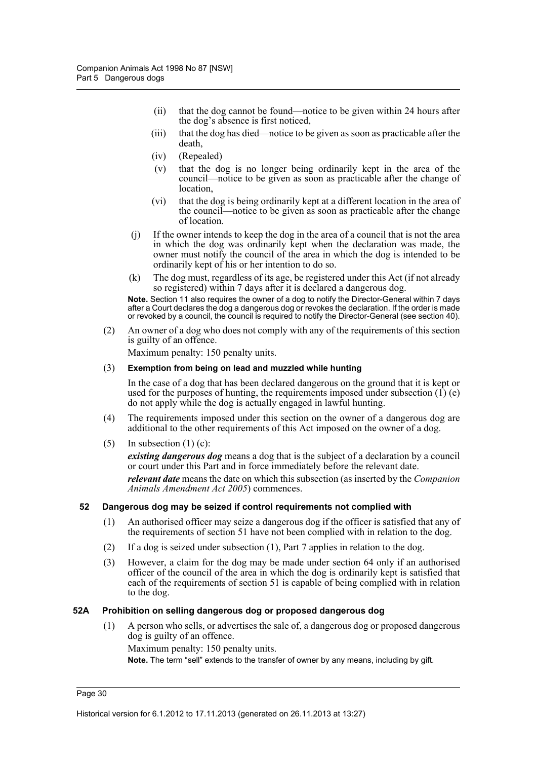- (ii) that the dog cannot be found—notice to be given within 24 hours after the dog's absence is first noticed,
- (iii) that the dog has died—notice to be given as soon as practicable after the death,
- (iv) (Repealed)
- (v) that the dog is no longer being ordinarily kept in the area of the council—notice to be given as soon as practicable after the change of location,
- (vi) that the dog is being ordinarily kept at a different location in the area of the council—notice to be given as soon as practicable after the change of location.

(j) If the owner intends to keep the dog in the area of a council that is not the area in which the dog was ordinarily kept when the declaration was made, the owner must notify the council of the area in which the dog is intended to be ordinarily kept of his or her intention to do so.

(k) The dog must, regardless of its age, be registered under this Act (if not already so registered) within 7 days after it is declared a dangerous dog.

**Note.** Section 11 also requires the owner of a dog to notify the Director-General within 7 days after a Court declares the dog a dangerous dog or revokes the declaration. If the order is made or revoked by a council, the council is required to notify the Director-General (see section 40).

(2) An owner of a dog who does not comply with any of the requirements of this section is guilty of an offence.

Maximum penalty: 150 penalty units.

(3) **Exemption from being on lead and muzzled while hunting**

In the case of a dog that has been declared dangerous on the ground that it is kept or used for the purposes of hunting, the requirements imposed under subsection (1) (e) do not apply while the dog is actually engaged in lawful hunting.

(4) The requirements imposed under this section on the owner of a dangerous dog are additional to the other requirements of this Act imposed on the owner of a dog.

(5) In subsection (1) (c):

***existing dangerous dog*** means a dog that is the subject of a declaration by a council or court under this Part and in force immediately before the relevant date.

***relevant date*** means the date on which this subsection (as inserted by the *Companion Animals Amendment Act 2005*) commences.

### 52 Dangerous dog may be seized if control requirements not complied with

(1) An authorised officer may seize a dangerous dog if the officer is satisfied that any of the requirements of section 51 have not been complied with in relation to the dog.

(2) If a dog is seized under subsection (1), Part 7 applies in relation to the dog.

(3) However, a claim for the dog may be made under section 64 only if an authorised officer of the council of the area in which the dog is ordinarily kept is satisfied that each of the requirements of section 51 is capable of being complied with in relation to the dog.

### 52A Prohibition on selling dangerous dog or proposed dangerous dog

(1) A person who sells, or advertises the sale of, a dangerous dog or proposed dangerous dog is guilty of an offence.

Maximum penalty: 150 penalty units.

**Note.** The term "sell" extends to the transfer of owner by any means, including by gift.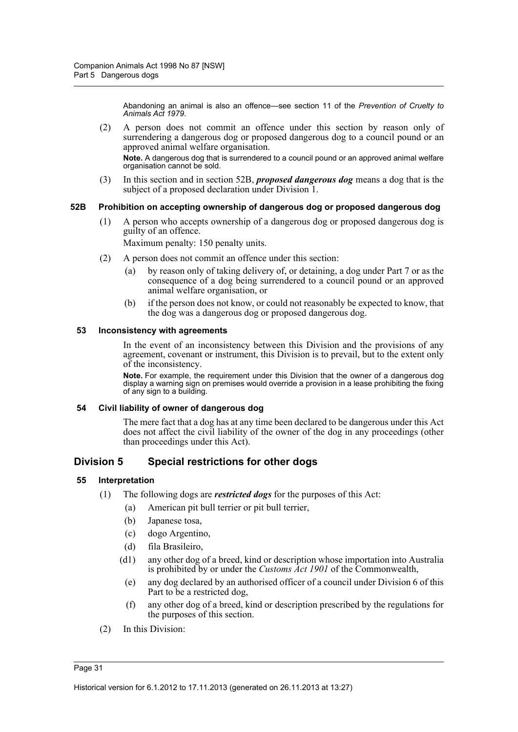Abandoning an animal is also an offence—see section 11 of the *Prevention of Cruelty to Animals Act 1979*.

(2) A person does not commit an offence under this section by reason only of surrendering a dangerous dog or proposed dangerous dog to a council pound or an approved animal welfare organisation.

**Note.** A dangerous dog that is surrendered to a council pound or an approved animal welfare organisation cannot be sold.

(3) In this section and in section 52B, ***proposed dangerous dog*** means a dog that is the subject of a proposed declaration under Division 1.

#### 52B Prohibition on accepting ownership of dangerous dog or proposed dangerous dog

(1) A person who accepts ownership of a dangerous dog or proposed dangerous dog is guilty of an offence.

Maximum penalty: 150 penalty units.

(2) A person does not commit an offence under this section:

- (a) by reason only of taking delivery of, or detaining, a dog under Part 7 or as the consequence of a dog being surrendered to a council pound or an approved animal welfare organisation, or
- (b) if the person does not know, or could not reasonably be expected to know, that the dog was a dangerous dog or proposed dangerous dog.

#### 53 Inconsistency with agreements

In the event of an inconsistency between this Division and the provisions of any agreement, covenant or instrument, this Division is to prevail, but to the extent only of the inconsistency.

**Note.** For example, the requirement under this Division that the owner of a dangerous dog display a warning sign on premises would override a provision in a lease prohibiting the fixing of any sign to a building.

#### 54 Civil liability of owner of dangerous dog

The mere fact that a dog has at any time been declared to be dangerous under this Act does not affect the civil liability of the owner of the dog in any proceedings (other than proceedings under this Act).

## Division 5 Special restrictions for other dogs

#### 55 Interpretation

(1) The following dogs are ***restricted dogs*** for the purposes of this Act:

- (a) American pit bull terrier or pit bull terrier,
- (b) Japanese tosa,
- (c) dogo Argentino,
- (d) fila Brasileiro,
- (d1) any other dog of a breed, kind or description whose importation into Australia is prohibited by or under the *Customs Act 1901* of the Commonwealth,
- (e) any dog declared by an authorised officer of a council under Division 6 of this Part to be a restricted dog,
- (f) any other dog of a breed, kind or description prescribed by the regulations for the purposes of this section.

(2) In this Division: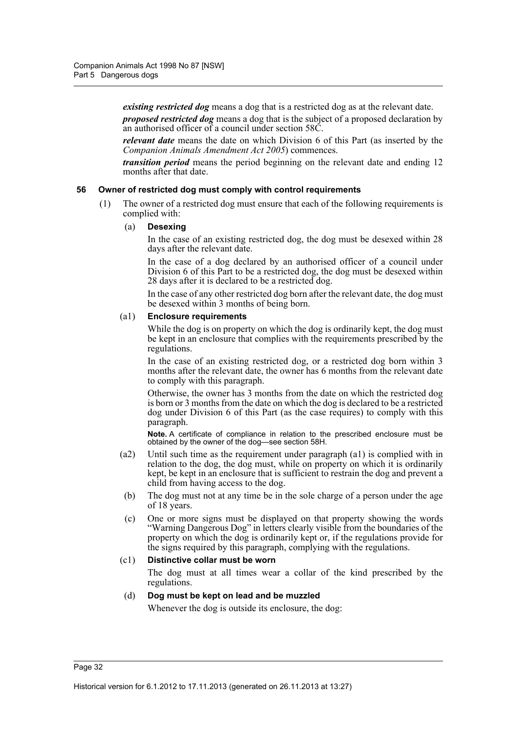***existing restricted dog*** means a dog that is a restricted dog as at the relevant date.

***proposed restricted dog*** means a dog that is the subject of a proposed declaration by an authorised officer of a council under section 58C.

***relevant date*** means the date on which Division 6 of this Part (as inserted by the *Companion Animals Amendment Act 2005*) commences.

***transition period*** means the period beginning on the relevant date and ending 12 months after that date.

### 56 Owner of restricted dog must comply with control requirements

(1) The owner of a restricted dog must ensure that each of the following requirements is complied with:

(a) **Desexing**

In the case of an existing restricted dog, the dog must be desexed within 28 days after the relevant date.

In the case of a dog declared by an authorised officer of a council under Division 6 of this Part to be a restricted dog, the dog must be desexed within 28 days after it is declared to be a restricted dog.

In the case of any other restricted dog born after the relevant date, the dog must be desexed within 3 months of being born.

(a1) **Enclosure requirements**

While the dog is on property on which the dog is ordinarily kept, the dog must be kept in an enclosure that complies with the requirements prescribed by the regulations.

In the case of an existing restricted dog, or a restricted dog born within 3 months after the relevant date, the owner has 6 months from the relevant date to comply with this paragraph.

Otherwise, the owner has 3 months from the date on which the restricted dog is born or 3 months from the date on which the dog is declared to be a restricted dog under Division 6 of this Part (as the case requires) to comply with this paragraph.

**Note.** A certificate of compliance in relation to the prescribed enclosure must be obtained by the owner of the dog—see section 58H.

(a2) Until such time as the requirement under paragraph (a1) is complied with in relation to the dog, the dog must, while on property on which it is ordinarily kept, be kept in an enclosure that is sufficient to restrain the dog and prevent a child from having access to the dog.

(b) The dog must not at any time be in the sole charge of a person under the age of 18 years.

(c) One or more signs must be displayed on that property showing the words "Warning Dangerous Dog" in letters clearly visible from the boundaries of the property on which the dog is ordinarily kept or, if the regulations provide for the signs required by this paragraph, complying with the regulations.

(c1) **Distinctive collar must be worn**

The dog must at all times wear a collar of the kind prescribed by the regulations.

(d) **Dog must be kept on lead and be muzzled**

Whenever the dog is outside its enclosure, the dog: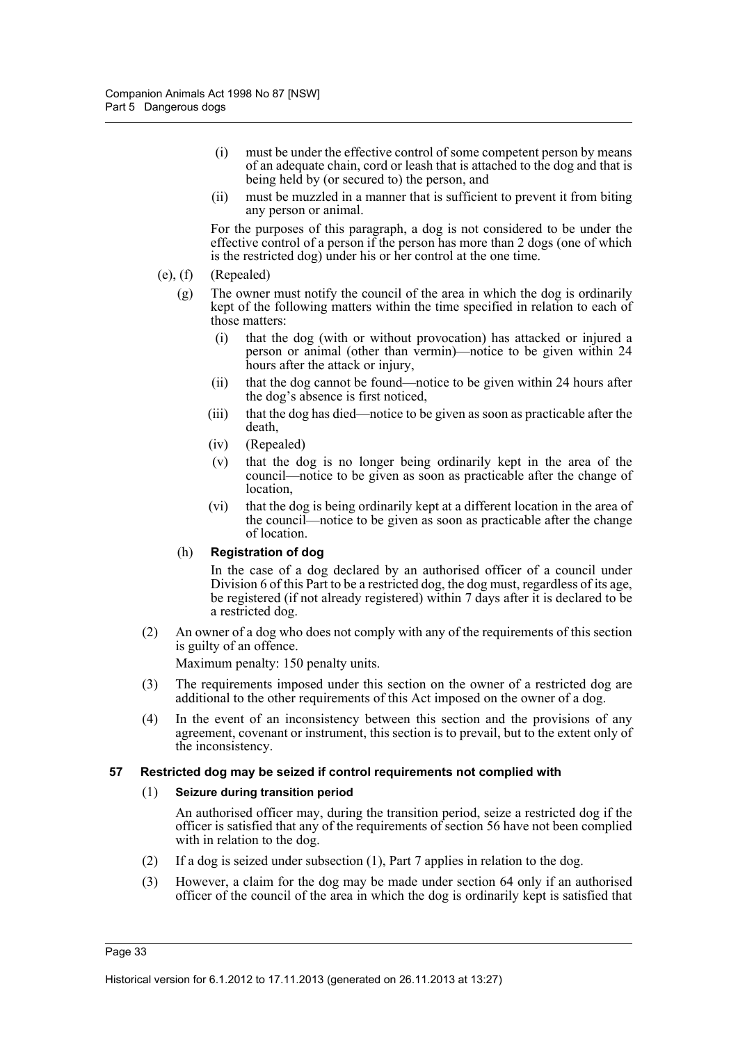(i) must be under the effective control of some competent person by means of an adequate chain, cord or leash that is attached to the dog and that is being held by (or secured to) the person, and

(ii) must be muzzled in a manner that is sufficient to prevent it from biting any person or animal.

For the purposes of this paragraph, a dog is not considered to be under the effective control of a person if the person has more than 2 dogs (one of which is the restricted dog) under his or her control at the one time.

(e), (f) (Repealed)

(g) The owner must notify the council of the area in which the dog is ordinarily kept of the following matters within the time specified in relation to each of those matters:

(i) that the dog (with or without provocation) has attacked or injured a person or animal (other than vermin)—notice to be given within 24 hours after the attack or injury,

(ii) that the dog cannot be found—notice to be given within 24 hours after the dog's absence is first noticed,

(iii) that the dog has died—notice to be given as soon as practicable after the death,

(iv) (Repealed)

(v) that the dog is no longer being ordinarily kept in the area of the council—notice to be given as soon as practicable after the change of location,

(vi) that the dog is being ordinarily kept at a different location in the area of the council—notice to be given as soon as practicable after the change of location.

(h) **Registration of dog**

In the case of a dog declared by an authorised officer of a council under Division 6 of this Part to be a restricted dog, the dog must, regardless of its age, be registered (if not already registered) within 7 days after it is declared to be a restricted dog.

(2) An owner of a dog who does not comply with any of the requirements of this section is guilty of an offence.

Maximum penalty: 150 penalty units.

(3) The requirements imposed under this section on the owner of a restricted dog are additional to the other requirements of this Act imposed on the owner of a dog.

(4) In the event of an inconsistency between this section and the provisions of any agreement, covenant or instrument, this section is to prevail, but to the extent only of the inconsistency.

### 57 Restricted dog may be seized if control requirements not complied with

(1) **Seizure during transition period**

An authorised officer may, during the transition period, seize a restricted dog if the officer is satisfied that any of the requirements of section 56 have not been complied with in relation to the dog.

(2) If a dog is seized under subsection (1), Part 7 applies in relation to the dog.

(3) However, a claim for the dog may be made under section 64 only if an authorised officer of the council of the area in which the dog is ordinarily kept is satisfied that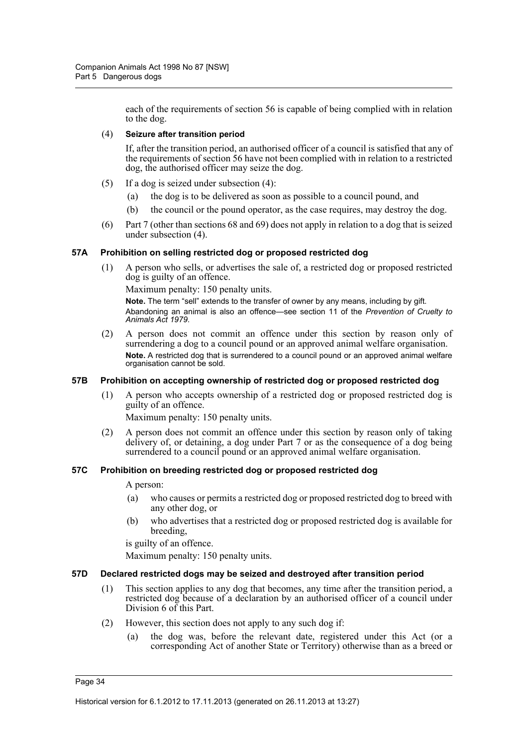each of the requirements of section 56 is capable of being complied with in relation to the dog.

(4) **Seizure after transition period**

If, after the transition period, an authorised officer of a council is satisfied that any of the requirements of section 56 have not been complied with in relation to a restricted dog, the authorised officer may seize the dog.

(5) If a dog is seized under subsection (4):

- (a) the dog is to be delivered as soon as possible to a council pound, and
- (b) the council or the pound operator, as the case requires, may destroy the dog.

(6) Part 7 (other than sections 68 and 69) does not apply in relation to a dog that is seized under subsection (4).

### 57A Prohibition on selling restricted dog or proposed restricted dog

(1) A person who sells, or advertises the sale of, a restricted dog or proposed restricted dog is guilty of an offence.

Maximum penalty: 150 penalty units.

**Note.** The term "sell" extends to the transfer of owner by any means, including by gift. Abandoning an animal is also an offence—see section 11 of the *Prevention of Cruelty to Animals Act 1979*.

(2) A person does not commit an offence under this section by reason only of surrendering a dog to a council pound or an approved animal welfare organisation.

**Note.** A restricted dog that is surrendered to a council pound or an approved animal welfare organisation cannot be sold.

### 57B Prohibition on accepting ownership of restricted dog or proposed restricted dog

(1) A person who accepts ownership of a restricted dog or proposed restricted dog is guilty of an offence.

Maximum penalty: 150 penalty units.

(2) A person does not commit an offence under this section by reason only of taking delivery of, or detaining, a dog under Part 7 or as the consequence of a dog being surrendered to a council pound or an approved animal welfare organisation.

### 57C Prohibition on breeding restricted dog or proposed restricted dog

A person:

- (a) who causes or permits a restricted dog or proposed restricted dog to breed with any other dog, or
- (b) who advertises that a restricted dog or proposed restricted dog is available for breeding,

is guilty of an offence.

Maximum penalty: 150 penalty units.

### 57D Declared restricted dogs may be seized and destroyed after transition period

(1) This section applies to any dog that becomes, any time after the transition period, a restricted dog because of a declaration by an authorised officer of a council under Division 6 of this Part.

(2) However, this section does not apply to any such dog if:

- (a) the dog was, before the relevant date, registered under this Act (or a corresponding Act of another State or Territory) otherwise than as a breed or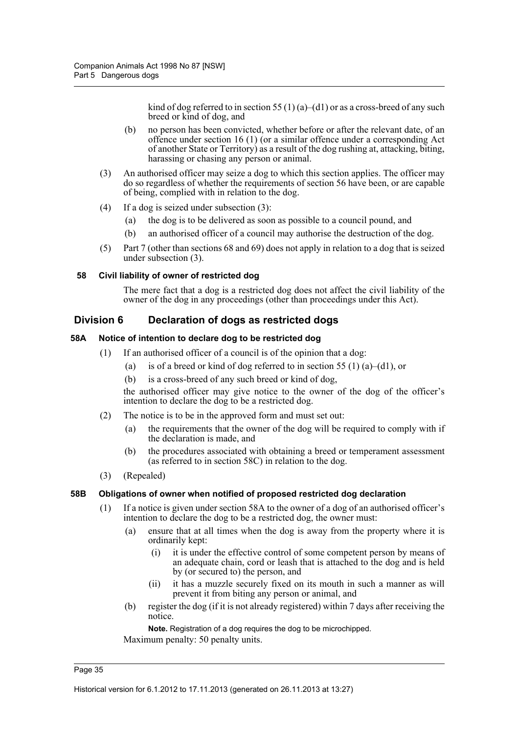kind of dog referred to in section 55 (1) (a)–(d1) or as a cross-breed of any such breed or kind of dog, and

(b) no person has been convicted, whether before or after the relevant date, of an offence under section 16 (1) (or a similar offence under a corresponding Act of another State or Territory) as a result of the dog rushing at, attacking, biting, harassing or chasing any person or animal.

(3) An authorised officer may seize a dog to which this section applies. The officer may do so regardless of whether the requirements of section 56 have been, or are capable of being, complied with in relation to the dog.

(4) If a dog is seized under subsection (3):

(a) the dog is to be delivered as soon as possible to a council pound, and

(b) an authorised officer of a council may authorise the destruction of the dog.

(5) Part 7 (other than sections 68 and 69) does not apply in relation to a dog that is seized under subsection (3).

#### 58 Civil liability of owner of restricted dog

The mere fact that a dog is a restricted dog does not affect the civil liability of the owner of the dog in any proceedings (other than proceedings under this Act).

## Division 6 Declaration of dogs as restricted dogs

#### 58A Notice of intention to declare dog to be restricted dog

(1) If an authorised officer of a council is of the opinion that a dog:

(a) is of a breed or kind of dog referred to in section 55 (1) (a)–(d1), or

(b) is a cross-breed of any such breed or kind of dog,

the authorised officer may give notice to the owner of the dog of the officer's intention to declare the dog to be a restricted dog.

(2) The notice is to be in the approved form and must set out:

(a) the requirements that the owner of the dog will be required to comply with if the declaration is made, and

(b) the procedures associated with obtaining a breed or temperament assessment (as referred to in section 58C) in relation to the dog.

(3) (Repealed)

#### 58B Obligations of owner when notified of proposed restricted dog declaration

(1) If a notice is given under section 58A to the owner of a dog of an authorised officer's intention to declare the dog to be a restricted dog, the owner must:

(a) ensure that at all times when the dog is away from the property where it is ordinarily kept:

(i) it is under the effective control of some competent person by means of an adequate chain, cord or leash that is attached to the dog and is held by (or secured to) the person, and

(ii) it has a muzzle securely fixed on its mouth in such a manner as will prevent it from biting any person or animal, and

(b) register the dog (if it is not already registered) within 7 days after receiving the notice.

**Note.** Registration of a dog requires the dog to be microchipped.

Maximum penalty: 50 penalty units.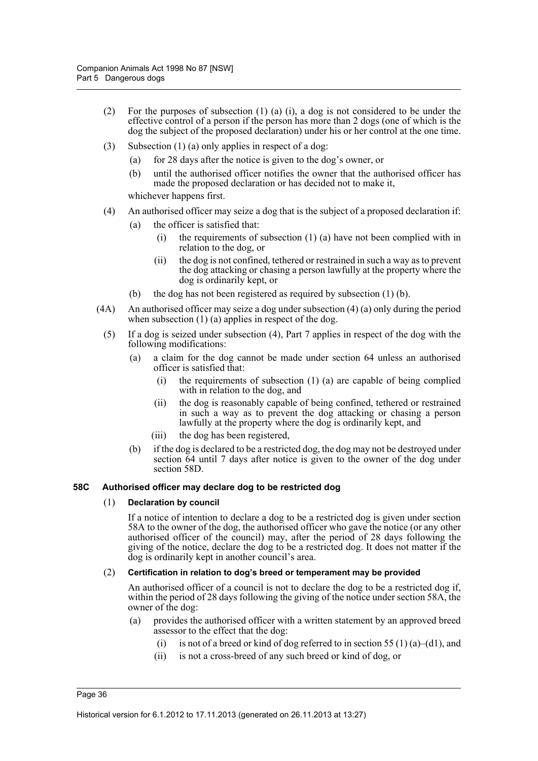(2) For the purposes of subsection (1) (a) (i), a dog is not considered to be under the effective control of a person if the person has more than 2 dogs (one of which is the dog the subject of the proposed declaration) under his or her control at the one time.

(3) Subsection (1) (a) only applies in respect of a dog:

(a) for 28 days after the notice is given to the dog's owner, or

(b) until the authorised officer notifies the owner that the authorised officer has made the proposed declaration or has decided not to make it,

whichever happens first.

(4) An authorised officer may seize a dog that is the subject of a proposed declaration if:

(a) the officer is satisfied that:

(i) the requirements of subsection (1) (a) have not been complied with in relation to the dog, or

(ii) the dog is not confined, tethered or restrained in such a way as to prevent the dog attacking or chasing a person lawfully at the property where the dog is ordinarily kept, or

(b) the dog has not been registered as required by subsection (1) (b).

(4A) An authorised officer may seize a dog under subsection (4) (a) only during the period when subsection (1) (a) applies in respect of the dog.

(5) If a dog is seized under subsection (4), Part 7 applies in respect of the dog with the following modifications:

(a) a claim for the dog cannot be made under section 64 unless an authorised officer is satisfied that:

(i) the requirements of subsection (1) (a) are capable of being complied with in relation to the dog, and

(ii) the dog is reasonably capable of being confined, tethered or restrained in such a way as to prevent the dog attacking or chasing a person lawfully at the property where the dog is ordinarily kept, and

(iii) the dog has been registered,

(b) if the dog is declared to be a restricted dog, the dog may not be destroyed under section 64 until 7 days after notice is given to the owner of the dog under section 58D.

### 58C Authorised officer may declare dog to be restricted dog

(1) **Declaration by council**

If a notice of intention to declare a dog to be a restricted dog is given under section 58A to the owner of the dog, the authorised officer who gave the notice (or any other authorised officer of the council) may, after the period of 28 days following the giving of the notice, declare the dog to be a restricted dog. It does not matter if the dog is ordinarily kept in another council's area.

(2) **Certification in relation to dog's breed or temperament may be provided**

An authorised officer of a council is not to declare the dog to be a restricted dog if, within the period of 28 days following the giving of the notice under section 58A, the owner of the dog:

(a) provides the authorised officer with a written statement by an approved breed assessor to the effect that the dog:

(i) is not of a breed or kind of dog referred to in section 55 (1) (a)–(d1), and

(ii) is not a cross-breed of any such breed or kind of dog, or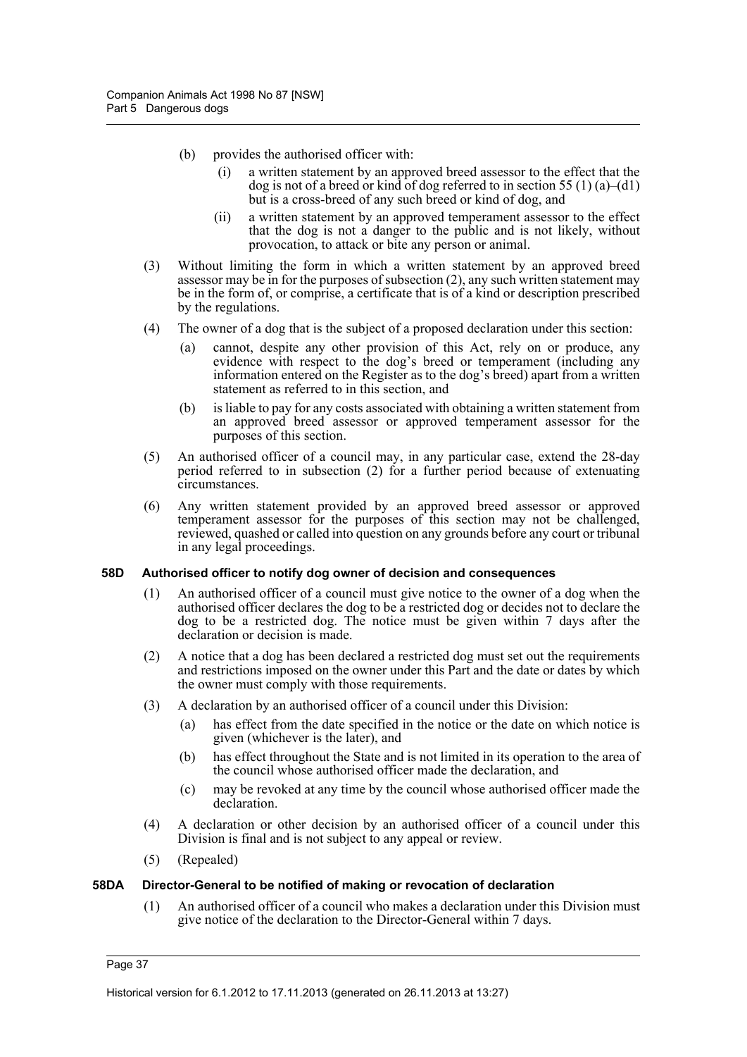(b) provides the authorised officer with:

(i) a written statement by an approved breed assessor to the effect that the dog is not of a breed or kind of dog referred to in section 55 (1) (a)–(d1) but is a cross-breed of any such breed or kind of dog, and

(ii) a written statement by an approved temperament assessor to the effect that the dog is not a danger to the public and is not likely, without provocation, to attack or bite any person or animal.

(3) Without limiting the form in which a written statement by an approved breed assessor may be in for the purposes of subsection (2), any such written statement may be in the form of, or comprise, a certificate that is of a kind or description prescribed by the regulations.

(4) The owner of a dog that is the subject of a proposed declaration under this section:

(a) cannot, despite any other provision of this Act, rely on or produce, any evidence with respect to the dog's breed or temperament (including any information entered on the Register as to the dog's breed) apart from a written statement as referred to in this section, and

(b) is liable to pay for any costs associated with obtaining a written statement from an approved breed assessor or approved temperament assessor for the purposes of this section.

(5) An authorised officer of a council may, in any particular case, extend the 28-day period referred to in subsection (2) for a further period because of extenuating circumstances.

(6) Any written statement provided by an approved breed assessor or approved temperament assessor for the purposes of this section may not be challenged, reviewed, quashed or called into question on any grounds before any court or tribunal in any legal proceedings.

### 58D Authorised officer to notify dog owner of decision and consequences

(1) An authorised officer of a council must give notice to the owner of a dog when the authorised officer declares the dog to be a restricted dog or decides not to declare the dog to be a restricted dog. The notice must be given within 7 days after the declaration or decision is made.

(2) A notice that a dog has been declared a restricted dog must set out the requirements and restrictions imposed on the owner under this Part and the date or dates by which the owner must comply with those requirements.

(3) A declaration by an authorised officer of a council under this Division:

(a) has effect from the date specified in the notice or the date on which notice is given (whichever is the later), and

(b) has effect throughout the State and is not limited in its operation to the area of the council whose authorised officer made the declaration, and

(c) may be revoked at any time by the council whose authorised officer made the declaration.

(4) A declaration or other decision by an authorised officer of a council under this Division is final and is not subject to any appeal or review.

(5) (Repealed)

### 58DA Director-General to be notified of making or revocation of declaration

(1) An authorised officer of a council who makes a declaration under this Division must give notice of the declaration to the Director-General within 7 days.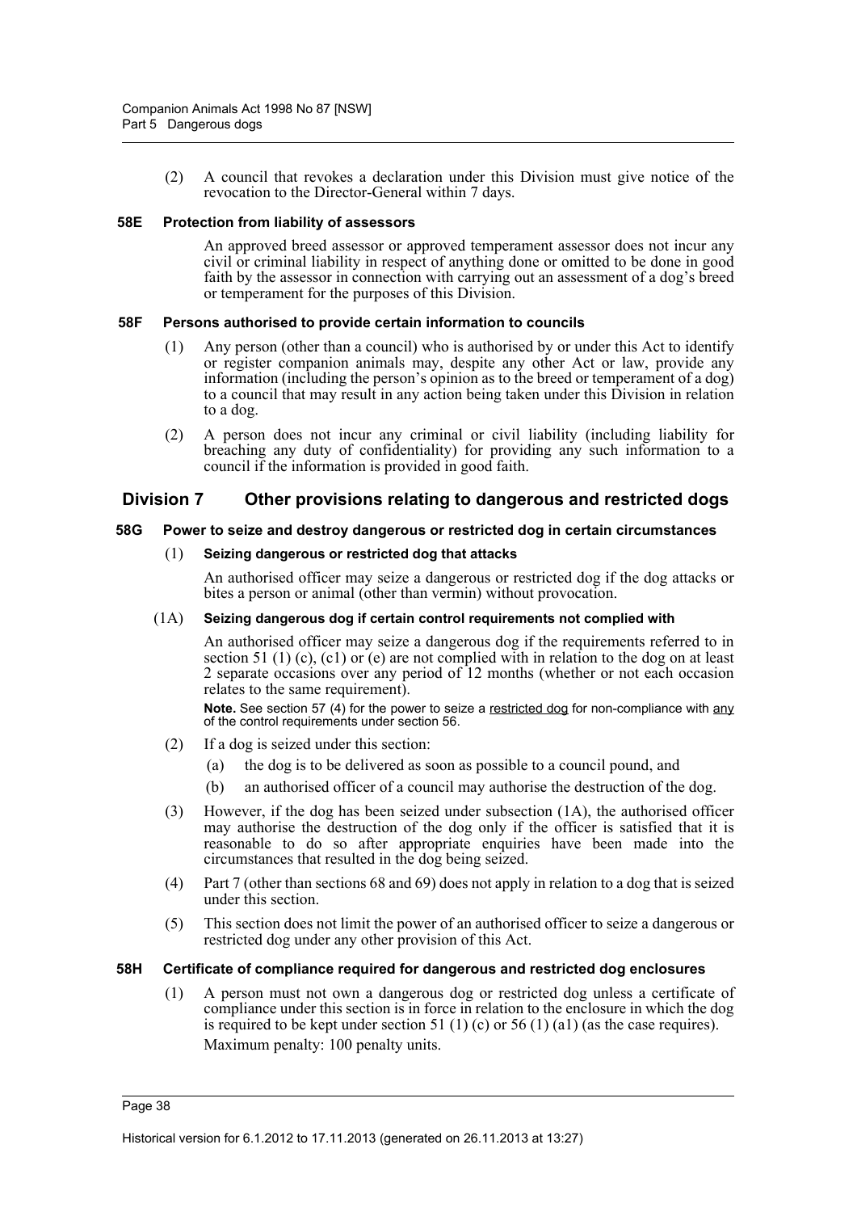(2) A council that revokes a declaration under this Division must give notice of the revocation to the Director-General within 7 days.

#### 58E Protection from liability of assessors

An approved breed assessor or approved temperament assessor does not incur any civil or criminal liability in respect of anything done or omitted to be done in good faith by the assessor in connection with carrying out an assessment of a dog's breed or temperament for the purposes of this Division.

#### 58F Persons authorised to provide certain information to councils

(1) Any person (other than a council) who is authorised by or under this Act to identify or register companion animals may, despite any other Act or law, provide any information (including the person's opinion as to the breed or temperament of a dog) to a council that may result in any action being taken under this Division in relation to a dog.

(2) A person does not incur any criminal or civil liability (including liability for breaching any duty of confidentiality) for providing any such information to a council if the information is provided in good faith.

### Division 7 Other provisions relating to dangerous and restricted dogs

#### 58G Power to seize and destroy dangerous or restricted dog in certain circumstances

(1) **Seizing dangerous or restricted dog that attacks**

An authorised officer may seize a dangerous or restricted dog if the dog attacks or bites a person or animal (other than vermin) without provocation.

(1A) **Seizing dangerous dog if certain control requirements not complied with**

An authorised officer may seize a dangerous dog if the requirements referred to in section 51 (1) (c), (c1) or (e) are not complied with in relation to the dog on at least 2 separate occasions over any period of 12 months (whether or not each occasion relates to the same requirement).

**Note.** See section 57 (4) for the power to seize a restricted dog for non-compliance with any of the control requirements under section 56.

(2) If a dog is seized under this section:

(a) the dog is to be delivered as soon as possible to a council pound, and

(b) an authorised officer of a council may authorise the destruction of the dog.

(3) However, if the dog has been seized under subsection (1A), the authorised officer may authorise the destruction of the dog only if the officer is satisfied that it is reasonable to do so after appropriate enquiries have been made into the circumstances that resulted in the dog being seized.

(4) Part 7 (other than sections 68 and 69) does not apply in relation to a dog that is seized under this section.

(5) This section does not limit the power of an authorised officer to seize a dangerous or restricted dog under any other provision of this Act.

#### 58H Certificate of compliance required for dangerous and restricted dog enclosures

(1) A person must not own a dangerous dog or restricted dog unless a certificate of compliance under this section is in force in relation to the enclosure in which the dog is required to be kept under section 51 (1) (c) or 56 (1) (a1) (as the case requires).

Maximum penalty: 100 penalty units.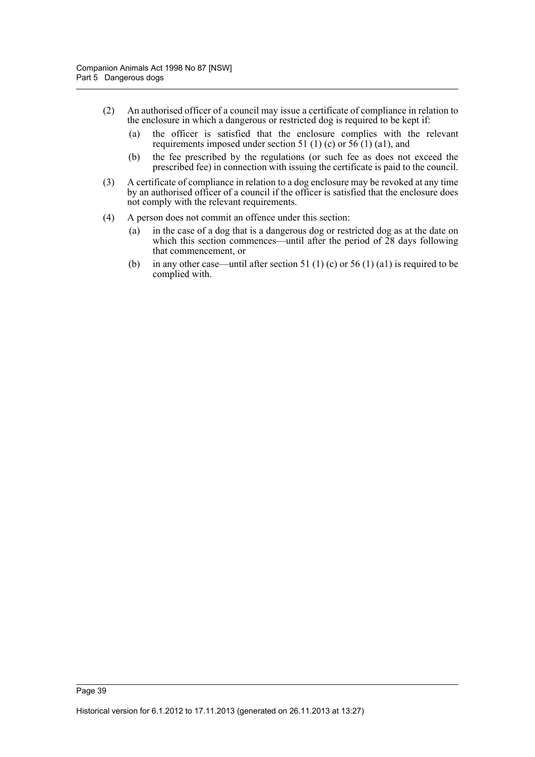(2) An authorised officer of a council may issue a certificate of compliance in relation to the enclosure in which a dangerous or restricted dog is required to be kept if:

  (a) the officer is satisfied that the enclosure complies with the relevant requirements imposed under section 51 (1) (c) or 56 (1) (a1), and

  (b) the fee prescribed by the regulations (or such fee as does not exceed the prescribed fee) in connection with issuing the certificate is paid to the council.

(3) A certificate of compliance in relation to a dog enclosure may be revoked at any time by an authorised officer of a council if the officer is satisfied that the enclosure does not comply with the relevant requirements.

(4) A person does not commit an offence under this section:

  (a) in the case of a dog that is a dangerous dog or restricted dog as at the date on which this section commences—until after the period of 28 days following that commencement, or

  (b) in any other case—until after section 51 (1) (c) or 56 (1) (a1) is required to be complied with.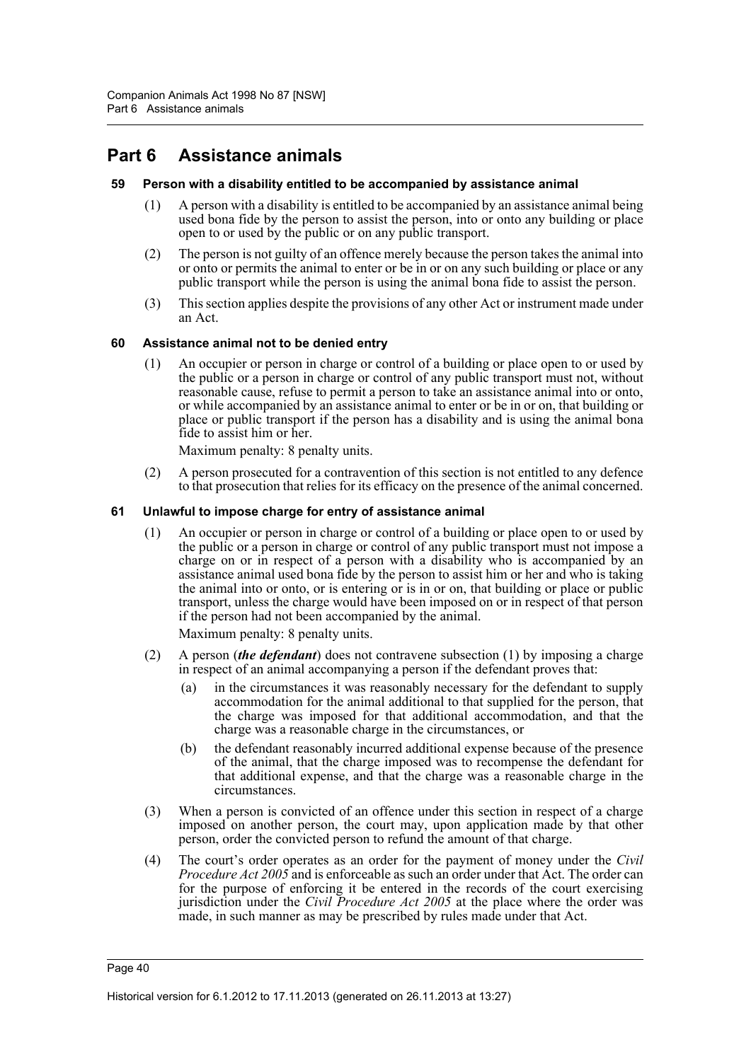# Part 6 Assistance animals

### 59 Person with a disability entitled to be accompanied by assistance animal

(1) A person with a disability is entitled to be accompanied by an assistance animal being used bona fide by the person to assist the person, into or onto any building or place open to or used by the public or on any public transport.

(2) The person is not guilty of an offence merely because the person takes the animal into or onto or permits the animal to enter or be in or on any such building or place or any public transport while the person is using the animal bona fide to assist the person.

(3) This section applies despite the provisions of any other Act or instrument made under an Act.

### 60 Assistance animal not to be denied entry

(1) An occupier or person in charge or control of a building or place open to or used by the public or a person in charge or control of any public transport must not, without reasonable cause, refuse to permit a person to take an assistance animal into or onto, or while accompanied by an assistance animal to enter or be in or on, that building or place or public transport if the person has a disability and is using the animal bona fide to assist him or her.

Maximum penalty: 8 penalty units.

(2) A person prosecuted for a contravention of this section is not entitled to any defence to that prosecution that relies for its efficacy on the presence of the animal concerned.

### 61 Unlawful to impose charge for entry of assistance animal

(1) An occupier or person in charge or control of a building or place open to or used by the public or a person in charge or control of any public transport must not impose a charge on or in respect of a person with a disability who is accompanied by an assistance animal used bona fide by the person to assist him or her and who is taking the animal into or onto, or is entering or is in or on, that building or place or public transport, unless the charge would have been imposed on or in respect of that person if the person had not been accompanied by the animal.

Maximum penalty: 8 penalty units.

(2) A person (***the defendant***) does not contravene subsection (1) by imposing a charge in respect of an animal accompanying a person if the defendant proves that:

(a) in the circumstances it was reasonably necessary for the defendant to supply accommodation for the animal additional to that supplied for the person, that the charge was imposed for that additional accommodation, and that the charge was a reasonable charge in the circumstances, or

(b) the defendant reasonably incurred additional expense because of the presence of the animal, that the charge imposed was to recompense the defendant for that additional expense, and that the charge was a reasonable charge in the circumstances.

(3) When a person is convicted of an offence under this section in respect of a charge imposed on another person, the court may, upon application made by that other person, order the convicted person to refund the amount of that charge.

(4) The court's order operates as an order for the payment of money under the *Civil Procedure Act 2005* and is enforceable as such an order under that Act. The order can for the purpose of enforcing it be entered in the records of the court exercising jurisdiction under the *Civil Procedure Act 2005* at the place where the order was made, in such manner as may be prescribed by rules made under that Act.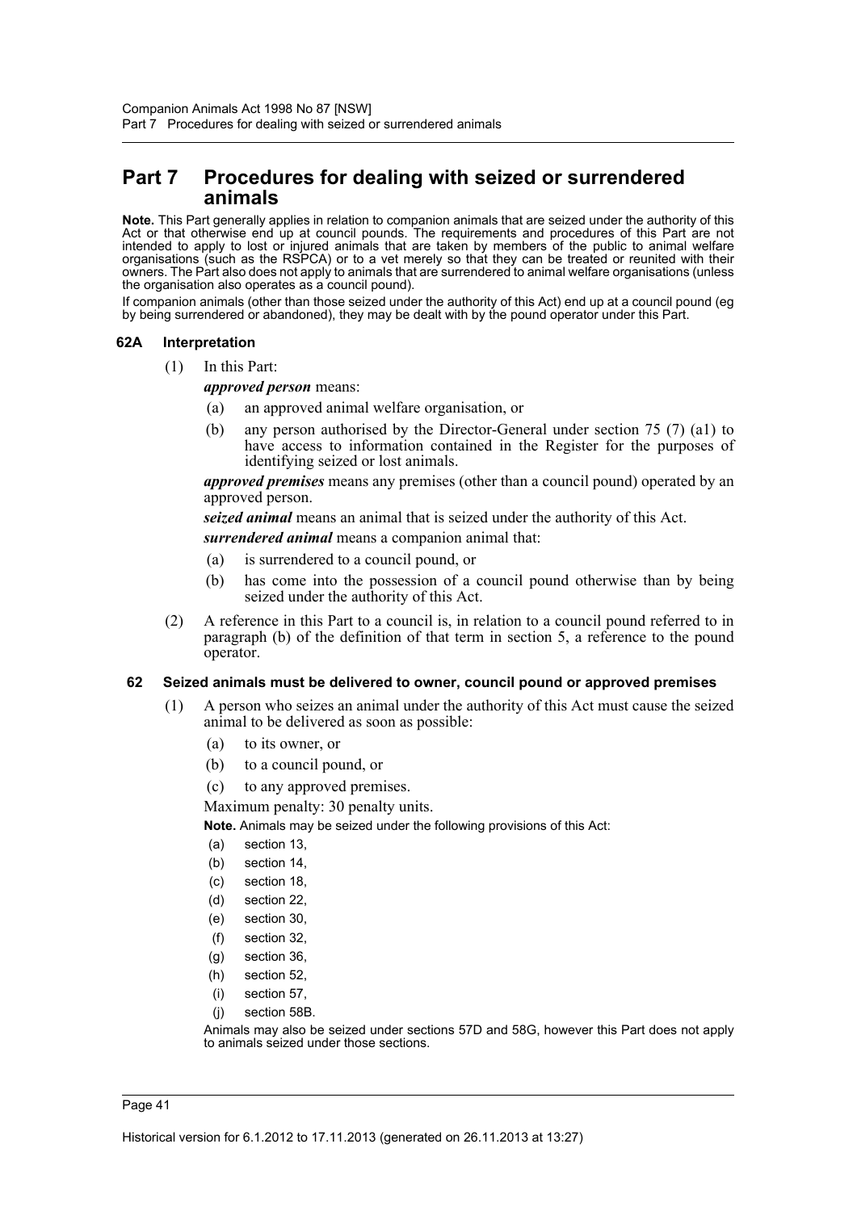# Part 7 Procedures for dealing with seized or surrendered animals

**Note.** This Part generally applies in relation to companion animals that are seized under the authority of this Act or that otherwise end up at council pounds. The requirements and procedures of this Part are not intended to apply to lost or injured animals that are taken by members of the public to animal welfare organisations (such as the RSPCA) or to a vet merely so that they can be treated or reunited with their owners. The Part also does not apply to animals that are surrendered to animal welfare organisations (unless the organisation also operates as a council pound).

If companion animals (other than those seized under the authority of this Act) end up at a council pound (eg by being surrendered or abandoned), they may be dealt with by the pound operator under this Part.

### 62A Interpretation

(1) In this Part:

***approved person*** means:

(a) an approved animal welfare organisation, or

(b) any person authorised by the Director-General under section 75 (7) (a1) to have access to information contained in the Register for the purposes of identifying seized or lost animals.

***approved premises*** means any premises (other than a council pound) operated by an approved person.

***seized animal*** means an animal that is seized under the authority of this Act.

***surrendered animal*** means a companion animal that:

(a) is surrendered to a council pound, or

(b) has come into the possession of a council pound otherwise than by being seized under the authority of this Act.

(2) A reference in this Part to a council is, in relation to a council pound referred to in paragraph (b) of the definition of that term in section 5, a reference to the pound operator.

### 62 Seized animals must be delivered to owner, council pound or approved premises

(1) A person who seizes an animal under the authority of this Act must cause the seized animal to be delivered as soon as possible:

(a) to its owner, or

(b) to a council pound, or

(c) to any approved premises.

Maximum penalty: 30 penalty units.

**Note.** Animals may be seized under the following provisions of this Act:

(a) section 13,

(b) section 14,

(c) section 18,

(d) section 22,

(e) section 30,

(f) section 32,

(g) section 36,

(h) section 52,

(i) section 57,

(j) section 58B.

Animals may also be seized under sections 57D and 58G, however this Part does not apply to animals seized under those sections.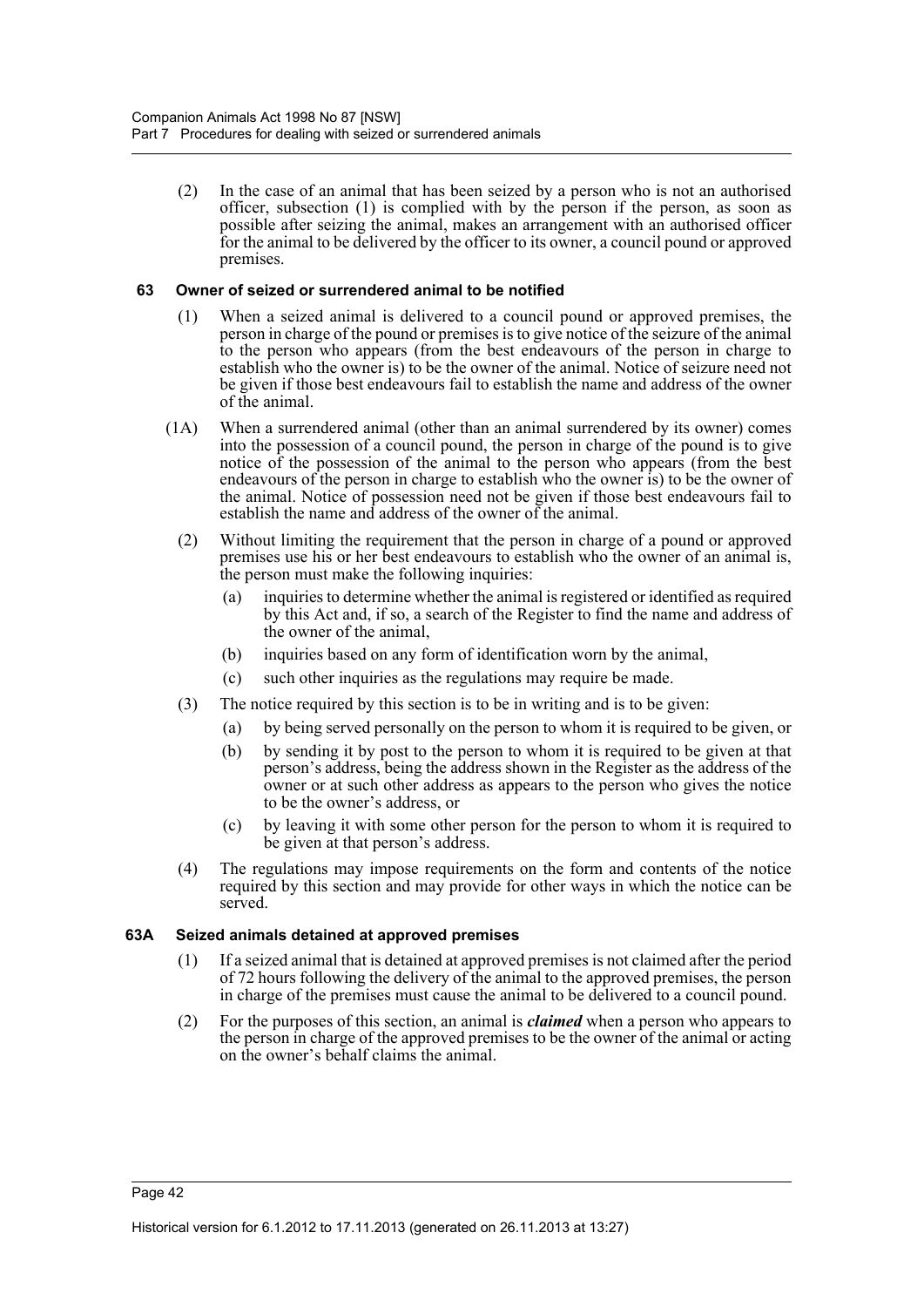(2) In the case of an animal that has been seized by a person who is not an authorised officer, subsection (1) is complied with by the person if the person, as soon as possible after seizing the animal, makes an arrangement with an authorised officer for the animal to be delivered by the officer to its owner, a council pound or approved premises.

### 63 Owner of seized or surrendered animal to be notified

(1) When a seized animal is delivered to a council pound or approved premises, the person in charge of the pound or premises is to give notice of the seizure of the animal to the person who appears (from the best endeavours of the person in charge to establish who the owner is) to be the owner of the animal. Notice of seizure need not be given if those best endeavours fail to establish the name and address of the owner of the animal.

(1A) When a surrendered animal (other than an animal surrendered by its owner) comes into the possession of a council pound, the person in charge of the pound is to give notice of the possession of the animal to the person who appears (from the best endeavours of the person in charge to establish who the owner is) to be the owner of the animal. Notice of possession need not be given if those best endeavours fail to establish the name and address of the owner of the animal.

(2) Without limiting the requirement that the person in charge of a pound or approved premises use his or her best endeavours to establish who the owner of an animal is, the person must make the following inquiries:

- (a) inquiries to determine whether the animal is registered or identified as required by this Act and, if so, a search of the Register to find the name and address of the owner of the animal,
- (b) inquiries based on any form of identification worn by the animal,
- (c) such other inquiries as the regulations may require be made.

(3) The notice required by this section is to be in writing and is to be given:

- (a) by being served personally on the person to whom it is required to be given, or
- (b) by sending it by post to the person to whom it is required to be given at that person's address, being the address shown in the Register as the address of the owner or at such other address as appears to the person who gives the notice to be the owner's address, or
- (c) by leaving it with some other person for the person to whom it is required to be given at that person's address.

(4) The regulations may impose requirements on the form and contents of the notice required by this section and may provide for other ways in which the notice can be served.

### 63A Seized animals detained at approved premises

(1) If a seized animal that is detained at approved premises is not claimed after the period of 72 hours following the delivery of the animal to the approved premises, the person in charge of the premises must cause the animal to be delivered to a council pound.

(2) For the purposes of this section, an animal is ***claimed*** when a person who appears to the person in charge of the approved premises to be the owner of the animal or acting on the owner's behalf claims the animal.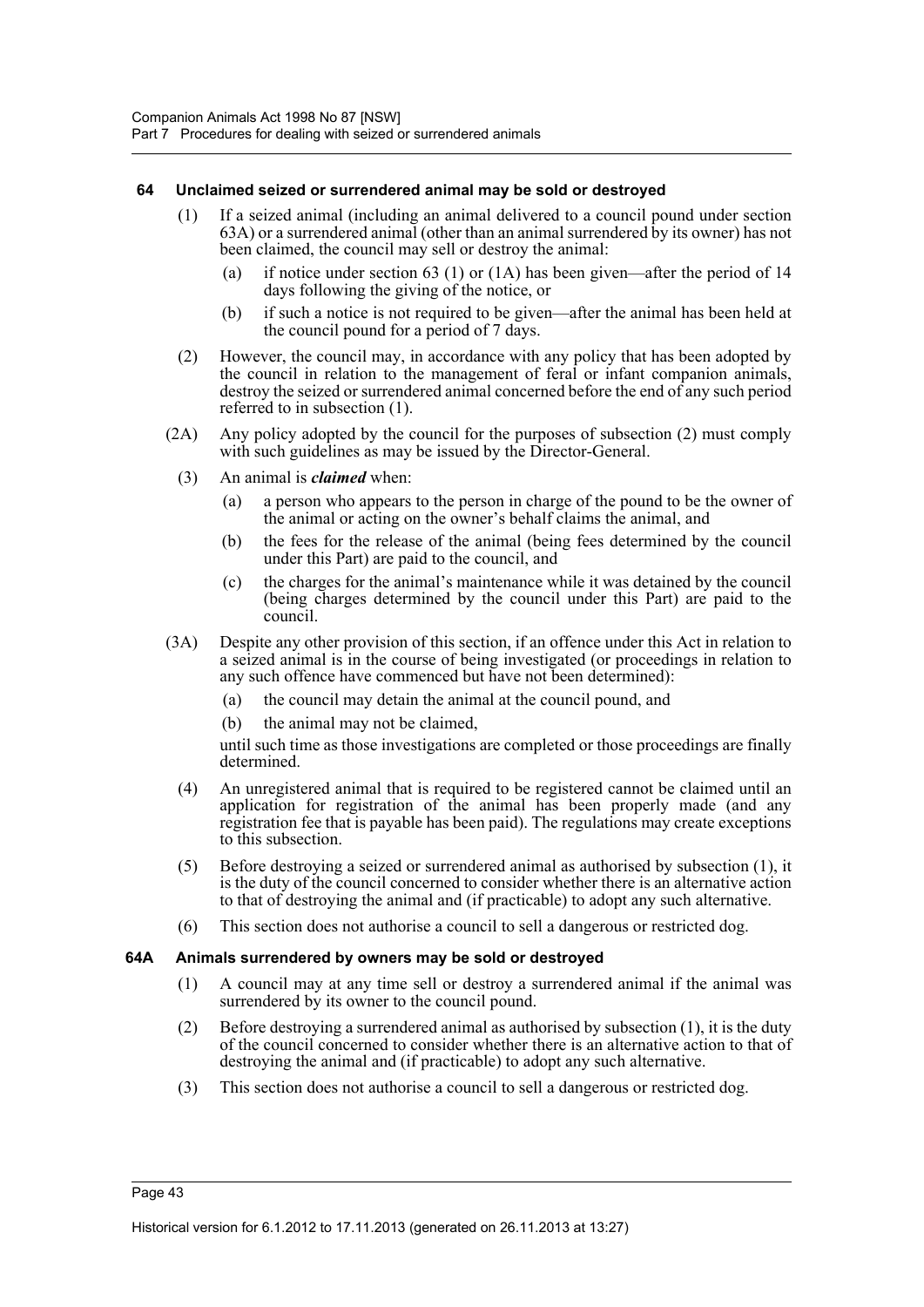### 64 Unclaimed seized or surrendered animal may be sold or destroyed

(1) If a seized animal (including an animal delivered to a council pound under section 63A) or a surrendered animal (other than an animal surrendered by its owner) has not been claimed, the council may sell or destroy the animal:

- (a) if notice under section 63 (1) or (1A) has been given—after the period of 14 days following the giving of the notice, or
- (b) if such a notice is not required to be given—after the animal has been held at the council pound for a period of 7 days.

(2) However, the council may, in accordance with any policy that has been adopted by the council in relation to the management of feral or infant companion animals, destroy the seized or surrendered animal concerned before the end of any such period referred to in subsection (1).

(2A) Any policy adopted by the council for the purposes of subsection (2) must comply with such guidelines as may be issued by the Director-General.

(3) An animal is ***claimed*** when:

- (a) a person who appears to the person in charge of the pound to be the owner of the animal or acting on the owner's behalf claims the animal, and
- (b) the fees for the release of the animal (being fees determined by the council under this Part) are paid to the council, and
- (c) the charges for the animal's maintenance while it was detained by the council (being charges determined by the council under this Part) are paid to the council.

(3A) Despite any other provision of this section, if an offence under this Act in relation to a seized animal is in the course of being investigated (or proceedings in relation to any such offence have commenced but have not been determined):

- (a) the council may detain the animal at the council pound, and
- (b) the animal may not be claimed,

until such time as those investigations are completed or those proceedings are finally determined.

(4) An unregistered animal that is required to be registered cannot be claimed until an application for registration of the animal has been properly made (and any registration fee that is payable has been paid). The regulations may create exceptions to this subsection.

(5) Before destroying a seized or surrendered animal as authorised by subsection (1), it is the duty of the council concerned to consider whether there is an alternative action to that of destroying the animal and (if practicable) to adopt any such alternative.

(6) This section does not authorise a council to sell a dangerous or restricted dog.

### 64A Animals surrendered by owners may be sold or destroyed

(1) A council may at any time sell or destroy a surrendered animal if the animal was surrendered by its owner to the council pound.

(2) Before destroying a surrendered animal as authorised by subsection (1), it is the duty of the council concerned to consider whether there is an alternative action to that of destroying the animal and (if practicable) to adopt any such alternative.

(3) This section does not authorise a council to sell a dangerous or restricted dog.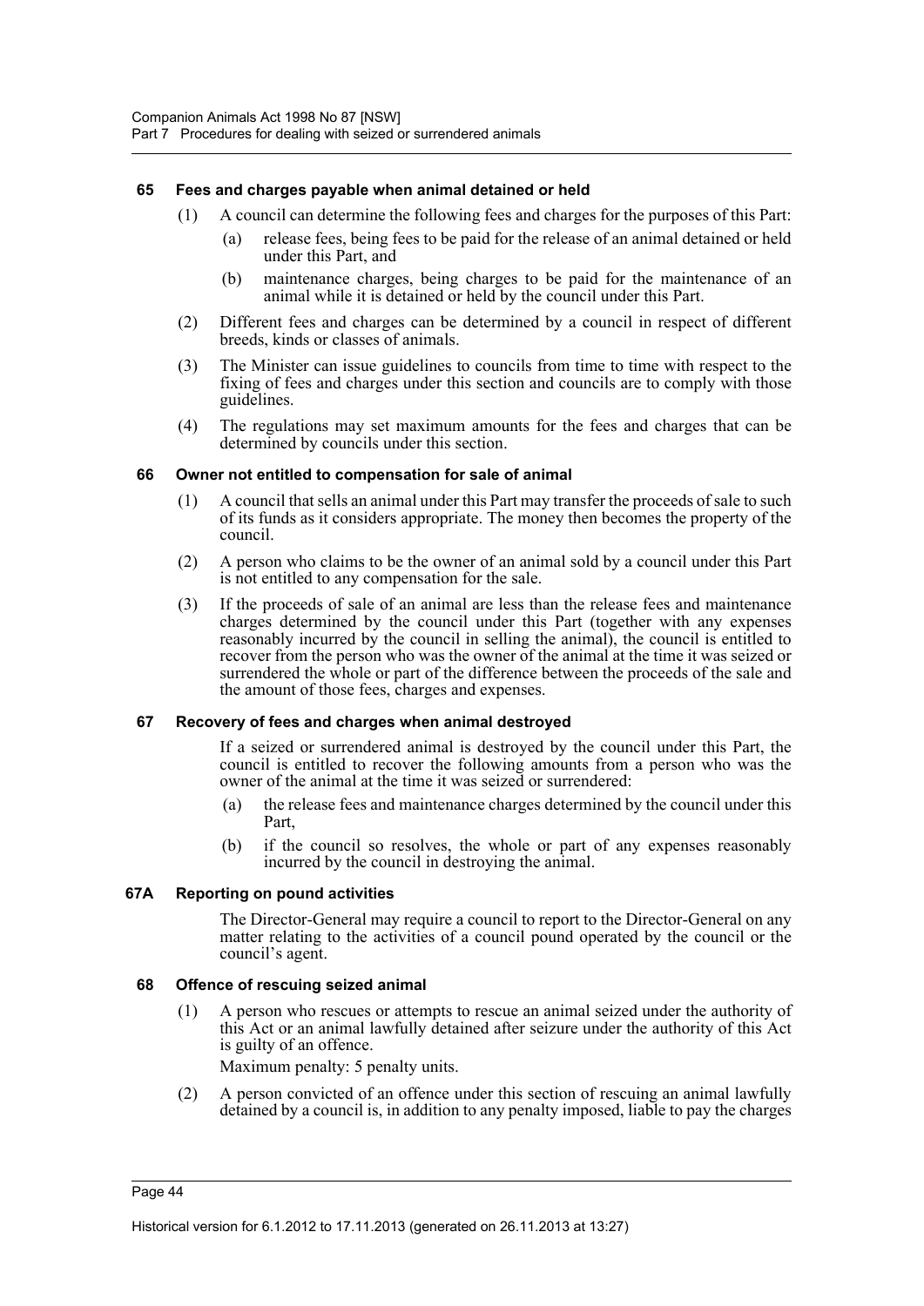#### 65 Fees and charges payable when animal detained or held

(1) A council can determine the following fees and charges for the purposes of this Part:

- (a) release fees, being fees to be paid for the release of an animal detained or held under this Part, and
- (b) maintenance charges, being charges to be paid for the maintenance of an animal while it is detained or held by the council under this Part.

(2) Different fees and charges can be determined by a council in respect of different breeds, kinds or classes of animals.

(3) The Minister can issue guidelines to councils from time to time with respect to the fixing of fees and charges under this section and councils are to comply with those guidelines.

(4) The regulations may set maximum amounts for the fees and charges that can be determined by councils under this section.

#### 66 Owner not entitled to compensation for sale of animal

(1) A council that sells an animal under this Part may transfer the proceeds of sale to such of its funds as it considers appropriate. The money then becomes the property of the council.

(2) A person who claims to be the owner of an animal sold by a council under this Part is not entitled to any compensation for the sale.

(3) If the proceeds of sale of an animal are less than the release fees and maintenance charges determined by the council under this Part (together with any expenses reasonably incurred by the council in selling the animal), the council is entitled to recover from the person who was the owner of the animal at the time it was seized or surrendered the whole or part of the difference between the proceeds of the sale and the amount of those fees, charges and expenses.

#### 67 Recovery of fees and charges when animal destroyed

If a seized or surrendered animal is destroyed by the council under this Part, the council is entitled to recover the following amounts from a person who was the owner of the animal at the time it was seized or surrendered:

- (a) the release fees and maintenance charges determined by the council under this Part,
- (b) if the council so resolves, the whole or part of any expenses reasonably incurred by the council in destroying the animal.

#### 67A Reporting on pound activities

The Director-General may require a council to report to the Director-General on any matter relating to the activities of a council pound operated by the council or the council's agent.

#### 68 Offence of rescuing seized animal

(1) A person who rescues or attempts to rescue an animal seized under the authority of this Act or an animal lawfully detained after seizure under the authority of this Act is guilty of an offence.

Maximum penalty: 5 penalty units.

(2) A person convicted of an offence under this section of rescuing an animal lawfully detained by a council is, in addition to any penalty imposed, liable to pay the charges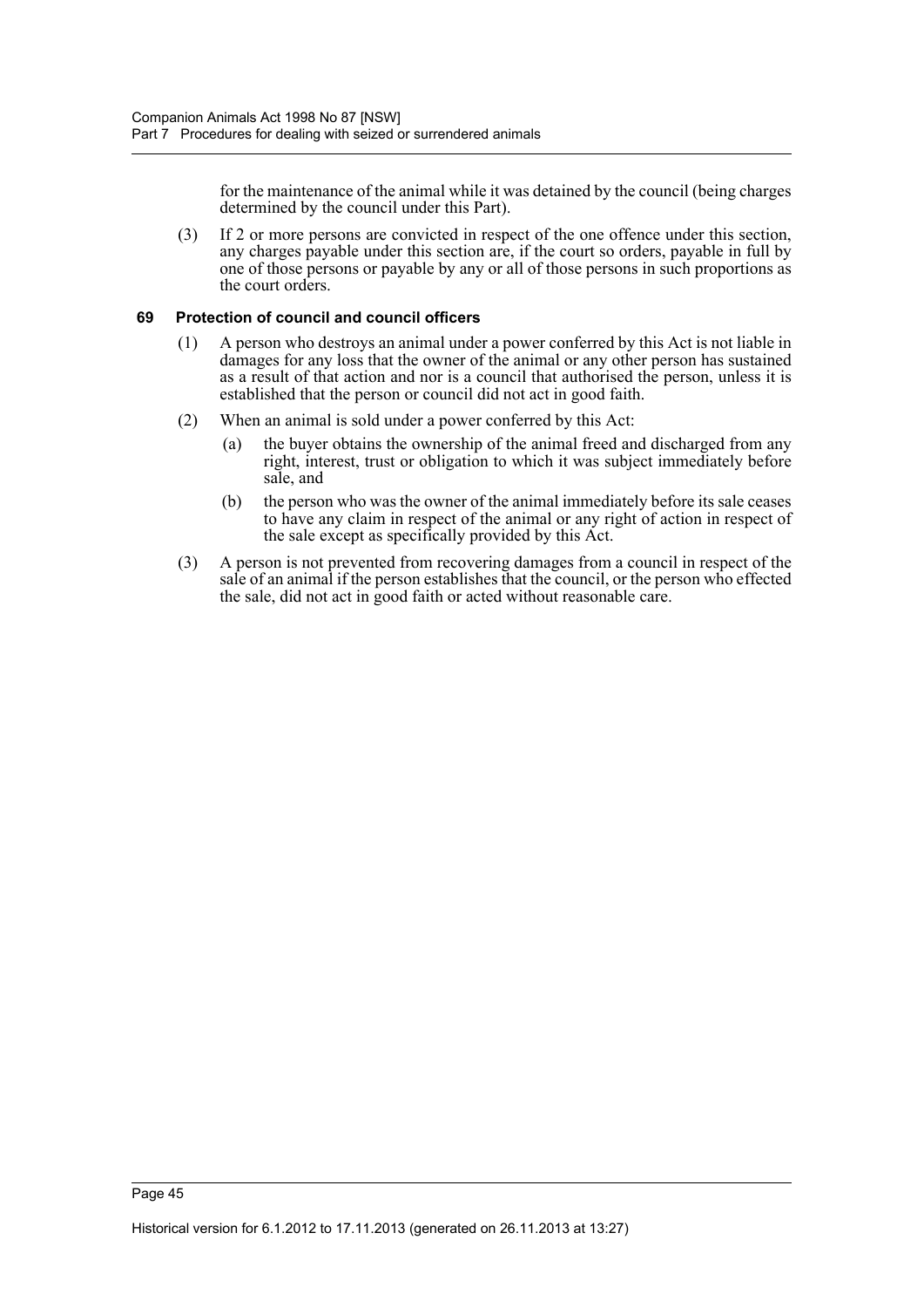for the maintenance of the animal while it was detained by the council (being charges determined by the council under this Part).

(3) If 2 or more persons are convicted in respect of the one offence under this section, any charges payable under this section are, if the court so orders, payable in full by one of those persons or payable by any or all of those persons in such proportions as the court orders.

### 69 Protection of council and council officers

(1) A person who destroys an animal under a power conferred by this Act is not liable in damages for any loss that the owner of the animal or any other person has sustained as a result of that action and nor is a council that authorised the person, unless it is established that the person or council did not act in good faith.

(2) When an animal is sold under a power conferred by this Act:

- (a) the buyer obtains the ownership of the animal freed and discharged from any right, interest, trust or obligation to which it was subject immediately before sale, and
- (b) the person who was the owner of the animal immediately before its sale ceases to have any claim in respect of the animal or any right of action in respect of the sale except as specifically provided by this Act.

(3) A person is not prevented from recovering damages from a council in respect of the sale of an animal if the person establishes that the council, or the person who effected the sale, did not act in good faith or acted without reasonable care.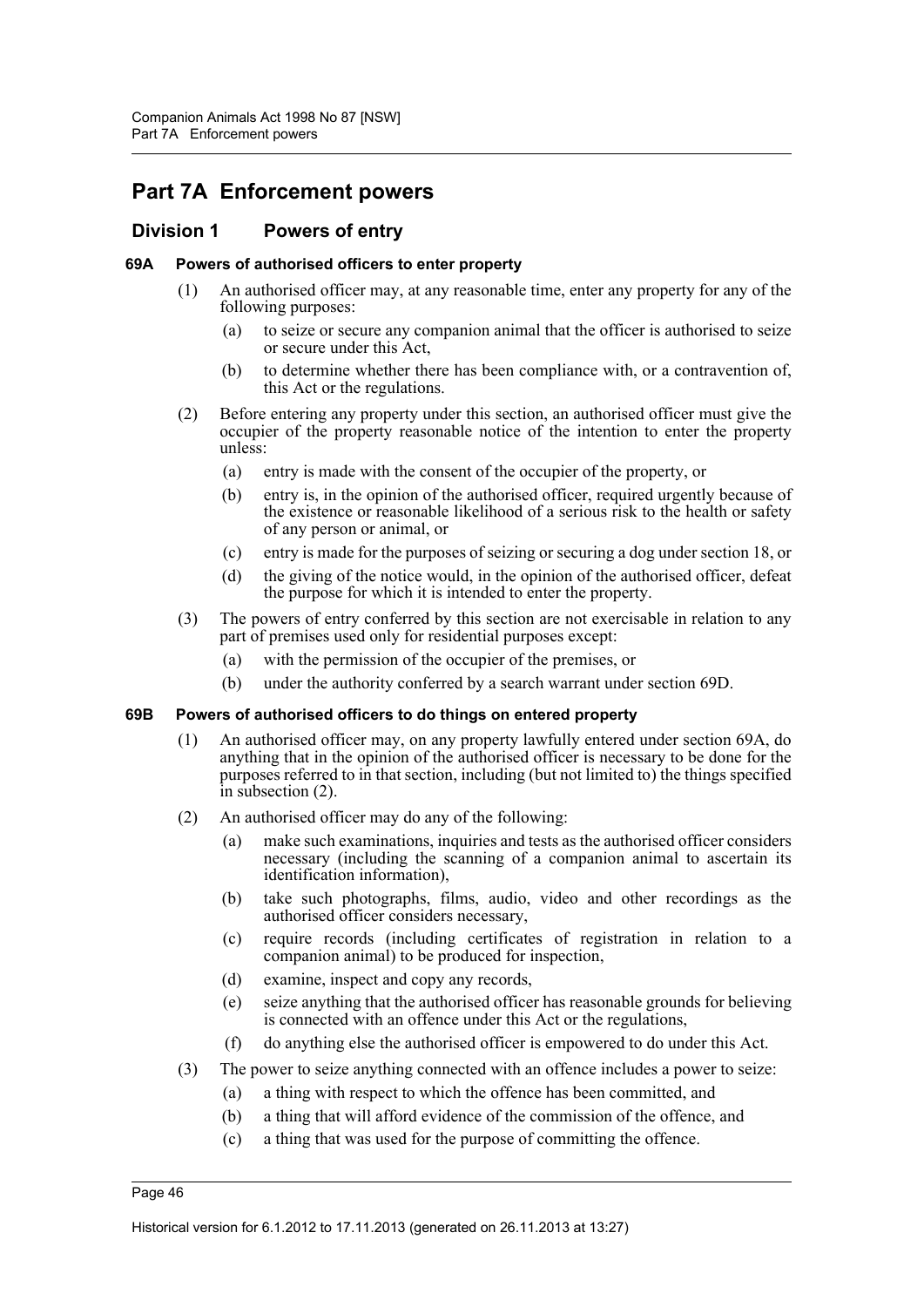# Part 7A Enforcement powers

## Division 1 Powers of entry

### 69A Powers of authorised officers to enter property

(1) An authorised officer may, at any reasonable time, enter any property for any of the following purposes:

(a) to seize or secure any companion animal that the officer is authorised to seize or secure under this Act,

(b) to determine whether there has been compliance with, or a contravention of, this Act or the regulations.

(2) Before entering any property under this section, an authorised officer must give the occupier of the property reasonable notice of the intention to enter the property unless:

(a) entry is made with the consent of the occupier of the property, or

(b) entry is, in the opinion of the authorised officer, required urgently because of the existence or reasonable likelihood of a serious risk to the health or safety of any person or animal, or

(c) entry is made for the purposes of seizing or securing a dog under section 18, or

(d) the giving of the notice would, in the opinion of the authorised officer, defeat the purpose for which it is intended to enter the property.

(3) The powers of entry conferred by this section are not exercisable in relation to any part of premises used only for residential purposes except:

(a) with the permission of the occupier of the premises, or

(b) under the authority conferred by a search warrant under section 69D.

### 69B Powers of authorised officers to do things on entered property

(1) An authorised officer may, on any property lawfully entered under section 69A, do anything that in the opinion of the authorised officer is necessary to be done for the purposes referred to in that section, including (but not limited to) the things specified in subsection (2).

(2) An authorised officer may do any of the following:

(a) make such examinations, inquiries and tests as the authorised officer considers necessary (including the scanning of a companion animal to ascertain its identification information),

(b) take such photographs, films, audio, video and other recordings as the authorised officer considers necessary,

(c) require records (including certificates of registration in relation to a companion animal) to be produced for inspection,

(d) examine, inspect and copy any records,

(e) seize anything that the authorised officer has reasonable grounds for believing is connected with an offence under this Act or the regulations,

(f) do anything else the authorised officer is empowered to do under this Act.

(3) The power to seize anything connected with an offence includes a power to seize:

(a) a thing with respect to which the offence has been committed, and

(b) a thing that will afford evidence of the commission of the offence, and

(c) a thing that was used for the purpose of committing the offence.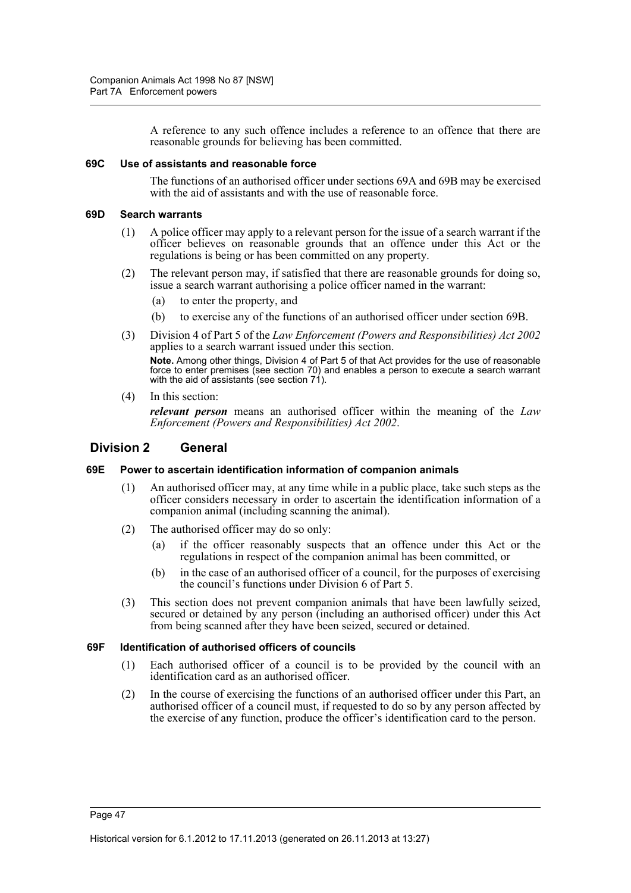A reference to any such offence includes a reference to an offence that there are reasonable grounds for believing has been committed.

#### 69C Use of assistants and reasonable force

The functions of an authorised officer under sections 69A and 69B may be exercised with the aid of assistants and with the use of reasonable force.

#### 69D Search warrants

(1) A police officer may apply to a relevant person for the issue of a search warrant if the officer believes on reasonable grounds that an offence under this Act or the regulations is being or has been committed on any property.

(2) The relevant person may, if satisfied that there are reasonable grounds for doing so, issue a search warrant authorising a police officer named in the warrant:

- (a) to enter the property, and
- (b) to exercise any of the functions of an authorised officer under section 69B.

(3) Division 4 of Part 5 of the *Law Enforcement (Powers and Responsibilities) Act 2002* applies to a search warrant issued under this section.

**Note.** Among other things, Division 4 of Part 5 of that Act provides for the use of reasonable force to enter premises (see section 70) and enables a person to execute a search warrant with the aid of assistants (see section 71).

(4) In this section:

***relevant person*** means an authorised officer within the meaning of the *Law Enforcement (Powers and Responsibilities) Act 2002*.

### Division 2 General

#### 69E Power to ascertain identification information of companion animals

(1) An authorised officer may, at any time while in a public place, take such steps as the officer considers necessary in order to ascertain the identification information of a companion animal (including scanning the animal).

(2) The authorised officer may do so only:

- (a) if the officer reasonably suspects that an offence under this Act or the regulations in respect of the companion animal has been committed, or
- (b) in the case of an authorised officer of a council, for the purposes of exercising the council's functions under Division 6 of Part 5.

(3) This section does not prevent companion animals that have been lawfully seized, secured or detained by any person (including an authorised officer) under this Act from being scanned after they have been seized, secured or detained.

#### 69F Identification of authorised officers of councils

(1) Each authorised officer of a council is to be provided by the council with an identification card as an authorised officer.

(2) In the course of exercising the functions of an authorised officer under this Part, an authorised officer of a council must, if requested to do so by any person affected by the exercise of any function, produce the officer's identification card to the person.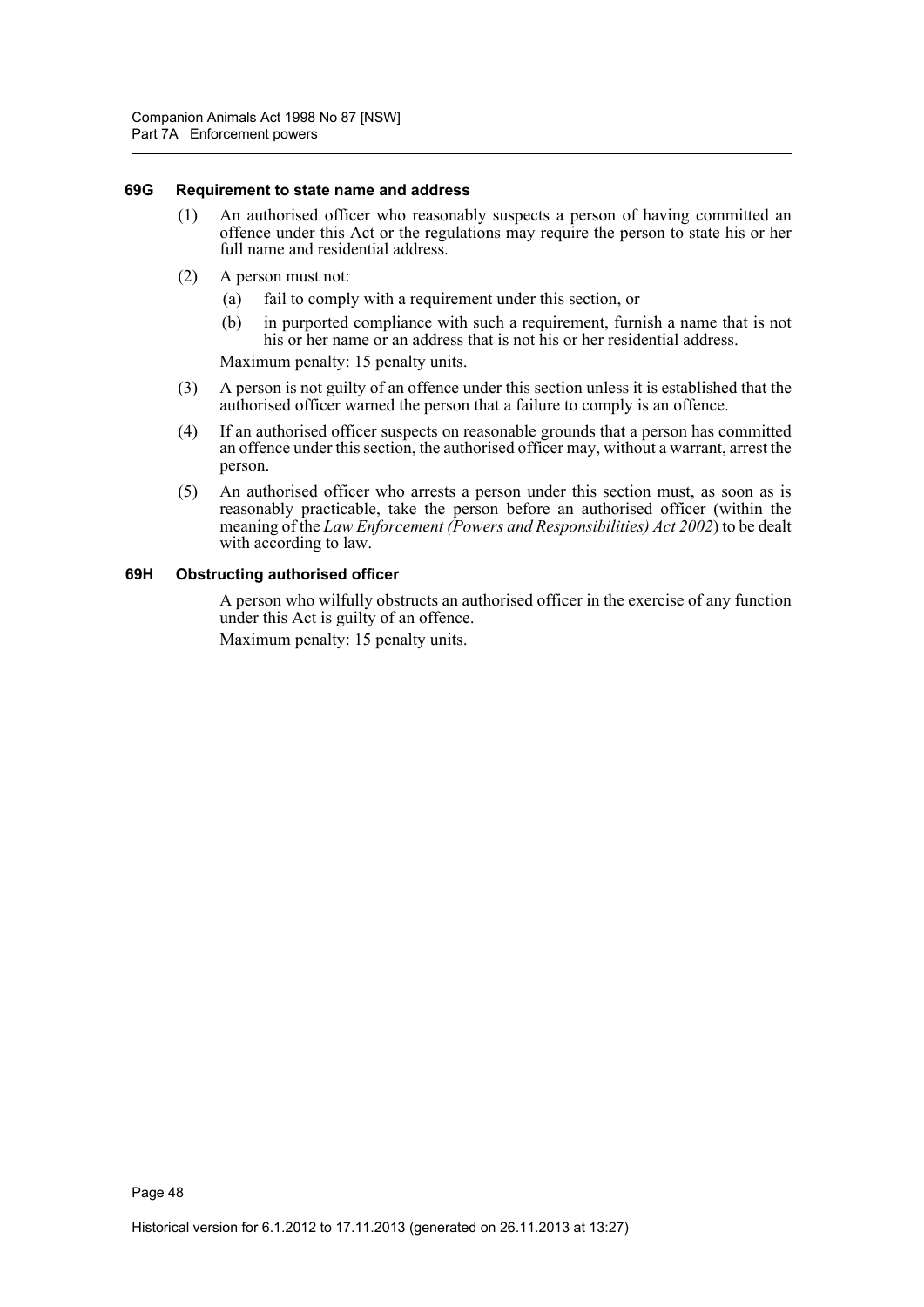#### 69G Requirement to state name and address

(1) An authorised officer who reasonably suspects a person of having committed an offence under this Act or the regulations may require the person to state his or her full name and residential address.

(2) A person must not:

- (a) fail to comply with a requirement under this section, or
- (b) in purported compliance with such a requirement, furnish a name that is not his or her name or an address that is not his or her residential address.

Maximum penalty: 15 penalty units.

(3) A person is not guilty of an offence under this section unless it is established that the authorised officer warned the person that a failure to comply is an offence.

(4) If an authorised officer suspects on reasonable grounds that a person has committed an offence under this section, the authorised officer may, without a warrant, arrest the person.

(5) An authorised officer who arrests a person under this section must, as soon as is reasonably practicable, take the person before an authorised officer (within the meaning of the *Law Enforcement (Powers and Responsibilities) Act 2002*) to be dealt with according to law.

#### 69H Obstructing authorised officer

A person who wilfully obstructs an authorised officer in the exercise of any function under this Act is guilty of an offence.

Maximum penalty: 15 penalty units.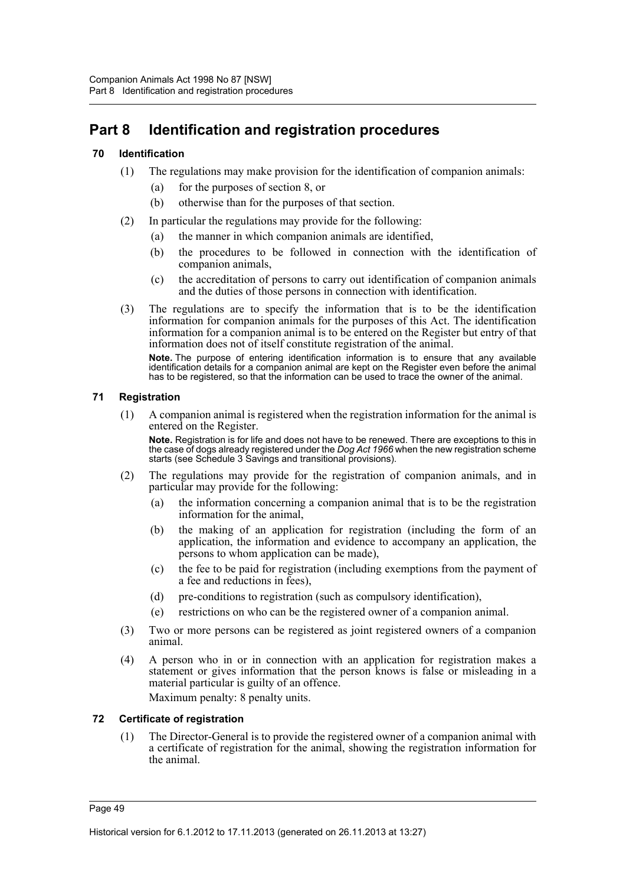# Part 8 Identification and registration procedures

## 70 Identification

(1) The regulations may make provision for the identification of companion animals:

(a) for the purposes of section 8, or

(b) otherwise than for the purposes of that section.

(2) In particular the regulations may provide for the following:

(a) the manner in which companion animals are identified,

(b) the procedures to be followed in connection with the identification of companion animals,

(c) the accreditation of persons to carry out identification of companion animals and the duties of those persons in connection with identification.

(3) The regulations are to specify the information that is to be the identification information for companion animals for the purposes of this Act. The identification information for a companion animal is to be entered on the Register but entry of that information does not of itself constitute registration of the animal.

**Note.** The purpose of entering identification information is to ensure that any available identification details for a companion animal are kept on the Register even before the animal has to be registered, so that the information can be used to trace the owner of the animal.

## 71 Registration

(1) A companion animal is registered when the registration information for the animal is entered on the Register.

**Note.** Registration is for life and does not have to be renewed. There are exceptions to this in the case of dogs already registered under the *Dog Act 1966* when the new registration scheme starts (see Schedule 3 Savings and transitional provisions).

(2) The regulations may provide for the registration of companion animals, and in particular may provide for the following:

(a) the information concerning a companion animal that is to be the registration information for the animal,

(b) the making of an application for registration (including the form of an application, the information and evidence to accompany an application, the persons to whom application can be made),

(c) the fee to be paid for registration (including exemptions from the payment of a fee and reductions in fees),

(d) pre-conditions to registration (such as compulsory identification),

(e) restrictions on who can be the registered owner of a companion animal.

(3) Two or more persons can be registered as joint registered owners of a companion animal.

(4) A person who in or in connection with an application for registration makes a statement or gives information that the person knows is false or misleading in a material particular is guilty of an offence.

Maximum penalty: 8 penalty units.

## 72 Certificate of registration

(1) The Director-General is to provide the registered owner of a companion animal with a certificate of registration for the animal, showing the registration information for the animal.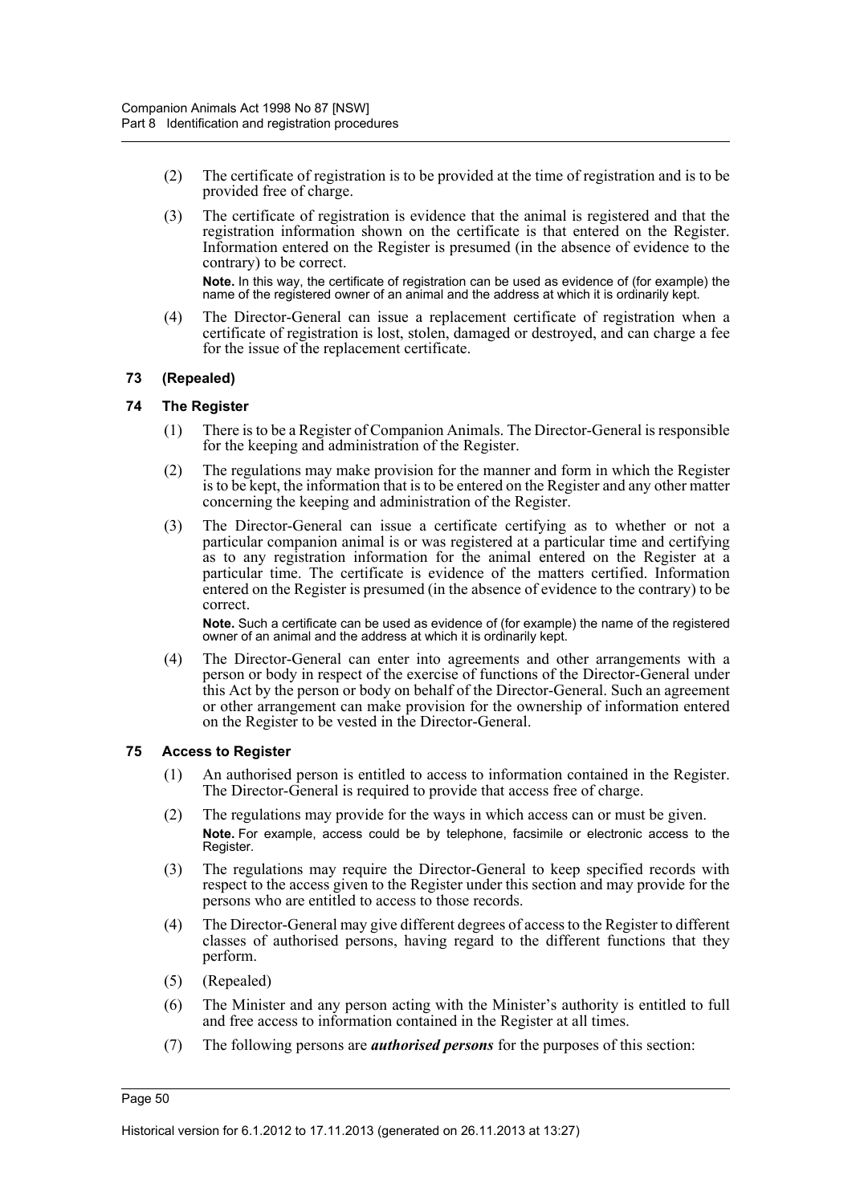(2) The certificate of registration is to be provided at the time of registration and is to be provided free of charge.

(3) The certificate of registration is evidence that the animal is registered and that the registration information shown on the certificate is that entered on the Register. Information entered on the Register is presumed (in the absence of evidence to the contrary) to be correct.

**Note.** In this way, the certificate of registration can be used as evidence of (for example) the name of the registered owner of an animal and the address at which it is ordinarily kept.

(4) The Director-General can issue a replacement certificate of registration when a certificate of registration is lost, stolen, damaged or destroyed, and can charge a fee for the issue of the replacement certificate.

### 73 (Repealed)

### 74 The Register

(1) There is to be a Register of Companion Animals. The Director-General is responsible for the keeping and administration of the Register.

(2) The regulations may make provision for the manner and form in which the Register is to be kept, the information that is to be entered on the Register and any other matter concerning the keeping and administration of the Register.

(3) The Director-General can issue a certificate certifying as to whether or not a particular companion animal is or was registered at a particular time and certifying as to any registration information for the animal entered on the Register at a particular time. The certificate is evidence of the matters certified. Information entered on the Register is presumed (in the absence of evidence to the contrary) to be correct.

**Note.** Such a certificate can be used as evidence of (for example) the name of the registered owner of an animal and the address at which it is ordinarily kept.

(4) The Director-General can enter into agreements and other arrangements with a person or body in respect of the exercise of functions of the Director-General under this Act by the person or body on behalf of the Director-General. Such an agreement or other arrangement can make provision for the ownership of information entered on the Register to be vested in the Director-General.

### 75 Access to Register

(1) An authorised person is entitled to access to information contained in the Register. The Director-General is required to provide that access free of charge.

(2) The regulations may provide for the ways in which access can or must be given.

**Note.** For example, access could be by telephone, facsimile or electronic access to the Register.

(3) The regulations may require the Director-General to keep specified records with respect to the access given to the Register under this section and may provide for the persons who are entitled to access to those records.

(4) The Director-General may give different degrees of access to the Register to different classes of authorised persons, having regard to the different functions that they perform.

(5) (Repealed)

(6) The Minister and any person acting with the Minister's authority is entitled to full and free access to information contained in the Register at all times.

(7) The following persons are ***authorised persons*** for the purposes of this section: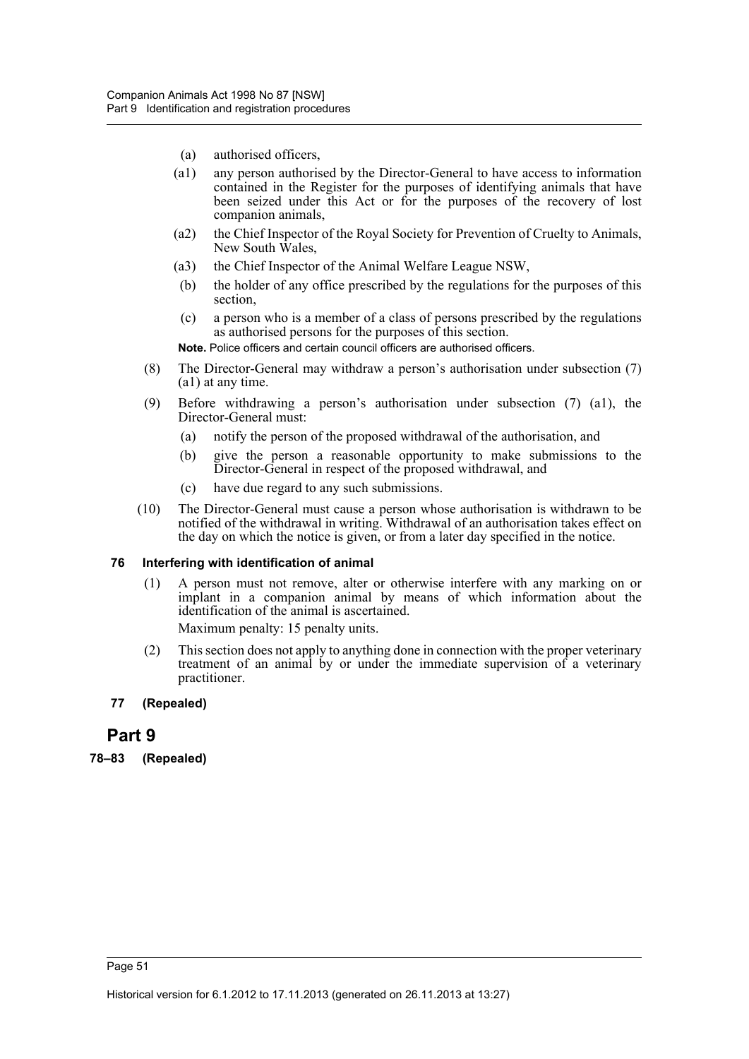(a) authorised officers,

(a1) any person authorised by the Director-General to have access to information contained in the Register for the purposes of identifying animals that have been seized under this Act or for the purposes of the recovery of lost companion animals,

(a2) the Chief Inspector of the Royal Society for Prevention of Cruelty to Animals, New South Wales,

(a3) the Chief Inspector of the Animal Welfare League NSW,

(b) the holder of any office prescribed by the regulations for the purposes of this section,

(c) a person who is a member of a class of persons prescribed by the regulations as authorised persons for the purposes of this section.

**Note.** Police officers and certain council officers are authorised officers.

(8) The Director-General may withdraw a person's authorisation under subsection (7) (a1) at any time.

(9) Before withdrawing a person's authorisation under subsection (7) (a1), the Director-General must:

(a) notify the person of the proposed withdrawal of the authorisation, and

(b) give the person a reasonable opportunity to make submissions to the Director-General in respect of the proposed withdrawal, and

(c) have due regard to any such submissions.

(10) The Director-General must cause a person whose authorisation is withdrawn to be notified of the withdrawal in writing. Withdrawal of an authorisation takes effect on the day on which the notice is given, or from a later day specified in the notice.

#### 76 Interfering with identification of animal

(1) A person must not remove, alter or otherwise interfere with any marking on or implant in a companion animal by means of which information about the identification of the animal is ascertained.

Maximum penalty: 15 penalty units.

(2) This section does not apply to anything done in connection with the proper veterinary treatment of an animal by or under the immediate supervision of a veterinary practitioner.

#### 77 (Repealed)

## Part 9

#### 78–83 (Repealed)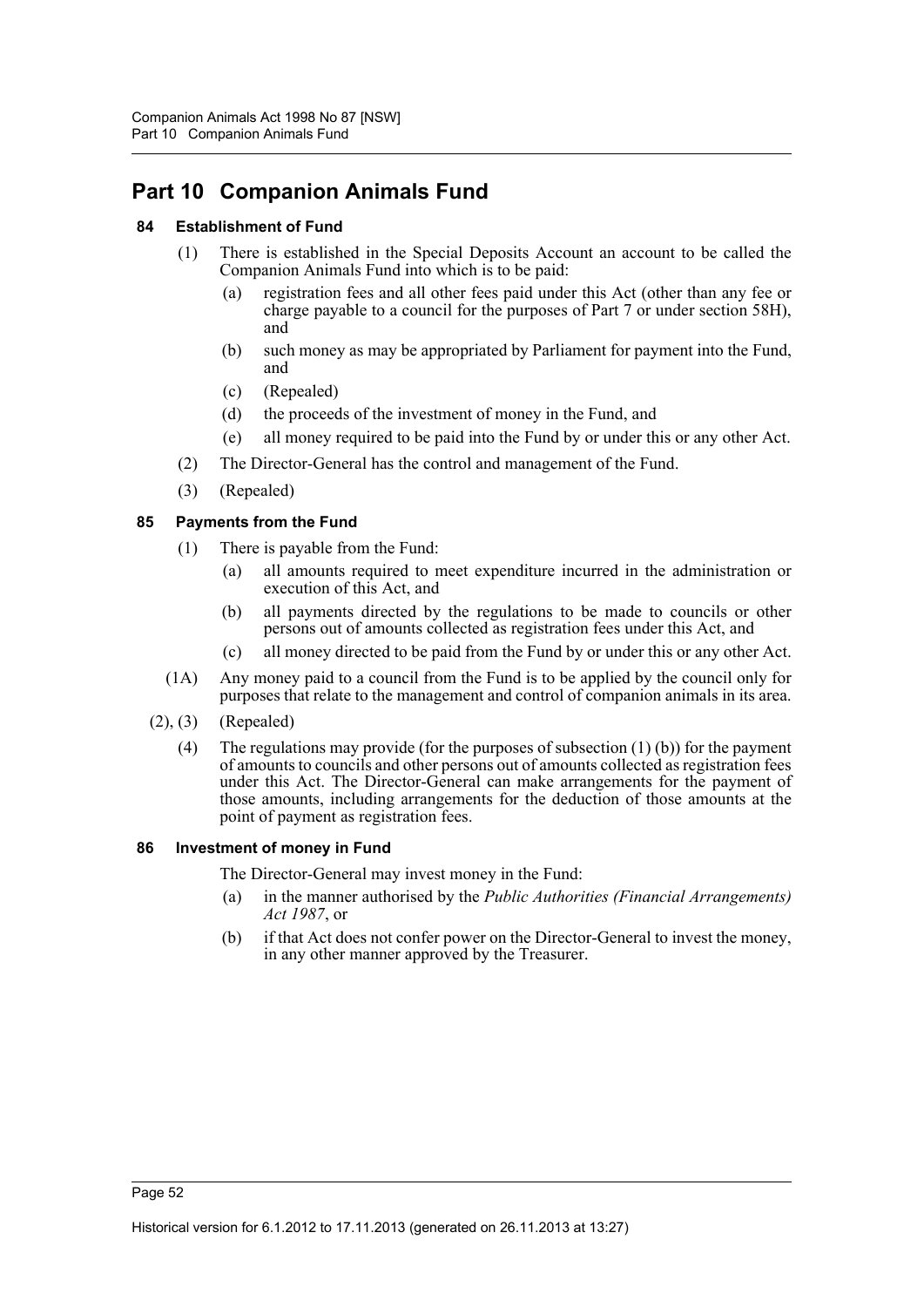# Part 10 Companion Animals Fund

### 84 Establishment of Fund

(1) There is established in the Special Deposits Account an account to be called the Companion Animals Fund into which is to be paid:

- (a) registration fees and all other fees paid under this Act (other than any fee or charge payable to a council for the purposes of Part 7 or under section 58H), and
- (b) such money as may be appropriated by Parliament for payment into the Fund, and
- (c) (Repealed)
- (d) the proceeds of the investment of money in the Fund, and
- (e) all money required to be paid into the Fund by or under this or any other Act.

(2) The Director-General has the control and management of the Fund.

(3) (Repealed)

### 85 Payments from the Fund

(1) There is payable from the Fund:

- (a) all amounts required to meet expenditure incurred in the administration or execution of this Act, and
- (b) all payments directed by the regulations to be made to councils or other persons out of amounts collected as registration fees under this Act, and
- (c) all money directed to be paid from the Fund by or under this or any other Act.

(1A) Any money paid to a council from the Fund is to be applied by the council only for purposes that relate to the management and control of companion animals in its area.

(2), (3) (Repealed)

(4) The regulations may provide (for the purposes of subsection (1) (b)) for the payment of amounts to councils and other persons out of amounts collected as registration fees under this Act. The Director-General can make arrangements for the payment of those amounts, including arrangements for the deduction of those amounts at the point of payment as registration fees.

### 86 Investment of money in Fund

The Director-General may invest money in the Fund:

- (a) in the manner authorised by the *Public Authorities (Financial Arrangements) Act 1987*, or
- (b) if that Act does not confer power on the Director-General to invest the money, in any other manner approved by the Treasurer.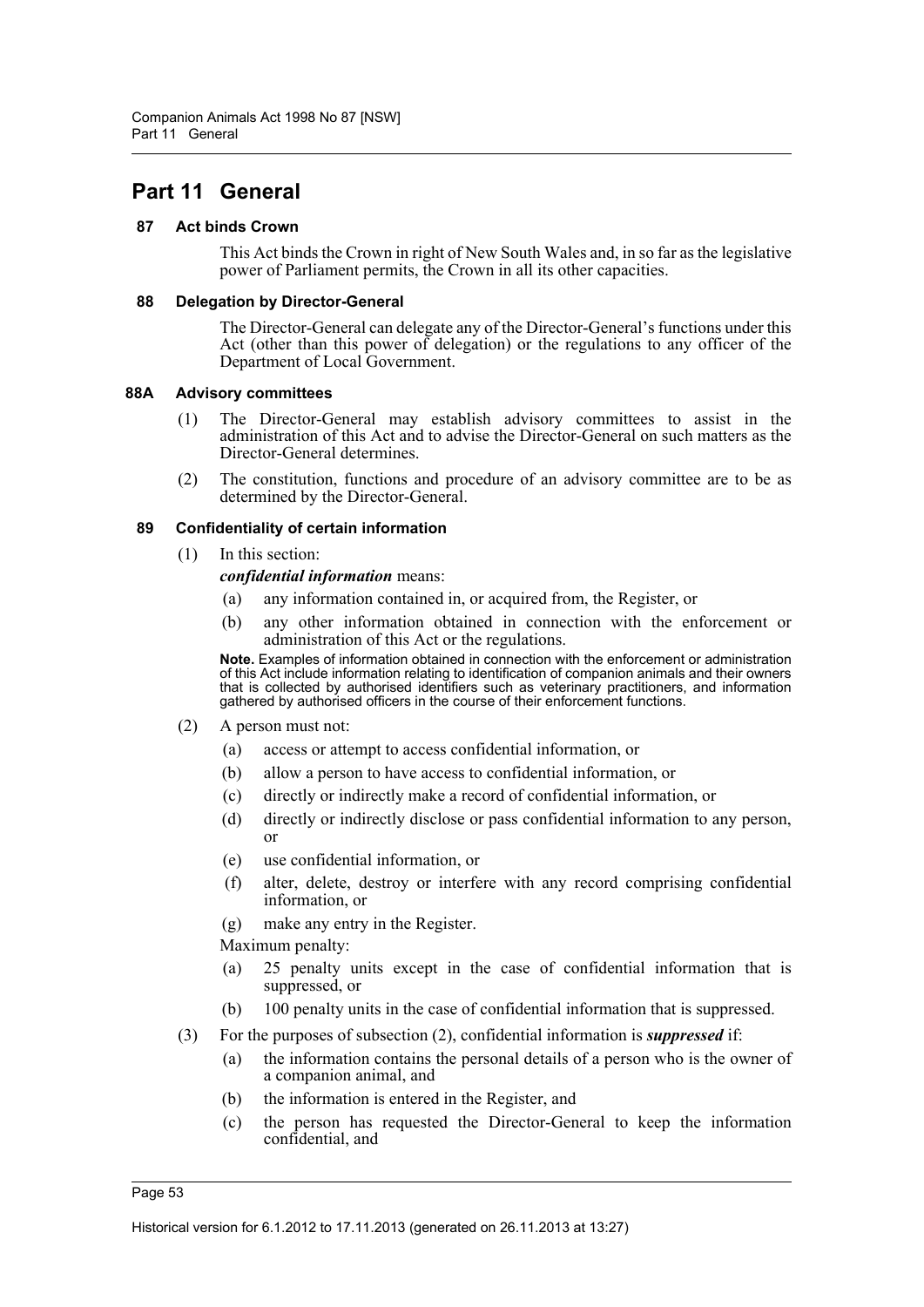# Part 11 General

### 87 Act binds Crown

This Act binds the Crown in right of New South Wales and, in so far as the legislative power of Parliament permits, the Crown in all its other capacities.

### 88 Delegation by Director-General

The Director-General can delegate any of the Director-General's functions under this Act (other than this power of delegation) or the regulations to any officer of the Department of Local Government.

### 88A Advisory committees

(1) The Director-General may establish advisory committees to assist in the administration of this Act and to advise the Director-General on such matters as the Director-General determines.

(2) The constitution, functions and procedure of an advisory committee are to be as determined by the Director-General.

### 89 Confidentiality of certain information

(1) In this section:

***confidential information*** means:

- (a) any information contained in, or acquired from, the Register, or
- (b) any other information obtained in connection with the enforcement or administration of this Act or the regulations.

**Note.** Examples of information obtained in connection with the enforcement or administration of this Act include information relating to identification of companion animals and their owners that is collected by authorised identifiers such as veterinary practitioners, and information gathered by authorised officers in the course of their enforcement functions.

(2) A person must not:

- (a) access or attempt to access confidential information, or
- (b) allow a person to have access to confidential information, or
- (c) directly or indirectly make a record of confidential information, or
- (d) directly or indirectly disclose or pass confidential information to any person, or
- (e) use confidential information, or
- (f) alter, delete, destroy or interfere with any record comprising confidential information, or
- (g) make any entry in the Register.

Maximum penalty:

- (a) 25 penalty units except in the case of confidential information that is suppressed, or
- (b) 100 penalty units in the case of confidential information that is suppressed.

(3) For the purposes of subsection (2), confidential information is ***suppressed*** if:

- (a) the information contains the personal details of a person who is the owner of a companion animal, and
- (b) the information is entered in the Register, and
- (c) the person has requested the Director-General to keep the information confidential, and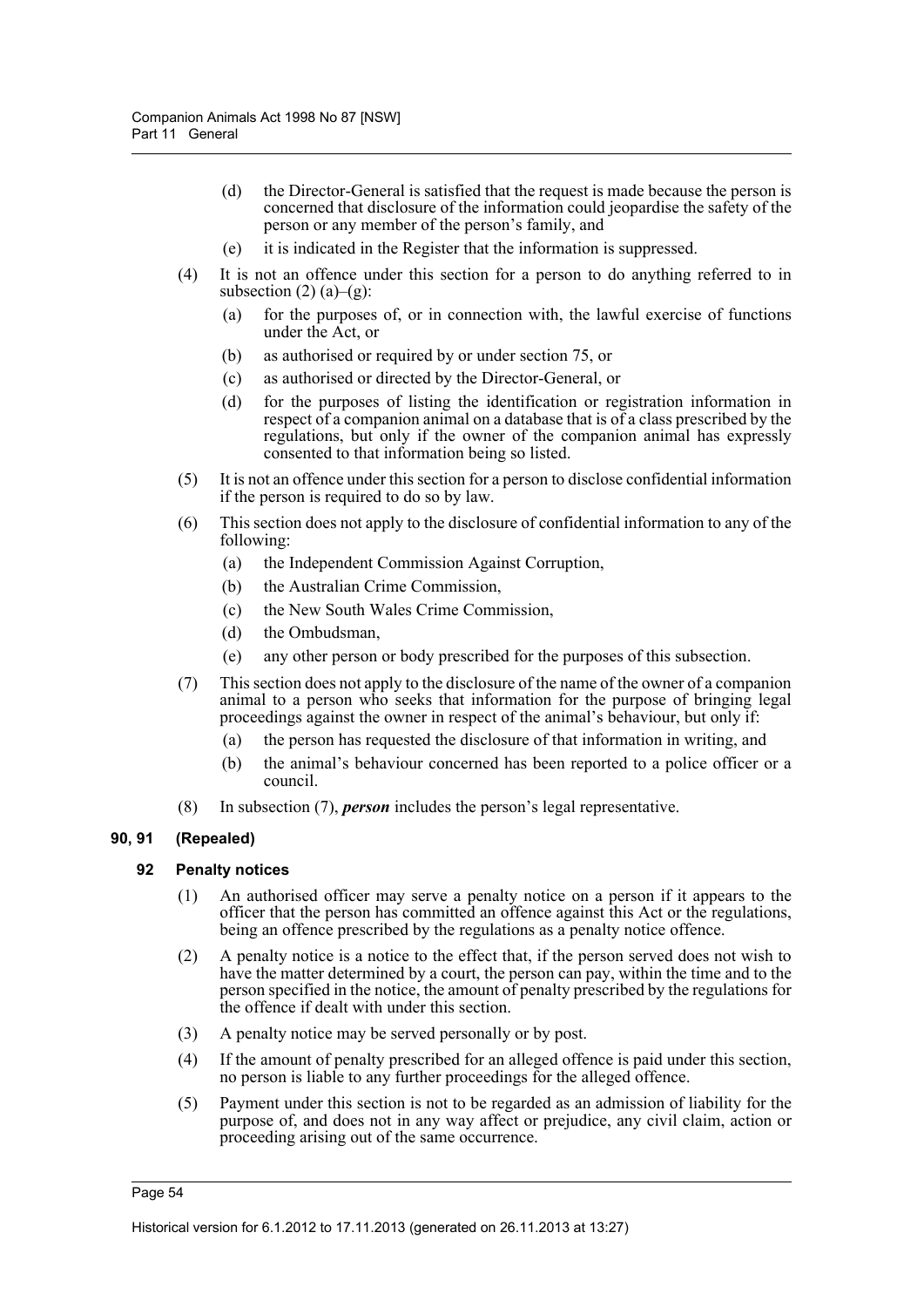(d) the Director-General is satisfied that the request is made because the person is concerned that disclosure of the information could jeopardise the safety of the person or any member of the person's family, and

(e) it is indicated in the Register that the information is suppressed.

(4) It is not an offence under this section for a person to do anything referred to in subsection (2) (a)–(g):

(a) for the purposes of, or in connection with, the lawful exercise of functions under the Act, or

(b) as authorised or required by or under section 75, or

(c) as authorised or directed by the Director-General, or

(d) for the purposes of listing the identification or registration information in respect of a companion animal on a database that is of a class prescribed by the regulations, but only if the owner of the companion animal has expressly consented to that information being so listed.

(5) It is not an offence under this section for a person to disclose confidential information if the person is required to do so by law.

(6) This section does not apply to the disclosure of confidential information to any of the following:

(a) the Independent Commission Against Corruption,

(b) the Australian Crime Commission,

(c) the New South Wales Crime Commission,

(d) the Ombudsman,

(e) any other person or body prescribed for the purposes of this subsection.

(7) This section does not apply to the disclosure of the name of the owner of a companion animal to a person who seeks that information for the purpose of bringing legal proceedings against the owner in respect of the animal's behaviour, but only if:

(a) the person has requested the disclosure of that information in writing, and

(b) the animal's behaviour concerned has been reported to a police officer or a council.

(8) In subsection (7), ***person*** includes the person's legal representative.

### 90, 91 (Repealed)

### 92 Penalty notices

(1) An authorised officer may serve a penalty notice on a person if it appears to the officer that the person has committed an offence against this Act or the regulations, being an offence prescribed by the regulations as a penalty notice offence.

(2) A penalty notice is a notice to the effect that, if the person served does not wish to have the matter determined by a court, the person can pay, within the time and to the person specified in the notice, the amount of penalty prescribed by the regulations for the offence if dealt with under this section.

(3) A penalty notice may be served personally or by post.

(4) If the amount of penalty prescribed for an alleged offence is paid under this section, no person is liable to any further proceedings for the alleged offence.

(5) Payment under this section is not to be regarded as an admission of liability for the purpose of, and does not in any way affect or prejudice, any civil claim, action or proceeding arising out of the same occurrence.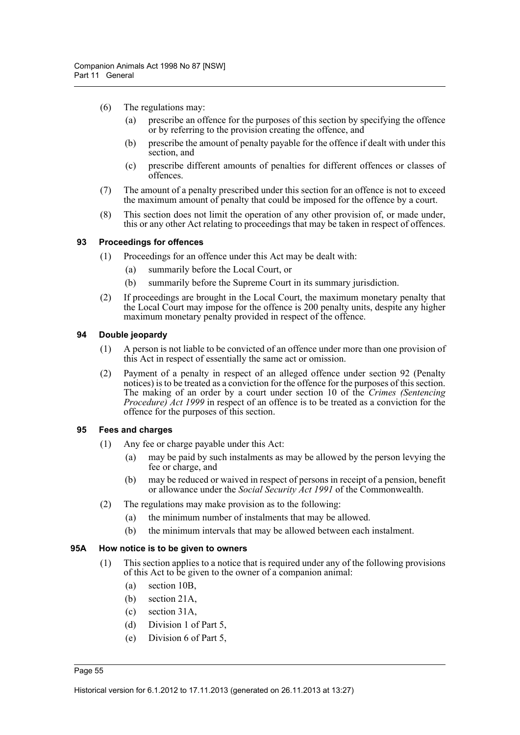(6) The regulations may:

(a) prescribe an offence for the purposes of this section by specifying the offence or by referring to the provision creating the offence, and

(b) prescribe the amount of penalty payable for the offence if dealt with under this section, and

(c) prescribe different amounts of penalties for different offences or classes of offences.

(7) The amount of a penalty prescribed under this section for an offence is not to exceed the maximum amount of penalty that could be imposed for the offence by a court.

(8) This section does not limit the operation of any other provision of, or made under, this or any other Act relating to proceedings that may be taken in respect of offences.

### 93 Proceedings for offences

(1) Proceedings for an offence under this Act may be dealt with:

(a) summarily before the Local Court, or

(b) summarily before the Supreme Court in its summary jurisdiction.

(2) If proceedings are brought in the Local Court, the maximum monetary penalty that the Local Court may impose for the offence is 200 penalty units, despite any higher maximum monetary penalty provided in respect of the offence.

### 94 Double jeopardy

(1) A person is not liable to be convicted of an offence under more than one provision of this Act in respect of essentially the same act or omission.

(2) Payment of a penalty in respect of an alleged offence under section 92 (Penalty notices) is to be treated as a conviction for the offence for the purposes of this section. The making of an order by a court under section 10 of the *Crimes (Sentencing Procedure) Act 1999* in respect of an offence is to be treated as a conviction for the offence for the purposes of this section.

### 95 Fees and charges

(1) Any fee or charge payable under this Act:

(a) may be paid by such instalments as may be allowed by the person levying the fee or charge, and

(b) may be reduced or waived in respect of persons in receipt of a pension, benefit or allowance under the *Social Security Act 1991* of the Commonwealth.

(2) The regulations may make provision as to the following:

(a) the minimum number of instalments that may be allowed.

(b) the minimum intervals that may be allowed between each instalment.

### 95A How notice is to be given to owners

(1) This section applies to a notice that is required under any of the following provisions of this Act to be given to the owner of a companion animal:

(a) section 10B,

(b) section 21A,

(c) section 31A,

(d) Division 1 of Part 5,

(e) Division 6 of Part 5,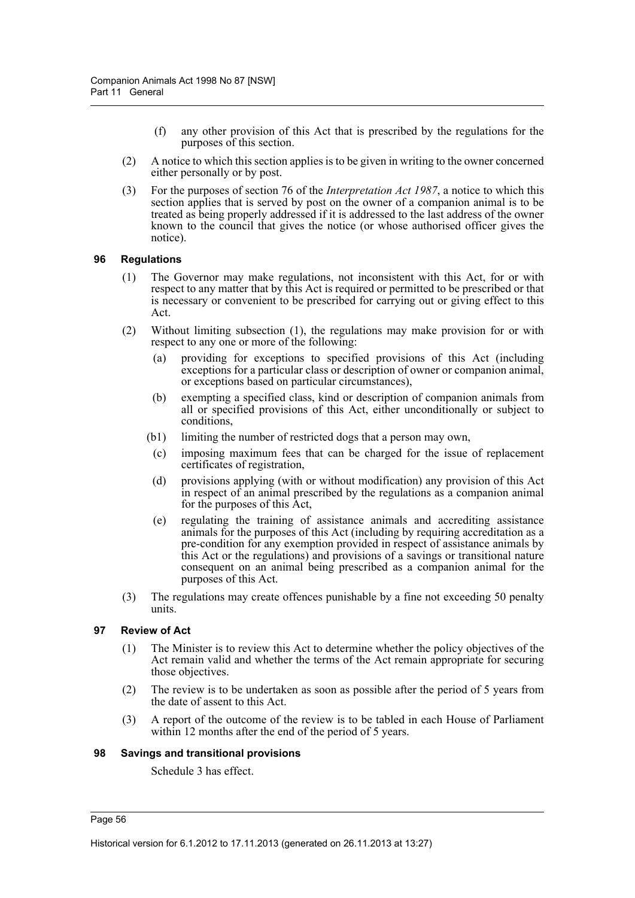(f) any other provision of this Act that is prescribed by the regulations for the purposes of this section.

(2) A notice to which this section applies is to be given in writing to the owner concerned either personally or by post.

(3) For the purposes of section 76 of the *Interpretation Act 1987*, a notice to which this section applies that is served by post on the owner of a companion animal is to be treated as being properly addressed if it is addressed to the last address of the owner known to the council that gives the notice (or whose authorised officer gives the notice).

### 96 Regulations

(1) The Governor may make regulations, not inconsistent with this Act, for or with respect to any matter that by this Act is required or permitted to be prescribed or that is necessary or convenient to be prescribed for carrying out or giving effect to this Act.

(2) Without limiting subsection (1), the regulations may make provision for or with respect to any one or more of the following:

(a) providing for exceptions to specified provisions of this Act (including exceptions for a particular class or description of owner or companion animal, or exceptions based on particular circumstances),

(b) exempting a specified class, kind or description of companion animals from all or specified provisions of this Act, either unconditionally or subject to conditions,

(b1) limiting the number of restricted dogs that a person may own,

(c) imposing maximum fees that can be charged for the issue of replacement certificates of registration,

(d) provisions applying (with or without modification) any provision of this Act in respect of an animal prescribed by the regulations as a companion animal for the purposes of this Act,

(e) regulating the training of assistance animals and accrediting assistance animals for the purposes of this Act (including by requiring accreditation as a pre-condition for any exemption provided in respect of assistance animals by this Act or the regulations) and provisions of a savings or transitional nature consequent on an animal being prescribed as a companion animal for the purposes of this Act.

(3) The regulations may create offences punishable by a fine not exceeding 50 penalty units.

### 97 Review of Act

(1) The Minister is to review this Act to determine whether the policy objectives of the Act remain valid and whether the terms of the Act remain appropriate for securing those objectives.

(2) The review is to be undertaken as soon as possible after the period of 5 years from the date of assent to this Act.

(3) A report of the outcome of the review is to be tabled in each House of Parliament within 12 months after the end of the period of 5 years.

### 98 Savings and transitional provisions

Schedule 3 has effect.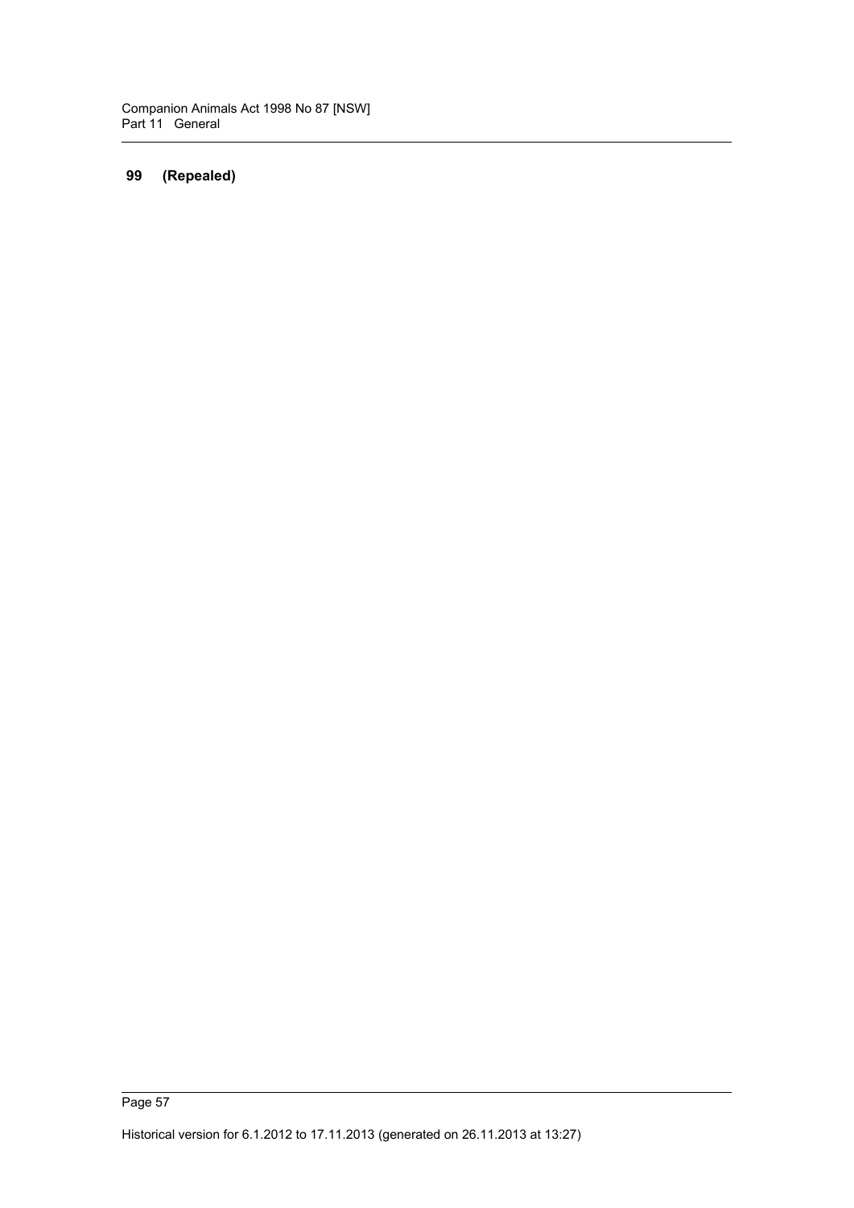**99 (Repealed)**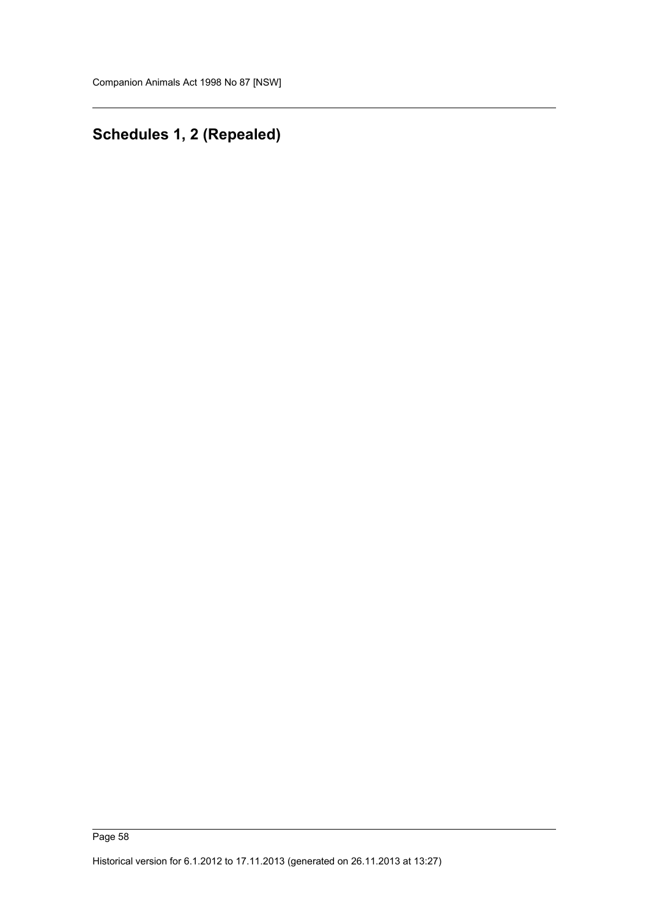## Schedules 1, 2 (Repealed)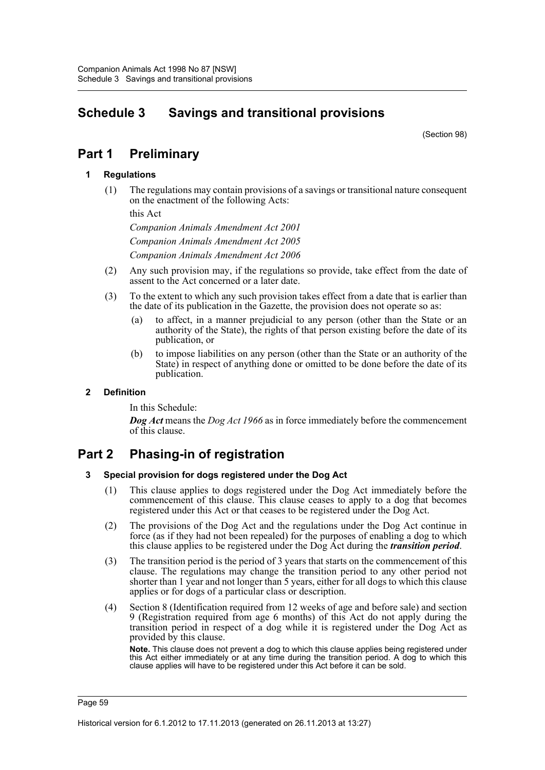# Schedule 3 Savings and transitional provisions

(Section 98)

## Part 1 Preliminary

### 1 Regulations

(1) The regulations may contain provisions of a savings or transitional nature consequent on the enactment of the following Acts:

this Act

*Companion Animals Amendment Act 2001*

*Companion Animals Amendment Act 2005*

*Companion Animals Amendment Act 2006*

(2) Any such provision may, if the regulations so provide, take effect from the date of assent to the Act concerned or a later date.

(3) To the extent to which any such provision takes effect from a date that is earlier than the date of its publication in the Gazette, the provision does not operate so as:

(a) to affect, in a manner prejudicial to any person (other than the State or an authority of the State), the rights of that person existing before the date of its publication, or

(b) to impose liabilities on any person (other than the State or an authority of the State) in respect of anything done or omitted to be done before the date of its publication.

### 2 Definition

In this Schedule:

***Dog Act*** means the *Dog Act 1966* as in force immediately before the commencement of this clause.

## Part 2 Phasing-in of registration

### 3 Special provision for dogs registered under the Dog Act

(1) This clause applies to dogs registered under the Dog Act immediately before the commencement of this clause. This clause ceases to apply to a dog that becomes registered under this Act or that ceases to be registered under the Dog Act.

(2) The provisions of the Dog Act and the regulations under the Dog Act continue in force (as if they had not been repealed) for the purposes of enabling a dog to which this clause applies to be registered under the Dog Act during the ***transition period***.

(3) The transition period is the period of 3 years that starts on the commencement of this clause. The regulations may change the transition period to any other period not shorter than 1 year and not longer than 5 years, either for all dogs to which this clause applies or for dogs of a particular class or description.

(4) Section 8 (Identification required from 12 weeks of age and before sale) and section 9 (Registration required from age 6 months) of this Act do not apply during the transition period in respect of a dog while it is registered under the Dog Act as provided by this clause.

**Note.** This clause does not prevent a dog to which this clause applies being registered under this Act either immediately or at any time during the transition period. A dog to which this clause applies will have to be registered under this Act before it can be sold.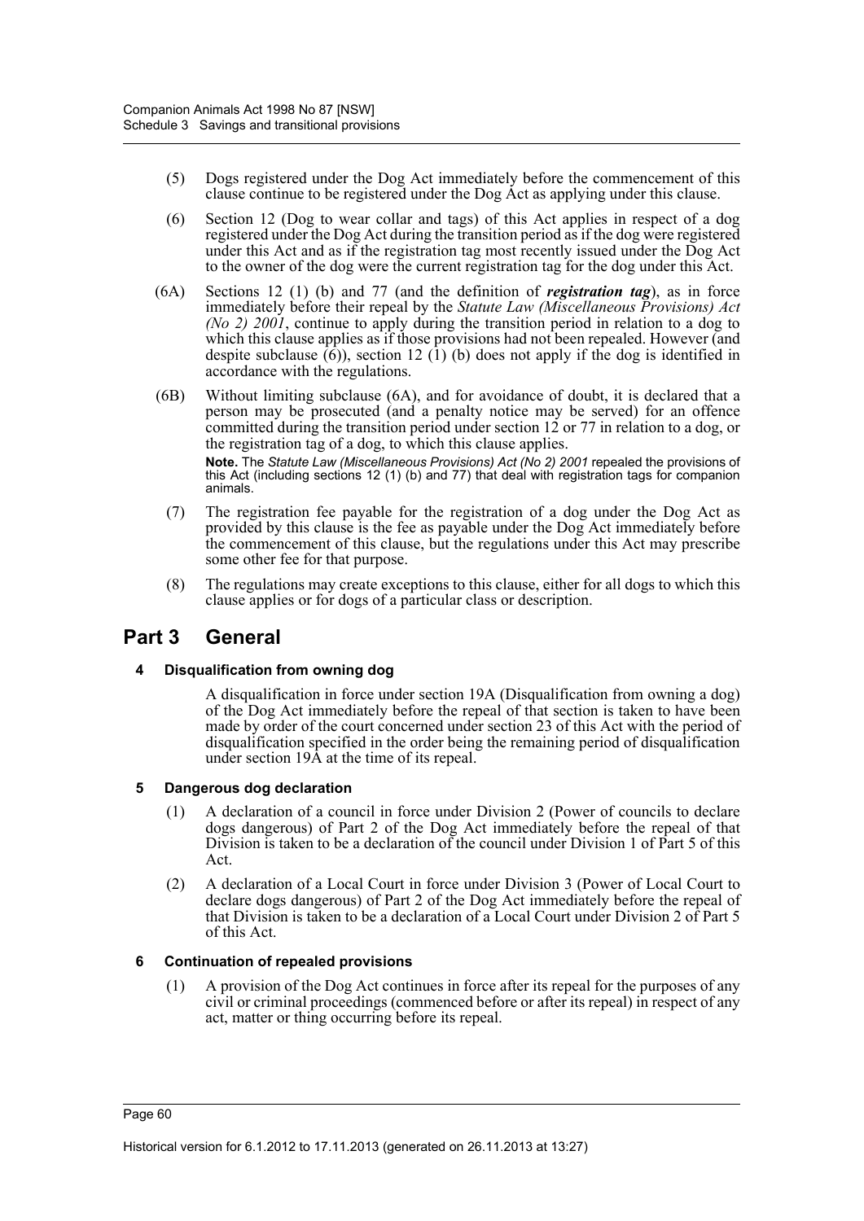(5) Dogs registered under the Dog Act immediately before the commencement of this clause continue to be registered under the Dog Act as applying under this clause.

(6) Section 12 (Dog to wear collar and tags) of this Act applies in respect of a dog registered under the Dog Act during the transition period as if the dog were registered under this Act and as if the registration tag most recently issued under the Dog Act to the owner of the dog were the current registration tag for the dog under this Act.

(6A) Sections 12 (1) (b) and 77 (and the definition of ***registration tag***), as in force immediately before their repeal by the *Statute Law (Miscellaneous Provisions) Act (No 2) 2001*, continue to apply during the transition period in relation to a dog to which this clause applies as if those provisions had not been repealed. However (and despite subclause (6)), section 12 (1) (b) does not apply if the dog is identified in accordance with the regulations.

(6B) Without limiting subclause (6A), and for avoidance of doubt, it is declared that a person may be prosecuted (and a penalty notice may be served) for an offence committed during the transition period under section 12 or 77 in relation to a dog, or the registration tag of a dog, to which this clause applies.

**Note.** The *Statute Law (Miscellaneous Provisions) Act (No 2) 2001* repealed the provisions of this Act (including sections 12 (1) (b) and 77) that deal with registration tags for companion animals.

(7) The registration fee payable for the registration of a dog under the Dog Act as provided by this clause is the fee as payable under the Dog Act immediately before the commencement of this clause, but the regulations under this Act may prescribe some other fee for that purpose.

(8) The regulations may create exceptions to this clause, either for all dogs to which this clause applies or for dogs of a particular class or description.

# Part 3 General

### 4 Disqualification from owning dog

A disqualification in force under section 19A (Disqualification from owning a dog) of the Dog Act immediately before the repeal of that section is taken to have been made by order of the court concerned under section 23 of this Act with the period of disqualification specified in the order being the remaining period of disqualification under section 19A at the time of its repeal.

### 5 Dangerous dog declaration

(1) A declaration of a council in force under Division 2 (Power of councils to declare dogs dangerous) of Part 2 of the Dog Act immediately before the repeal of that Division is taken to be a declaration of the council under Division 1 of Part 5 of this Act.

(2) A declaration of a Local Court in force under Division 3 (Power of Local Court to declare dogs dangerous) of Part 2 of the Dog Act immediately before the repeal of that Division is taken to be a declaration of a Local Court under Division 2 of Part 5 of this Act.

### 6 Continuation of repealed provisions

(1) A provision of the Dog Act continues in force after its repeal for the purposes of any civil or criminal proceedings (commenced before or after its repeal) in respect of any act, matter or thing occurring before its repeal.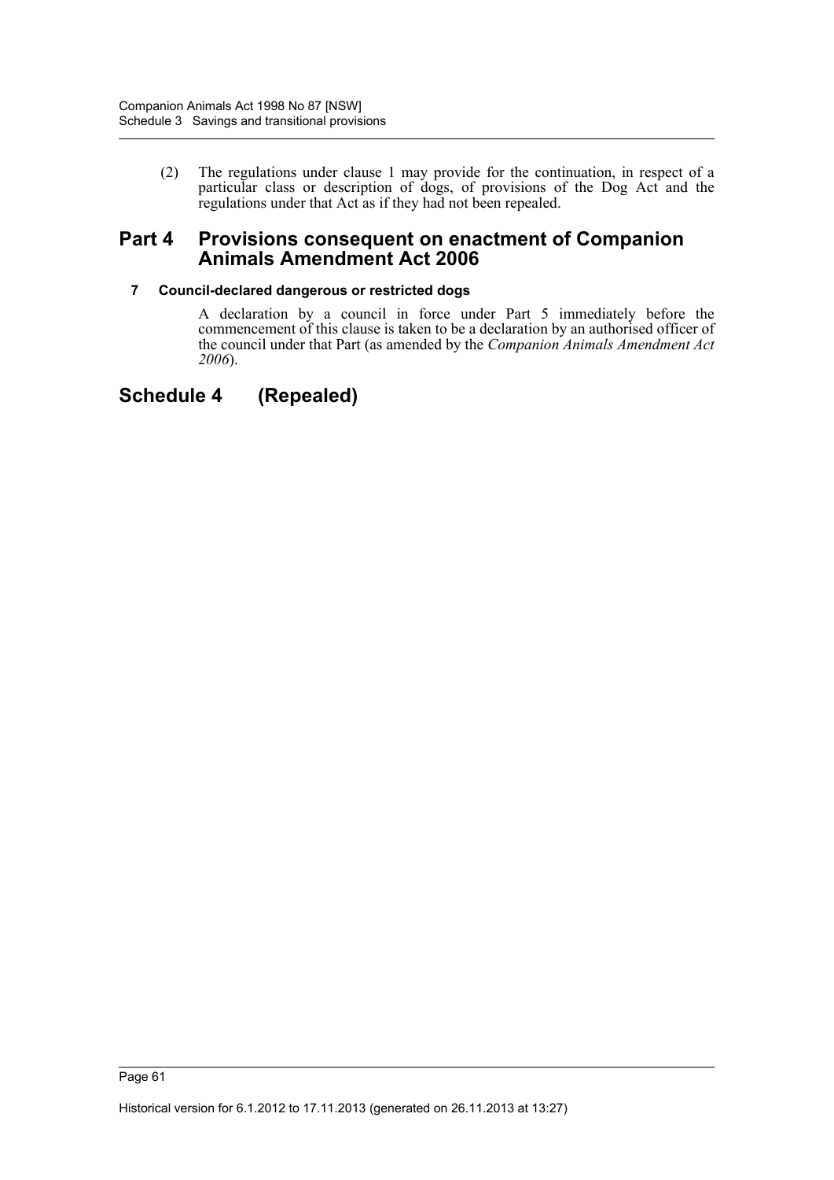(2) The regulations under clause 1 may provide for the continuation, in respect of a particular class or description of dogs, of provisions of the Dog Act and the regulations under that Act as if they had not been repealed.

## Part 4 Provisions consequent on enactment of Companion Animals Amendment Act 2006

### 7 Council-declared dangerous or restricted dogs

A declaration by a council in force under Part 5 immediately before the commencement of this clause is taken to be a declaration by an authorised officer of the council under that Part (as amended by the *Companion Animals Amendment Act 2006*).

# Schedule 4 (Repealed)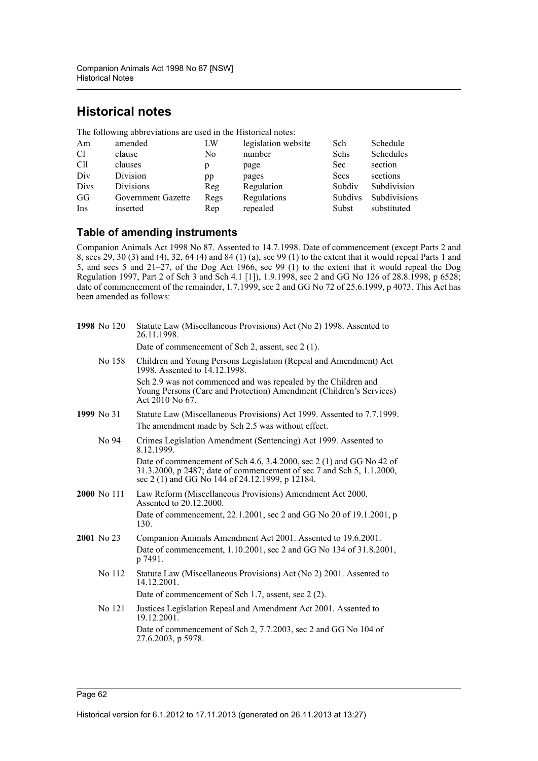## Historical notes

The following abbreviations are used in the Historical notes:

| | | | | | |
|---|---|---|---|---|---|
| Am | amended | LW | legislation website | Sch | Schedule |
| Cl | clause | No | number | Schs | Schedules |
| Cll | clauses | p | page | Sec | section |
| Div | Division | pp | pages | Secs | sections |
| Divs | Divisions | Reg | Regulation | Subdiv | Subdivision |
| GG | Government Gazette | Regs | Regulations | Subdivs | Subdivisions |
| Ins | inserted | Rep | repealed | Subst | substituted |

### Table of amending instruments

Companion Animals Act 1998 No 87. Assented to 14.7.1998. Date of commencement (except Parts 2 and 8, secs 29, 30 (3) and (4), 32, 64 (4) and 84 (1) (a), sec 99 (1) to the extent that it would repeal Parts 1 and 5, and secs 5 and 21–27, of the Dog Act 1966, sec 99 (1) to the extent that it would repeal the Dog Regulation 1997, Part 2 of Sch 3 and Sch 4.1 [1]), 1.9.1998, sec 2 and GG No 126 of 28.8.1998, p 6528; date of commencement of the remainder, 1.7.1999, sec 2 and GG No 72 of 25.6.1999, p 4073. This Act has been amended as follows:

| | | |
|---|---|---|
| **1998** | No 120 | Statute Law (Miscellaneous Provisions) Act (No 2) 1998. Assented to 26.11.1998.<br>Date of commencement of Sch 2, assent, sec 2 (1). |
| | No 158 | Children and Young Persons Legislation (Repeal and Amendment) Act 1998. Assented to 14.12.1998.<br>Sch 2.9 was not commenced and was repealed by the Children and Young Persons (Care and Protection) Amendment (Children's Services) Act 2010 No 67. |
| **1999** | No 31 | Statute Law (Miscellaneous Provisions) Act 1999. Assented to 7.7.1999.<br>The amendment made by Sch 2.5 was without effect. |
| | No 94 | Crimes Legislation Amendment (Sentencing) Act 1999. Assented to 8.12.1999.<br>Date of commencement of Sch 4.6, 3.4.2000, sec 2 (1) and GG No 42 of 31.3.2000, p 2487; date of commencement of sec 7 and Sch 5, 1.1.2000, sec 2 (1) and GG No 144 of 24.12.1999, p 12184. |
| **2000** | No 111 | Law Reform (Miscellaneous Provisions) Amendment Act 2000. Assented to 20.12.2000.<br>Date of commencement, 22.1.2001, sec 2 and GG No 20 of 19.1.2001, p 130. |
| **2001** | No 23 | Companion Animals Amendment Act 2001. Assented to 19.6.2001.<br>Date of commencement, 1.10.2001, sec 2 and GG No 134 of 31.8.2001, p 7491. |
| | No 112 | Statute Law (Miscellaneous Provisions) Act (No 2) 2001. Assented to 14.12.2001.<br>Date of commencement of Sch 1.7, assent, sec 2 (2). |
| | No 121 | Justices Legislation Repeal and Amendment Act 2001. Assented to 19.12.2001.<br>Date of commencement of Sch 2, 7.7.2003, sec 2 and GG No 104 of 27.6.2003, p 5978. |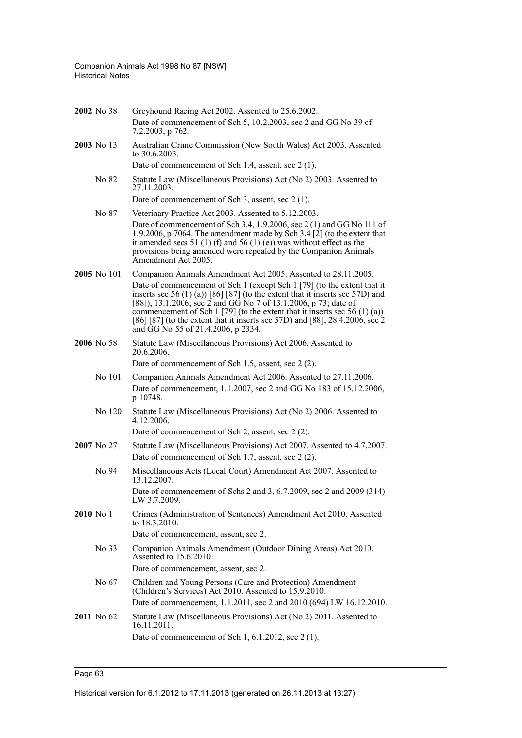**2002** No 38 Greyhound Racing Act 2002. Assented to 25.6.2002.

Date of commencement of Sch 5, 10.2.2003, sec 2 and GG No 39 of 7.2.2003, p 762.

**2003** No 13 Australian Crime Commission (New South Wales) Act 2003. Assented to 30.6.2003.

Date of commencement of Sch 1.4, assent, sec 2 (1).

No 82 Statute Law (Miscellaneous Provisions) Act (No 2) 2003. Assented to 27.11.2003.

Date of commencement of Sch 3, assent, sec 2 (1).

No 87 Veterinary Practice Act 2003. Assented to 5.12.2003.

Date of commencement of Sch 3.4, 1.9.2006, sec 2 (1) and GG No 111 of 1.9.2006, p 7064. The amendment made by Sch 3.4 [2] (to the extent that it amended secs 51 (1) (f) and 56 (1) (e)) was without effect as the provisions being amended were repealed by the Companion Animals Amendment Act 2005.

**2005** No 101 Companion Animals Amendment Act 2005. Assented to 28.11.2005.

Date of commencement of Sch 1 (except Sch 1 [79] (to the extent that it inserts sec 56 (1) (a)) [86] [87] (to the extent that it inserts sec 57D) and [88]), 13.1.2006, sec 2 and GG No 7 of 13.1.2006, p 73; date of commencement of Sch 1 [79] (to the extent that it inserts sec 56 (1) (a)) [86] [87] (to the extent that it inserts sec 57D) and [88], 28.4.2006, sec 2 and GG No 55 of 21.4.2006, p 2334.

**2006** No 58 Statute Law (Miscellaneous Provisions) Act 2006. Assented to 20.6.2006.

Date of commencement of Sch 1.5, assent, sec 2 (2).

No 101 Companion Animals Amendment Act 2006. Assented to 27.11.2006.

Date of commencement, 1.1.2007, sec 2 and GG No 183 of 15.12.2006, p 10748.

No 120 Statute Law (Miscellaneous Provisions) Act (No 2) 2006. Assented to 4.12.2006.

Date of commencement of Sch 2, assent, sec 2 (2).

**2007** No 27 Statute Law (Miscellaneous Provisions) Act 2007. Assented to 4.7.2007.

Date of commencement of Sch 1.7, assent, sec 2 (2).

No 94 Miscellaneous Acts (Local Court) Amendment Act 2007. Assented to 13.12.2007.

Date of commencement of Schs 2 and 3, 6.7.2009, sec 2 and 2009 (314) LW 3.7.2009.

**2010** No 1 Crimes (Administration of Sentences) Amendment Act 2010. Assented to 18.3.2010.

Date of commencement, assent, sec 2.

No 33 Companion Animals Amendment (Outdoor Dining Areas) Act 2010. Assented to 15.6.2010.

Date of commencement, assent, sec 2.

No 67 Children and Young Persons (Care and Protection) Amendment (Children's Services) Act 2010. Assented to 15.9.2010.

Date of commencement, 1.1.2011, sec 2 and 2010 (694) LW 16.12.2010.

**2011** No 62 Statute Law (Miscellaneous Provisions) Act (No 2) 2011. Assented to 16.11.2011.

Date of commencement of Sch 1, 6.1.2012, sec 2 (1).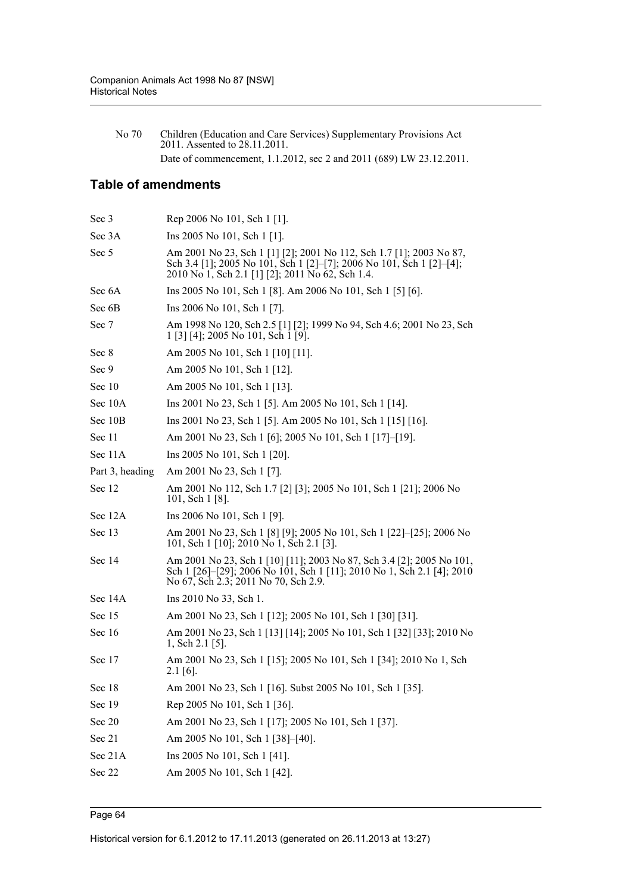| | |
|---|---|
| No 70 | Children (Education and Care Services) Supplementary Provisions Act 2011. Assented to 28.11.2011. |
| | Date of commencement, 1.1.2012, sec 2 and 2011 (689) LW 23.12.2011. |

## Table of amendments

| | |
|---|---|
| Sec 3 | Rep 2006 No 101, Sch 1 [1]. |
| Sec 3A | Ins 2005 No 101, Sch 1 [1]. |
| Sec 5 | Am 2001 No 23, Sch 1 [1] [2]; 2001 No 112, Sch 1.7 [1]; 2003 No 87, Sch 3.4 [1]; 2005 No 101, Sch 1 [2]–[7]; 2006 No 101, Sch 1 [2]–[4]; 2010 No 1, Sch 2.1 [1] [2]; 2011 No 62, Sch 1.4. |
| Sec 6A | Ins 2005 No 101, Sch 1 [8]. Am 2006 No 101, Sch 1 [5] [6]. |
| Sec 6B | Ins 2006 No 101, Sch 1 [7]. |
| Sec 7 | Am 1998 No 120, Sch 2.5 [1] [2]; 1999 No 94, Sch 4.6; 2001 No 23, Sch 1 [3] [4]; 2005 No 101, Sch 1 [9]. |
| Sec 8 | Am 2005 No 101, Sch 1 [10] [11]. |
| Sec 9 | Am 2005 No 101, Sch 1 [12]. |
| Sec 10 | Am 2005 No 101, Sch 1 [13]. |
| Sec 10A | Ins 2001 No 23, Sch 1 [5]. Am 2005 No 101, Sch 1 [14]. |
| Sec 10B | Ins 2001 No 23, Sch 1 [5]. Am 2005 No 101, Sch 1 [15] [16]. |
| Sec 11 | Am 2001 No 23, Sch 1 [6]; 2005 No 101, Sch 1 [17]–[19]. |
| Sec 11A | Ins 2005 No 101, Sch 1 [20]. |
| Part 3, heading | Am 2001 No 23, Sch 1 [7]. |
| Sec 12 | Am 2001 No 112, Sch 1.7 [2] [3]; 2005 No 101, Sch 1 [21]; 2006 No 101, Sch 1 [8]. |
| Sec 12A | Ins 2006 No 101, Sch 1 [9]. |
| Sec 13 | Am 2001 No 23, Sch 1 [8] [9]; 2005 No 101, Sch 1 [22]–[25]; 2006 No 101, Sch 1 [10]; 2010 No 1, Sch 2.1 [3]. |
| Sec 14 | Am 2001 No 23, Sch 1 [10] [11]; 2003 No 87, Sch 3.4 [2]; 2005 No 101, Sch 1 [26]–[29]; 2006 No 101, Sch 1 [11]; 2010 No 1, Sch 2.1 [4]; 2010 No 67, Sch 2.3; 2011 No 70, Sch 2.9. |
| Sec 14A | Ins 2010 No 33, Sch 1. |
| Sec 15 | Am 2001 No 23, Sch 1 [12]; 2005 No 101, Sch 1 [30] [31]. |
| Sec 16 | Am 2001 No 23, Sch 1 [13] [14]; 2005 No 101, Sch 1 [32] [33]; 2010 No 1, Sch 2.1 [5]. |
| Sec 17 | Am 2001 No 23, Sch 1 [15]; 2005 No 101, Sch 1 [34]; 2010 No 1, Sch 2.1 [6]. |
| Sec 18 | Am 2001 No 23, Sch 1 [16]. Subst 2005 No 101, Sch 1 [35]. |
| Sec 19 | Rep 2005 No 101, Sch 1 [36]. |
| Sec 20 | Am 2001 No 23, Sch 1 [17]; 2005 No 101, Sch 1 [37]. |
| Sec 21 | Am 2005 No 101, Sch 1 [38]–[40]. |
| Sec 21A | Ins 2005 No 101, Sch 1 [41]. |
| Sec 22 | Am 2005 No 101, Sch 1 [42]. |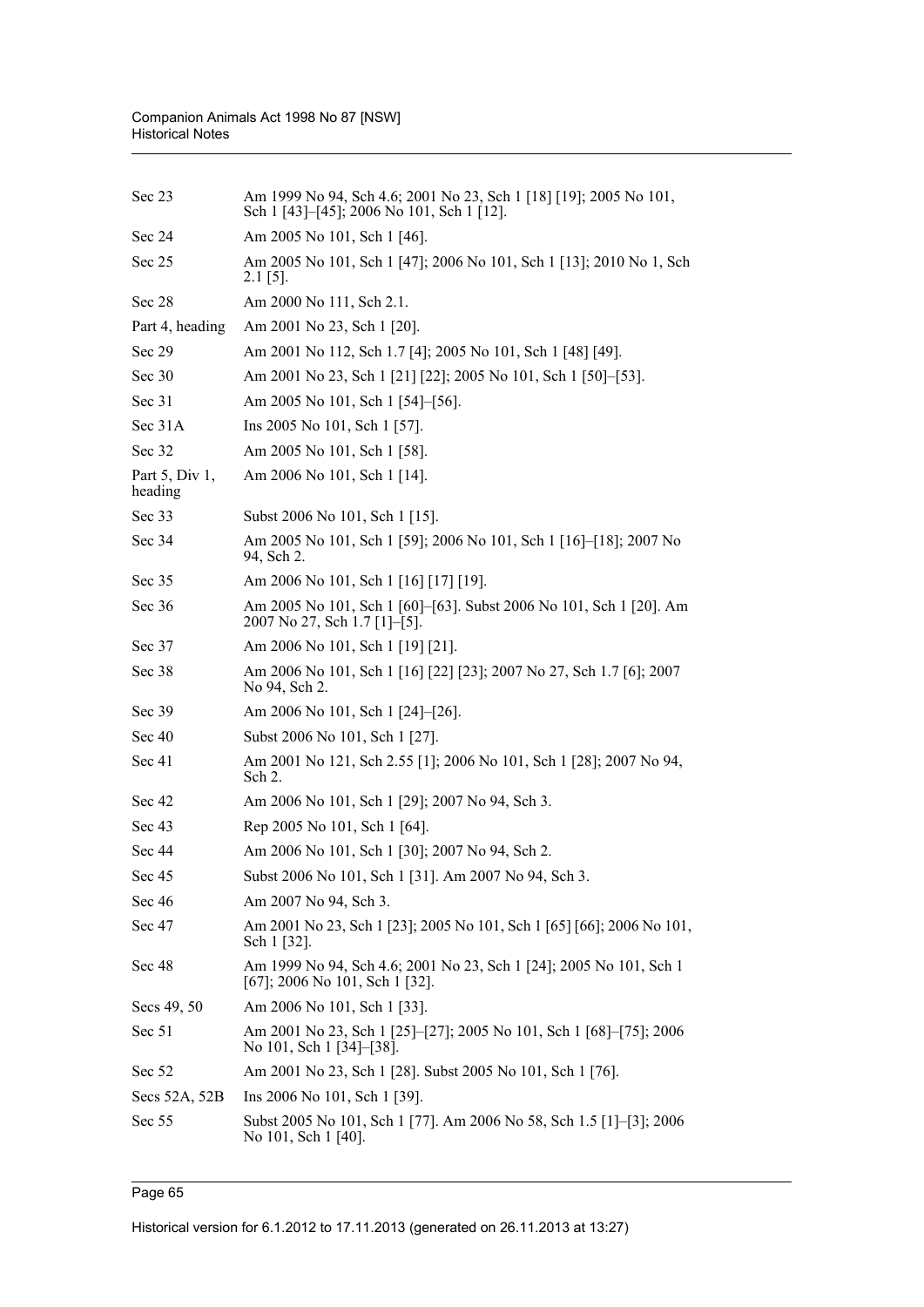| | |
|---|---|
| Sec 23 | Am 1999 No 94, Sch 4.6; 2001 No 23, Sch 1 [18] [19]; 2005 No 101, Sch 1 [43]–[45]; 2006 No 101, Sch 1 [12]. |
| Sec 24 | Am 2005 No 101, Sch 1 [46]. |
| Sec 25 | Am 2005 No 101, Sch 1 [47]; 2006 No 101, Sch 1 [13]; 2010 No 1, Sch 2.1 [5]. |
| Sec 28 | Am 2000 No 111, Sch 2.1. |
| Part 4, heading | Am 2001 No 23, Sch 1 [20]. |
| Sec 29 | Am 2001 No 112, Sch 1.7 [4]; 2005 No 101, Sch 1 [48] [49]. |
| Sec 30 | Am 2001 No 23, Sch 1 [21] [22]; 2005 No 101, Sch 1 [50]–[53]. |
| Sec 31 | Am 2005 No 101, Sch 1 [54]–[56]. |
| Sec 31A | Ins 2005 No 101, Sch 1 [57]. |
| Sec 32 | Am 2005 No 101, Sch 1 [58]. |
| Part 5, Div 1, heading | Am 2006 No 101, Sch 1 [14]. |
| Sec 33 | Subst 2006 No 101, Sch 1 [15]. |
| Sec 34 | Am 2005 No 101, Sch 1 [59]; 2006 No 101, Sch 1 [16]–[18]; 2007 No 94, Sch 2. |
| Sec 35 | Am 2006 No 101, Sch 1 [16] [17] [19]. |
| Sec 36 | Am 2005 No 101, Sch 1 [60]–[63]. Subst 2006 No 101, Sch 1 [20]. Am 2007 No 27, Sch 1.7 [1]–[5]. |
| Sec 37 | Am 2006 No 101, Sch 1 [19] [21]. |
| Sec 38 | Am 2006 No 101, Sch 1 [16] [22] [23]; 2007 No 27, Sch 1.7 [6]; 2007 No 94, Sch 2. |
| Sec 39 | Am 2006 No 101, Sch 1 [24]–[26]. |
| Sec 40 | Subst 2006 No 101, Sch 1 [27]. |
| Sec 41 | Am 2001 No 121, Sch 2.55 [1]; 2006 No 101, Sch 1 [28]; 2007 No 94, Sch 2. |
| Sec 42 | Am 2006 No 101, Sch 1 [29]; 2007 No 94, Sch 3. |
| Sec 43 | Rep 2005 No 101, Sch 1 [64]. |
| Sec 44 | Am 2006 No 101, Sch 1 [30]; 2007 No 94, Sch 2. |
| Sec 45 | Subst 2006 No 101, Sch 1 [31]. Am 2007 No 94, Sch 3. |
| Sec 46 | Am 2007 No 94, Sch 3. |
| Sec 47 | Am 2001 No 23, Sch 1 [23]; 2005 No 101, Sch 1 [65] [66]; 2006 No 101, Sch 1 [32]. |
| Sec 48 | Am 1999 No 94, Sch 4.6; 2001 No 23, Sch 1 [24]; 2005 No 101, Sch 1 [67]; 2006 No 101, Sch 1 [32]. |
| Secs 49, 50 | Am 2006 No 101, Sch 1 [33]. |
| Sec 51 | Am 2001 No 23, Sch 1 [25]–[27]; 2005 No 101, Sch 1 [68]–[75]; 2006 No 101, Sch 1 [34]–[38]. |
| Sec 52 | Am 2001 No 23, Sch 1 [28]. Subst 2005 No 101, Sch 1 [76]. |
| Secs 52A, 52B | Ins 2006 No 101, Sch 1 [39]. |
| Sec 55 | Subst 2005 No 101, Sch 1 [77]. Am 2006 No 58, Sch 1.5 [1]–[3]; 2006 No 101, Sch 1 [40]. |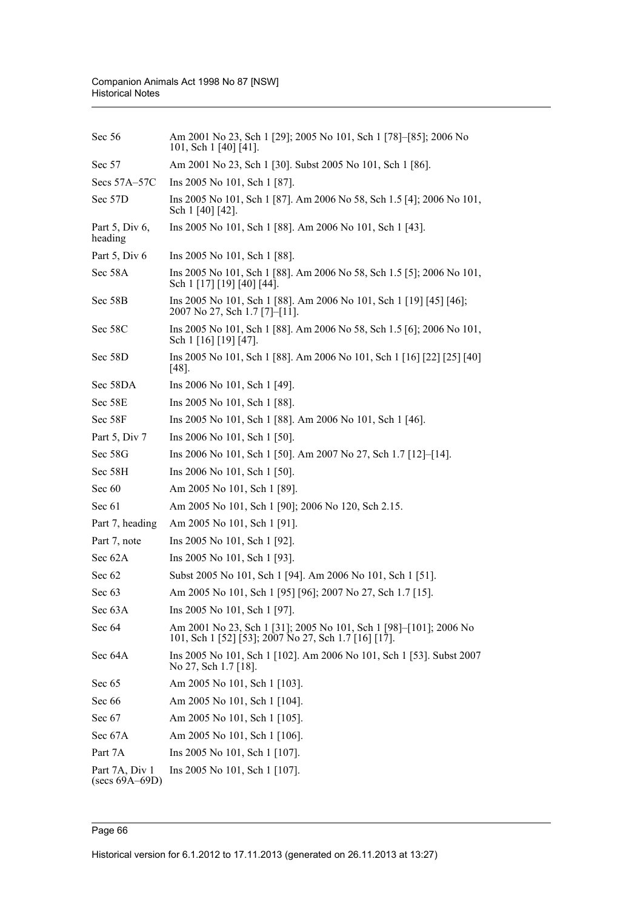| | |
|---|---|
| Sec 56 | Am 2001 No 23, Sch 1 [29]; 2005 No 101, Sch 1 [78]–[85]; 2006 No 101, Sch 1 [40] [41]. |
| Sec 57 | Am 2001 No 23, Sch 1 [30]. Subst 2005 No 101, Sch 1 [86]. |
| Secs 57A–57C | Ins 2005 No 101, Sch 1 [87]. |
| Sec 57D | Ins 2005 No 101, Sch 1 [87]. Am 2006 No 58, Sch 1.5 [4]; 2006 No 101, Sch 1 [40] [42]. |
| Part 5, Div 6, heading | Ins 2005 No 101, Sch 1 [88]. Am 2006 No 101, Sch 1 [43]. |
| Part 5, Div 6 | Ins 2005 No 101, Sch 1 [88]. |
| Sec 58A | Ins 2005 No 101, Sch 1 [88]. Am 2006 No 58, Sch 1.5 [5]; 2006 No 101, Sch 1 [17] [19] [40] [44]. |
| Sec 58B | Ins 2005 No 101, Sch 1 [88]. Am 2006 No 101, Sch 1 [19] [45] [46]; 2007 No 27, Sch 1.7 [7]–[11]. |
| Sec 58C | Ins 2005 No 101, Sch 1 [88]. Am 2006 No 58, Sch 1.5 [6]; 2006 No 101, Sch 1 [16] [19] [47]. |
| Sec 58D | Ins 2005 No 101, Sch 1 [88]. Am 2006 No 101, Sch 1 [16] [22] [25] [40] [48]. |
| Sec 58DA | Ins 2006 No 101, Sch 1 [49]. |
| Sec 58E | Ins 2005 No 101, Sch 1 [88]. |
| Sec 58F | Ins 2005 No 101, Sch 1 [88]. Am 2006 No 101, Sch 1 [46]. |
| Part 5, Div 7 | Ins 2006 No 101, Sch 1 [50]. |
| Sec 58G | Ins 2006 No 101, Sch 1 [50]. Am 2007 No 27, Sch 1.7 [12]–[14]. |
| Sec 58H | Ins 2006 No 101, Sch 1 [50]. |
| Sec 60 | Am 2005 No 101, Sch 1 [89]. |
| Sec 61 | Am 2005 No 101, Sch 1 [90]; 2006 No 120, Sch 2.15. |
| Part 7, heading | Am 2005 No 101, Sch 1 [91]. |
| Part 7, note | Ins 2005 No 101, Sch 1 [92]. |
| Sec 62A | Ins 2005 No 101, Sch 1 [93]. |
| Sec 62 | Subst 2005 No 101, Sch 1 [94]. Am 2006 No 101, Sch 1 [51]. |
| Sec 63 | Am 2005 No 101, Sch 1 [95] [96]; 2007 No 27, Sch 1.7 [15]. |
| Sec 63A | Ins 2005 No 101, Sch 1 [97]. |
| Sec 64 | Am 2001 No 23, Sch 1 [31]; 2005 No 101, Sch 1 [98]–[101]; 2006 No 101, Sch 1 [52] [53]; 2007 No 27, Sch 1.7 [16] [17]. |
| Sec 64A | Ins 2005 No 101, Sch 1 [102]. Am 2006 No 101, Sch 1 [53]. Subst 2007 No 27, Sch 1.7 [18]. |
| Sec 65 | Am 2005 No 101, Sch 1 [103]. |
| Sec 66 | Am 2005 No 101, Sch 1 [104]. |
| Sec 67 | Am 2005 No 101, Sch 1 [105]. |
| Sec 67A | Am 2005 No 101, Sch 1 [106]. |
| Part 7A | Ins 2005 No 101, Sch 1 [107]. |
| Part 7A, Div 1 (secs 69A–69D) | Ins 2005 No 101, Sch 1 [107]. |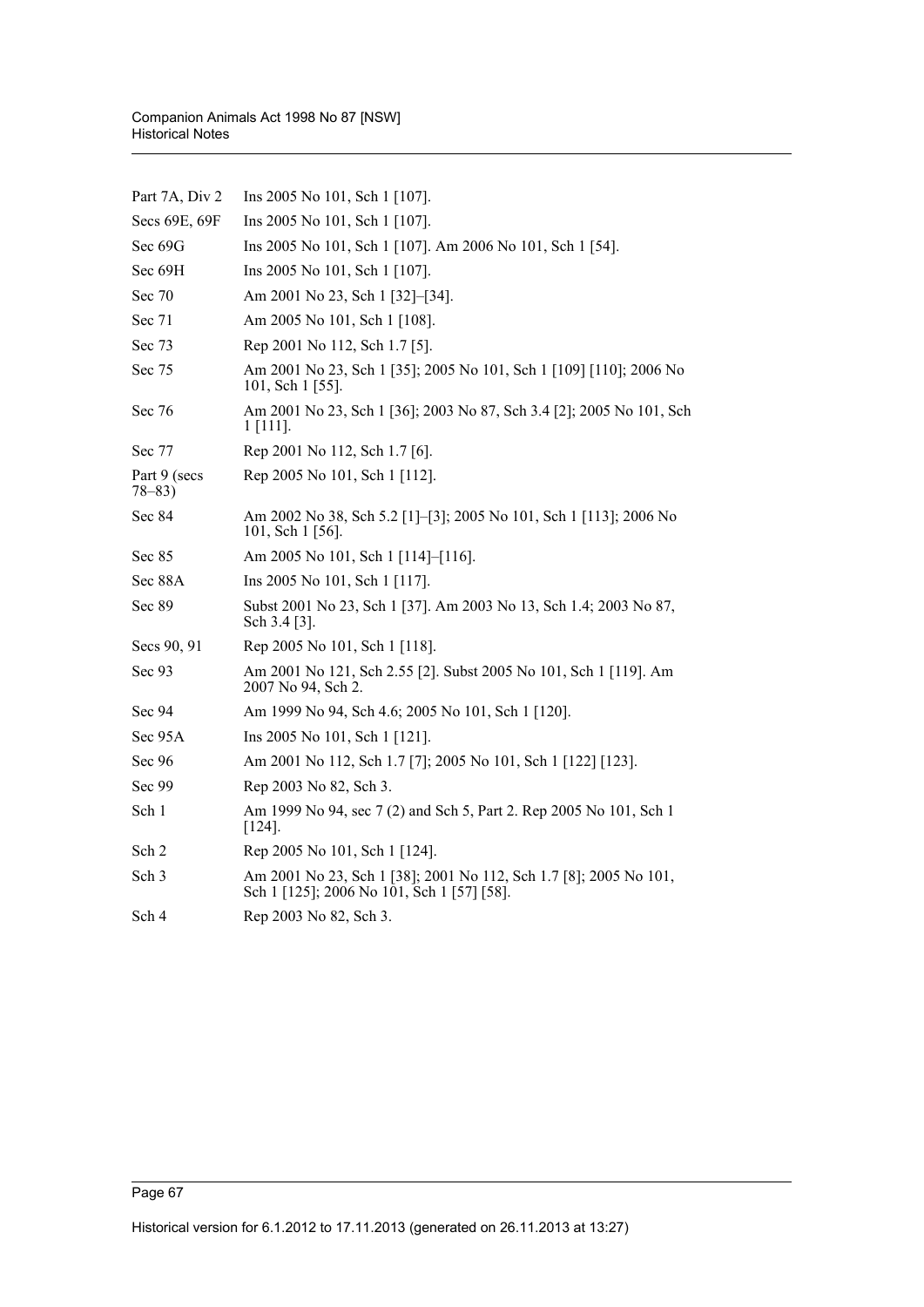| | |
|---|---|
| Part 7A, Div 2 | Ins 2005 No 101, Sch 1 [107]. |
| Secs 69E, 69F | Ins 2005 No 101, Sch 1 [107]. |
| Sec 69G | Ins 2005 No 101, Sch 1 [107]. Am 2006 No 101, Sch 1 [54]. |
| Sec 69H | Ins 2005 No 101, Sch 1 [107]. |
| Sec 70 | Am 2001 No 23, Sch 1 [32]–[34]. |
| Sec 71 | Am 2005 No 101, Sch 1 [108]. |
| Sec 73 | Rep 2001 No 112, Sch 1.7 [5]. |
| Sec 75 | Am 2001 No 23, Sch 1 [35]; 2005 No 101, Sch 1 [109] [110]; 2006 No 101, Sch 1 [55]. |
| Sec 76 | Am 2001 No 23, Sch 1 [36]; 2003 No 87, Sch 3.4 [2]; 2005 No 101, Sch 1 [111]. |
| Sec 77 | Rep 2001 No 112, Sch 1.7 [6]. |
| Part 9 (secs 78–83) | Rep 2005 No 101, Sch 1 [112]. |
| Sec 84 | Am 2002 No 38, Sch 5.2 [1]–[3]; 2005 No 101, Sch 1 [113]; 2006 No 101, Sch 1 [56]. |
| Sec 85 | Am 2005 No 101, Sch 1 [114]–[116]. |
| Sec 88A | Ins 2005 No 101, Sch 1 [117]. |
| Sec 89 | Subst 2001 No 23, Sch 1 [37]. Am 2003 No 13, Sch 1.4; 2003 No 87, Sch 3.4 [3]. |
| Secs 90, 91 | Rep 2005 No 101, Sch 1 [118]. |
| Sec 93 | Am 2001 No 121, Sch 2.55 [2]. Subst 2005 No 101, Sch 1 [119]. Am 2007 No 94, Sch 2. |
| Sec 94 | Am 1999 No 94, Sch 4.6; 2005 No 101, Sch 1 [120]. |
| Sec 95A | Ins 2005 No 101, Sch 1 [121]. |
| Sec 96 | Am 2001 No 112, Sch 1.7 [7]; 2005 No 101, Sch 1 [122] [123]. |
| Sec 99 | Rep 2003 No 82, Sch 3. |
| Sch 1 | Am 1999 No 94, sec 7 (2) and Sch 5, Part 2. Rep 2005 No 101, Sch 1 [124]. |
| Sch 2 | Rep 2005 No 101, Sch 1 [124]. |
| Sch 3 | Am 2001 No 23, Sch 1 [38]; 2001 No 112, Sch 1.7 [8]; 2005 No 101, Sch 1 [125]; 2006 No 101, Sch 1 [57] [58]. |
| Sch 4 | Rep 2003 No 82, Sch 3. |